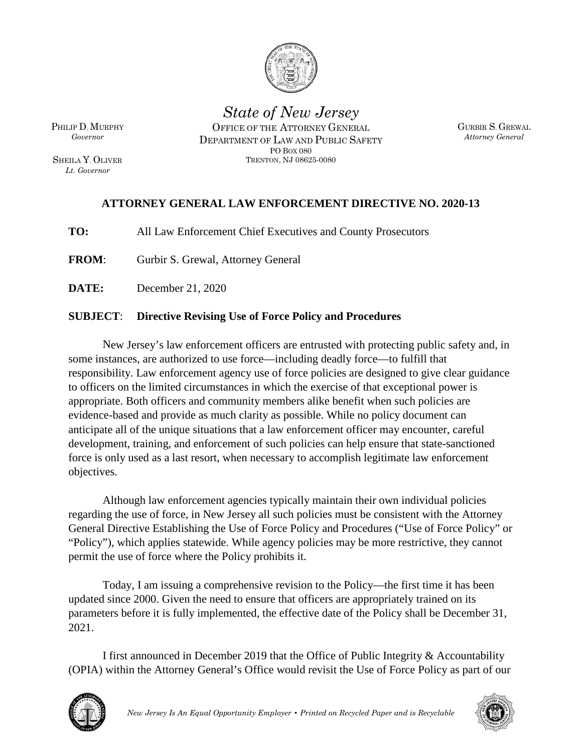*State of New Jersey*

OFFICE OF THE ATTORNEY GENERAL
DEPARTMENT OF LAW AND PUBLIC SAFETY
PO BOX 080
TRENTON, NJ 08625-0080

PHILIP D. MURPHY
*Governor*

SHEILA Y. OLIVER
*Lt. Governor*

GURBIR S. GREWAL
*Attorney General*

## ATTORNEY GENERAL LAW ENFORCEMENT DIRECTIVE NO. 2020-13

**TO:** All Law Enforcement Chief Executives and County Prosecutors

**FROM**: Gurbir S. Grewal, Attorney General

**DATE:** December 21, 2020

**SUBJECT**: **Directive Revising Use of Force Policy and Procedures**

New Jersey's law enforcement officers are entrusted with protecting public safety and, in some instances, are authorized to use force—including deadly force—to fulfill that responsibility. Law enforcement agency use of force policies are designed to give clear guidance to officers on the limited circumstances in which the exercise of that exceptional power is appropriate. Both officers and community members alike benefit when such policies are evidence-based and provide as much clarity as possible. While no policy document can anticipate all of the unique situations that a law enforcement officer may encounter, careful development, training, and enforcement of such policies can help ensure that state-sanctioned force is only used as a last resort, when necessary to accomplish legitimate law enforcement objectives.

Although law enforcement agencies typically maintain their own individual policies regarding the use of force, in New Jersey all such policies must be consistent with the Attorney General Directive Establishing the Use of Force Policy and Procedures ("Use of Force Policy" or "Policy"), which applies statewide. While agency policies may be more restrictive, they cannot permit the use of force where the Policy prohibits it.

Today, I am issuing a comprehensive revision to the Policy—the first time it has been updated since 2000. Given the need to ensure that officers are appropriately trained on its parameters before it is fully implemented, the effective date of the Policy shall be December 31, 2021.

I first announced in December 2019 that the Office of Public Integrity & Accountability (OPIA) within the Attorney General's Office would revisit the Use of Force Policy as part of our

*New Jersey Is An Equal Opportunity Employer • Printed on Recycled Paper and is Recyclable*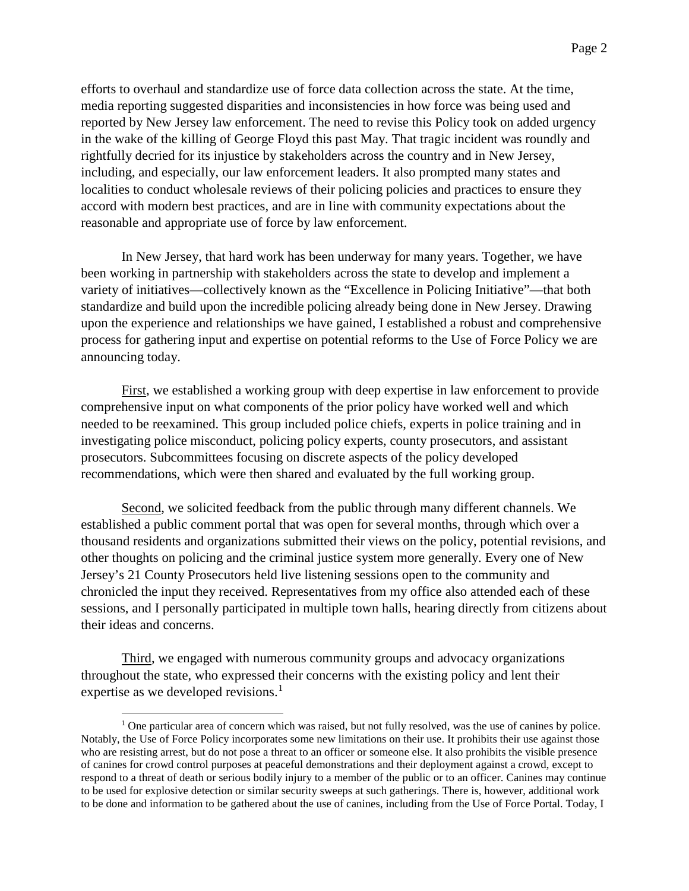efforts to overhaul and standardize use of force data collection across the state. At the time, media reporting suggested disparities and inconsistencies in how force was being used and reported by New Jersey law enforcement. The need to revise this Policy took on added urgency in the wake of the killing of George Floyd this past May. That tragic incident was roundly and rightfully decried for its injustice by stakeholders across the country and in New Jersey, including, and especially, our law enforcement leaders. It also prompted many states and localities to conduct wholesale reviews of their policing policies and practices to ensure they accord with modern best practices, and are in line with community expectations about the reasonable and appropriate use of force by law enforcement.

In New Jersey, that hard work has been underway for many years. Together, we have been working in partnership with stakeholders across the state to develop and implement a variety of initiatives—collectively known as the "Excellence in Policing Initiative"—that both standardize and build upon the incredible policing already being done in New Jersey. Drawing upon the experience and relationships we have gained, I established a robust and comprehensive process for gathering input and expertise on potential reforms to the Use of Force Policy we are announcing today.

First, we established a working group with deep expertise in law enforcement to provide comprehensive input on what components of the prior policy have worked well and which needed to be reexamined. This group included police chiefs, experts in police training and in investigating police misconduct, policing policy experts, county prosecutors, and assistant prosecutors. Subcommittees focusing on discrete aspects of the policy developed recommendations, which were then shared and evaluated by the full working group.

Second, we solicited feedback from the public through many different channels. We established a public comment portal that was open for several months, through which over a thousand residents and organizations submitted their views on the policy, potential revisions, and other thoughts on policing and the criminal justice system more generally. Every one of New Jersey's 21 County Prosecutors held live listening sessions open to the community and chronicled the input they received. Representatives from my office also attended each of these sessions, and I personally participated in multiple town halls, hearing directly from citizens about their ideas and concerns.

Third, we engaged with numerous community groups and advocacy organizations throughout the state, who expressed their concerns with the existing policy and lent their expertise as we developed revisions.[1]

[1] One particular area of concern which was raised, but not fully resolved, was the use of canines by police. Notably, the Use of Force Policy incorporates some new limitations on their use. It prohibits their use against those who are resisting arrest, but do not pose a threat to an officer or someone else. It also prohibits the visible presence of canines for crowd control purposes at peaceful demonstrations and their deployment against a crowd, except to respond to a threat of death or serious bodily injury to a member of the public or to an officer. Canines may continue to be used for explosive detection or similar security sweeps at such gatherings. There is, however, additional work to be done and information to be gathered about the use of canines, including from the Use of Force Portal. Today, I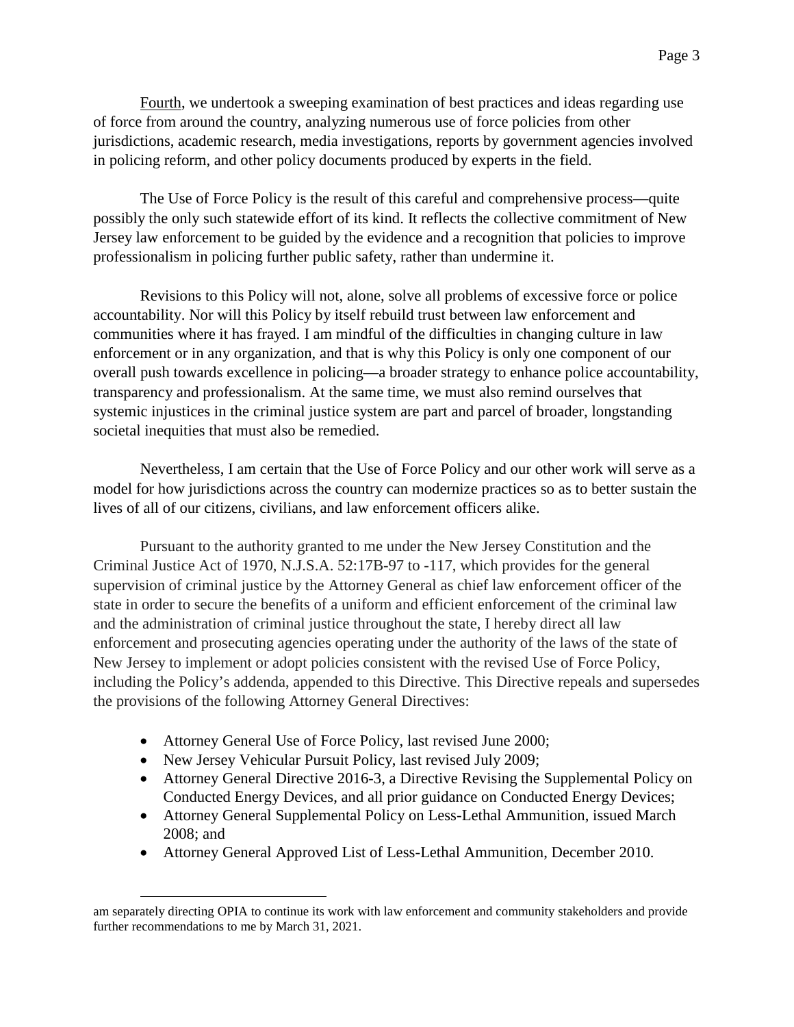Fourth, we undertook a sweeping examination of best practices and ideas regarding use of force from around the country, analyzing numerous use of force policies from other jurisdictions, academic research, media investigations, reports by government agencies involved in policing reform, and other policy documents produced by experts in the field.

The Use of Force Policy is the result of this careful and comprehensive process—quite possibly the only such statewide effort of its kind. It reflects the collective commitment of New Jersey law enforcement to be guided by the evidence and a recognition that policies to improve professionalism in policing further public safety, rather than undermine it.

Revisions to this Policy will not, alone, solve all problems of excessive force or police accountability. Nor will this Policy by itself rebuild trust between law enforcement and communities where it has frayed. I am mindful of the difficulties in changing culture in law enforcement or in any organization, and that is why this Policy is only one component of our overall push towards excellence in policing—a broader strategy to enhance police accountability, transparency and professionalism. At the same time, we must also remind ourselves that systemic injustices in the criminal justice system are part and parcel of broader, longstanding societal inequities that must also be remedied.

Nevertheless, I am certain that the Use of Force Policy and our other work will serve as a model for how jurisdictions across the country can modernize practices so as to better sustain the lives of all of our citizens, civilians, and law enforcement officers alike.

Pursuant to the authority granted to me under the New Jersey Constitution and the Criminal Justice Act of 1970, N.J.S.A. 52:17B-97 to -117, which provides for the general supervision of criminal justice by the Attorney General as chief law enforcement officer of the state in order to secure the benefits of a uniform and efficient enforcement of the criminal law and the administration of criminal justice throughout the state, I hereby direct all law enforcement and prosecuting agencies operating under the authority of the laws of the state of New Jersey to implement or adopt policies consistent with the revised Use of Force Policy, including the Policy's addenda, appended to this Directive. This Directive repeals and supersedes the provisions of the following Attorney General Directives:

- Attorney General Use of Force Policy, last revised June 2000;
- New Jersey Vehicular Pursuit Policy, last revised July 2009;
- Attorney General Directive 2016-3, a Directive Revising the Supplemental Policy on Conducted Energy Devices, and all prior guidance on Conducted Energy Devices;
- Attorney General Supplemental Policy on Less-Lethal Ammunition, issued March 2008; and
- Attorney General Approved List of Less-Lethal Ammunition, December 2010.

---

am separately directing OPIA to continue its work with law enforcement and community stakeholders and provide further recommendations to me by March 31, 2021.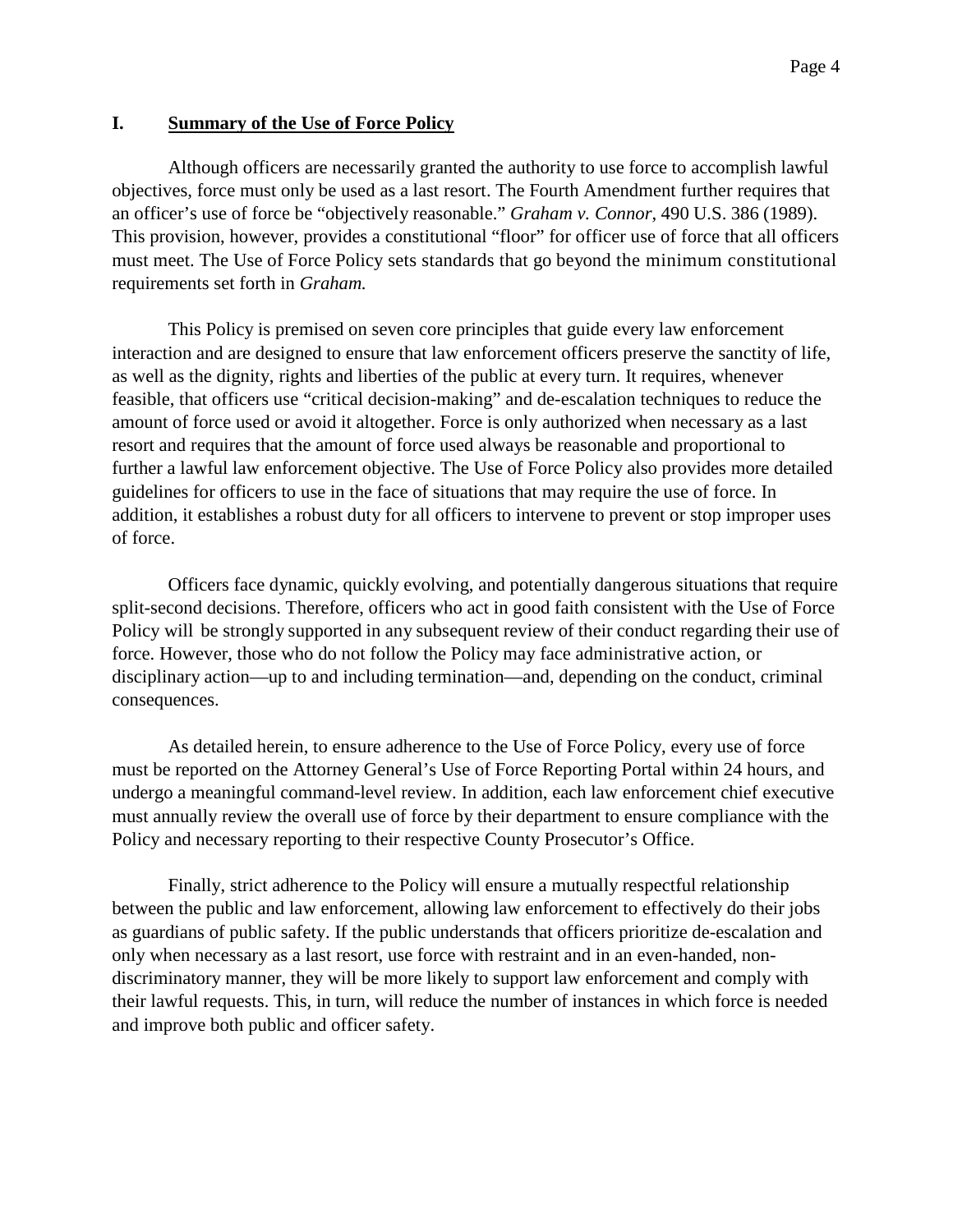## I. Summary of the Use of Force Policy

Although officers are necessarily granted the authority to use force to accomplish lawful objectives, force must only be used as a last resort. The Fourth Amendment further requires that an officer's use of force be "objectively reasonable." *Graham v. Connor*, 490 U.S. 386 (1989). This provision, however, provides a constitutional "floor" for officer use of force that all officers must meet. The Use of Force Policy sets standards that go beyond the minimum constitutional requirements set forth in *Graham.*

This Policy is premised on seven core principles that guide every law enforcement interaction and are designed to ensure that law enforcement officers preserve the sanctity of life, as well as the dignity, rights and liberties of the public at every turn. It requires, whenever feasible, that officers use "critical decision-making" and de-escalation techniques to reduce the amount of force used or avoid it altogether. Force is only authorized when necessary as a last resort and requires that the amount of force used always be reasonable and proportional to further a lawful law enforcement objective. The Use of Force Policy also provides more detailed guidelines for officers to use in the face of situations that may require the use of force. In addition, it establishes a robust duty for all officers to intervene to prevent or stop improper uses of force.

Officers face dynamic, quickly evolving, and potentially dangerous situations that require split-second decisions. Therefore, officers who act in good faith consistent with the Use of Force Policy will be strongly supported in any subsequent review of their conduct regarding their use of force. However, those who do not follow the Policy may face administrative action, or disciplinary action—up to and including termination—and, depending on the conduct, criminal consequences.

As detailed herein, to ensure adherence to the Use of Force Policy, every use of force must be reported on the Attorney General's Use of Force Reporting Portal within 24 hours, and undergo a meaningful command-level review. In addition, each law enforcement chief executive must annually review the overall use of force by their department to ensure compliance with the Policy and necessary reporting to their respective County Prosecutor's Office.

Finally, strict adherence to the Policy will ensure a mutually respectful relationship between the public and law enforcement, allowing law enforcement to effectively do their jobs as guardians of public safety. If the public understands that officers prioritize de-escalation and only when necessary as a last resort, use force with restraint and in an even-handed, non-discriminatory manner, they will be more likely to support law enforcement and comply with their lawful requests. This, in turn, will reduce the number of instances in which force is needed and improve both public and officer safety.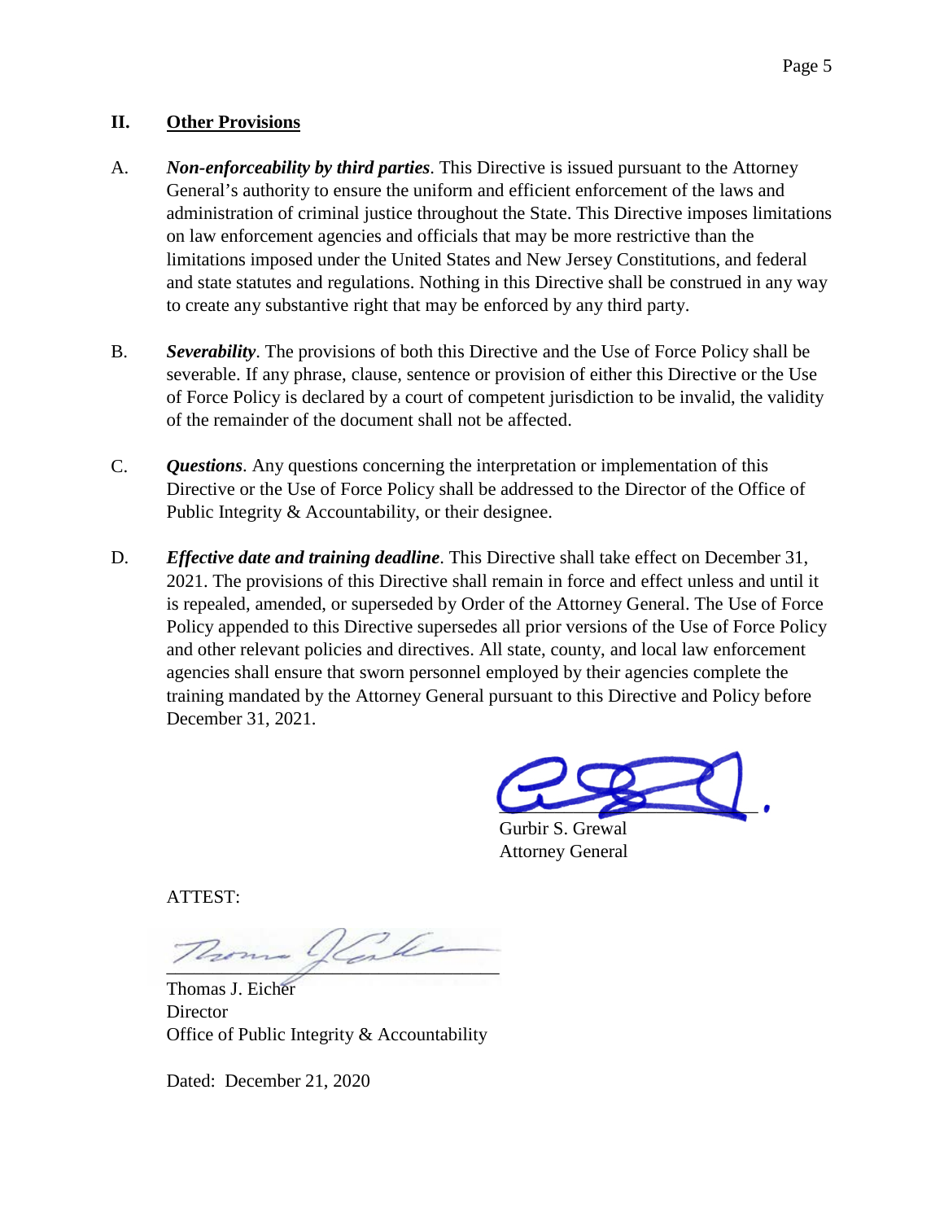## II. Other Provisions

A. ***Non-enforceability by third parties***. This Directive is issued pursuant to the Attorney General's authority to ensure the uniform and efficient enforcement of the laws and administration of criminal justice throughout the State. This Directive imposes limitations on law enforcement agencies and officials that may be more restrictive than the limitations imposed under the United States and New Jersey Constitutions, and federal and state statutes and regulations. Nothing in this Directive shall be construed in any way to create any substantive right that may be enforced by any third party.

B. ***Severability***. The provisions of both this Directive and the Use of Force Policy shall be severable. If any phrase, clause, sentence or provision of either this Directive or the Use of Force Policy is declared by a court of competent jurisdiction to be invalid, the validity of the remainder of the document shall not be affected.

C. ***Questions***. Any questions concerning the interpretation or implementation of this Directive or the Use of Force Policy shall be addressed to the Director of the Office of Public Integrity & Accountability, or their designee.

D. ***Effective date and training deadline***. This Directive shall take effect on December 31, 2021. The provisions of this Directive shall remain in force and effect unless and until it is repealed, amended, or superseded by Order of the Attorney General. The Use of Force Policy appended to this Directive supersedes all prior versions of the Use of Force Policy and other relevant policies and directives. All state, county, and local law enforcement agencies shall ensure that sworn personnel employed by their agencies complete the training mandated by the Attorney General pursuant to this Directive and Policy before December 31, 2021.

Gurbir S. Grewal
Attorney General

ATTEST:

Thomas J. Eicher
Director
Office of Public Integrity & Accountability

Dated: December 21, 2020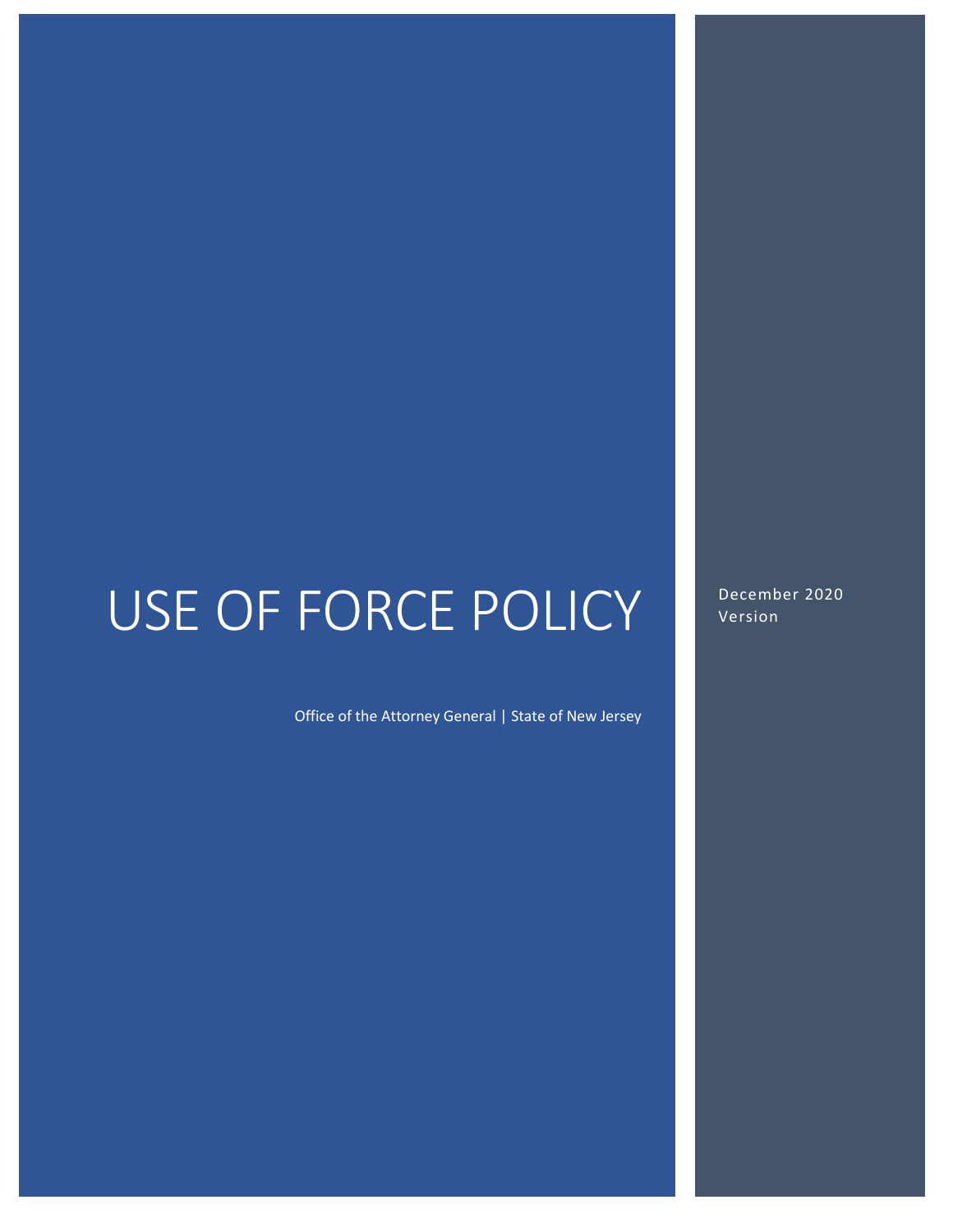# USE OF FORCE POLICY

Office of the Attorney General | State of New Jersey

December 2020 Version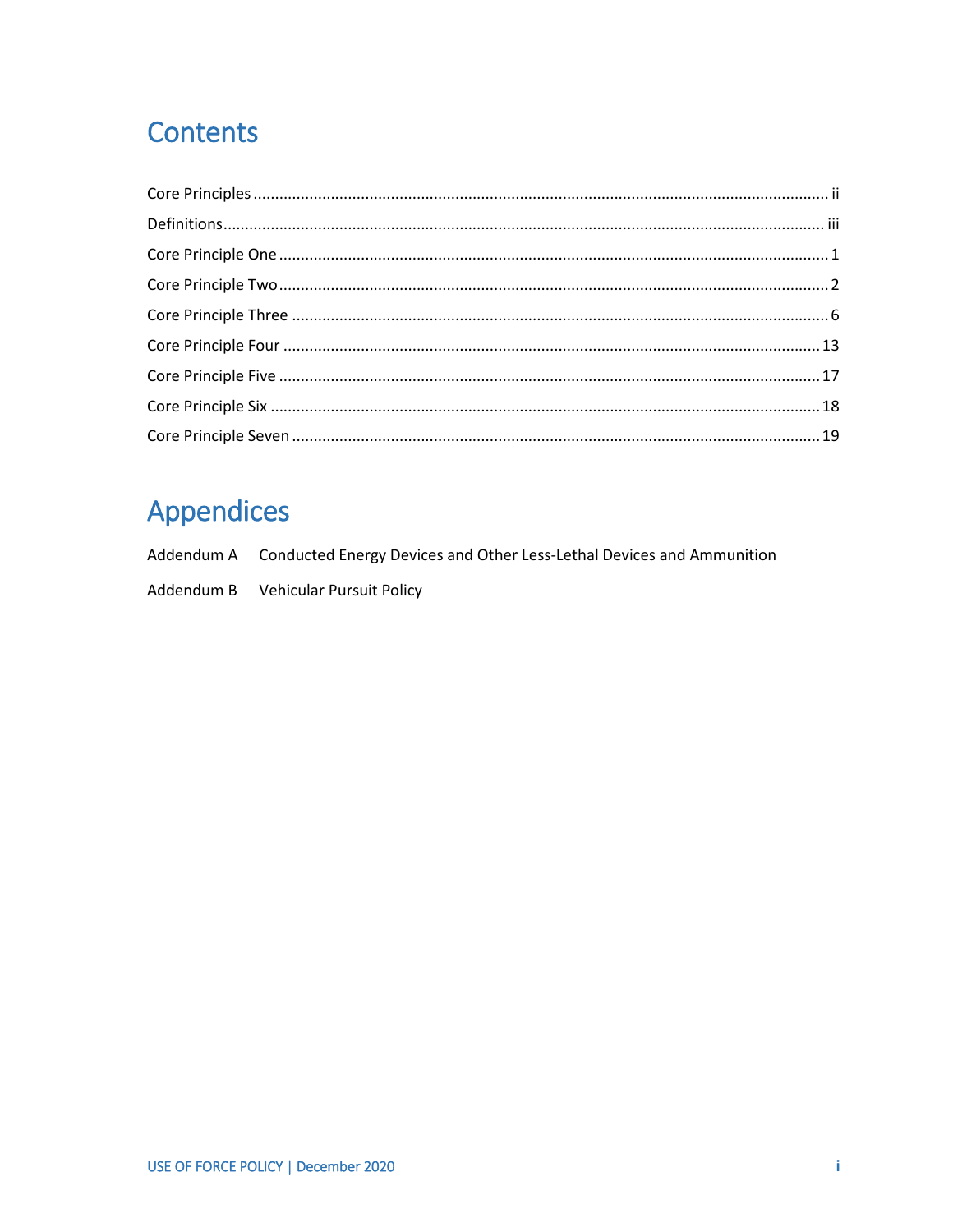# Contents

Core Principles .................................................................................................................................... ii

Definitions.......................................................................................................................................... iii

Core Principle One ............................................................................................................................. 1

Core Principle Two ............................................................................................................................. 2

Core Principle Three ........................................................................................................................... 6

Core Principle Four ........................................................................................................................... 13

Core Principle Five ............................................................................................................................ 17

Core Principle Six .............................................................................................................................. 18

Core Principle Seven ......................................................................................................................... 19

# Appendices

Addendum A Conducted Energy Devices and Other Less-Lethal Devices and Ammunition

Addendum B Vehicular Pursuit Policy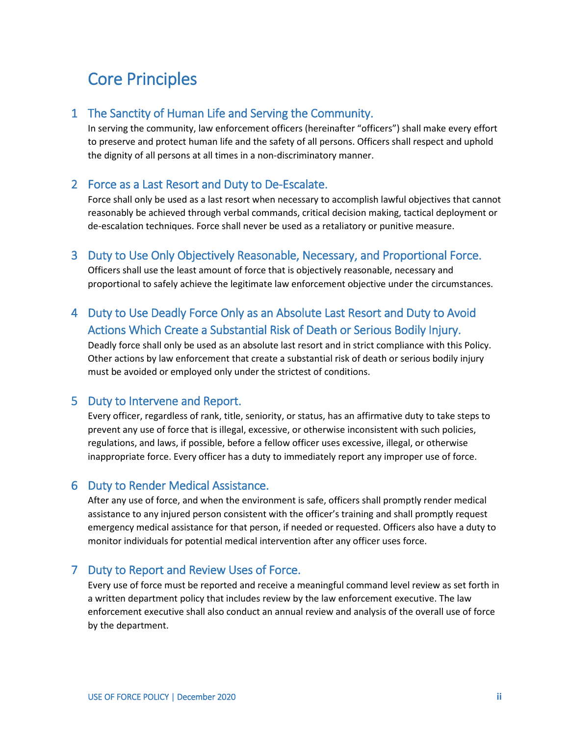# Core Principles

## 1 The Sanctity of Human Life and Serving the Community.

In serving the community, law enforcement officers (hereinafter "officers") shall make every effort to preserve and protect human life and the safety of all persons. Officers shall respect and uphold the dignity of all persons at all times in a non-discriminatory manner.

## 2 Force as a Last Resort and Duty to De-Escalate.

Force shall only be used as a last resort when necessary to accomplish lawful objectives that cannot reasonably be achieved through verbal commands, critical decision making, tactical deployment or de-escalation techniques. Force shall never be used as a retaliatory or punitive measure.

## 3 Duty to Use Only Objectively Reasonable, Necessary, and Proportional Force.

Officers shall use the least amount of force that is objectively reasonable, necessary and proportional to safely achieve the legitimate law enforcement objective under the circumstances.

## 4 Duty to Use Deadly Force Only as an Absolute Last Resort and Duty to Avoid Actions Which Create a Substantial Risk of Death or Serious Bodily Injury.

Deadly force shall only be used as an absolute last resort and in strict compliance with this Policy. Other actions by law enforcement that create a substantial risk of death or serious bodily injury must be avoided or employed only under the strictest of conditions.

## 5 Duty to Intervene and Report.

Every officer, regardless of rank, title, seniority, or status, has an affirmative duty to take steps to prevent any use of force that is illegal, excessive, or otherwise inconsistent with such policies, regulations, and laws, if possible, before a fellow officer uses excessive, illegal, or otherwise inappropriate force. Every officer has a duty to immediately report any improper use of force.

## 6 Duty to Render Medical Assistance.

After any use of force, and when the environment is safe, officers shall promptly render medical assistance to any injured person consistent with the officer's training and shall promptly request emergency medical assistance for that person, if needed or requested. Officers also have a duty to monitor individuals for potential medical intervention after any officer uses force.

## 7 Duty to Report and Review Uses of Force.

Every use of force must be reported and receive a meaningful command level review as set forth in a written department policy that includes review by the law enforcement executive. The law enforcement executive shall also conduct an annual review and analysis of the overall use of force by the department.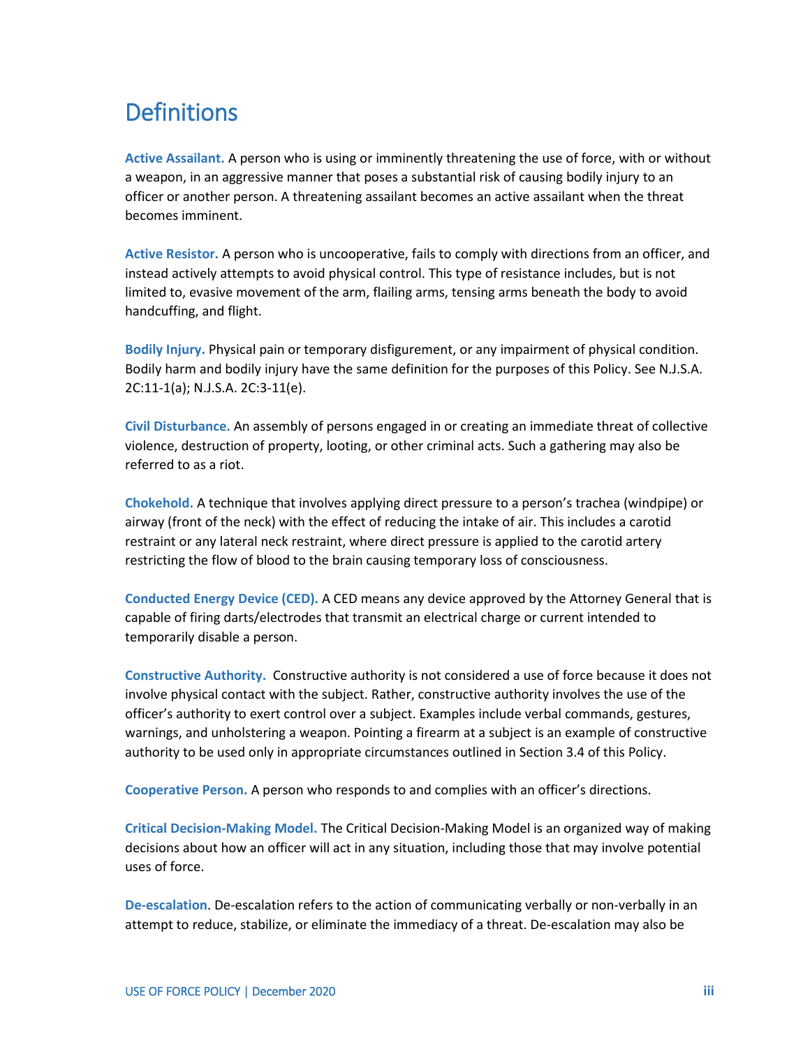# Definitions

**Active Assailant.** A person who is using or imminently threatening the use of force, with or without a weapon, in an aggressive manner that poses a substantial risk of causing bodily injury to an officer or another person. A threatening assailant becomes an active assailant when the threat becomes imminent.

**Active Resistor.** A person who is uncooperative, fails to comply with directions from an officer, and instead actively attempts to avoid physical control. This type of resistance includes, but is not limited to, evasive movement of the arm, flailing arms, tensing arms beneath the body to avoid handcuffing, and flight.

**Bodily Injury.** Physical pain or temporary disfigurement, or any impairment of physical condition. Bodily harm and bodily injury have the same definition for the purposes of this Policy. See N.J.S.A. 2C:11-1(a); N.J.S.A. 2C:3-11(e).

**Civil Disturbance.** An assembly of persons engaged in or creating an immediate threat of collective violence, destruction of property, looting, or other criminal acts. Such a gathering may also be referred to as a riot.

**Chokehold.** A technique that involves applying direct pressure to a person's trachea (windpipe) or airway (front of the neck) with the effect of reducing the intake of air. This includes a carotid restraint or any lateral neck restraint, where direct pressure is applied to the carotid artery restricting the flow of blood to the brain causing temporary loss of consciousness.

**Conducted Energy Device (CED).** A CED means any device approved by the Attorney General that is capable of firing darts/electrodes that transmit an electrical charge or current intended to temporarily disable a person.

**Constructive Authority.** Constructive authority is not considered a use of force because it does not involve physical contact with the subject. Rather, constructive authority involves the use of the officer's authority to exert control over a subject. Examples include verbal commands, gestures, warnings, and unholstering a weapon. Pointing a firearm at a subject is an example of constructive authority to be used only in appropriate circumstances outlined in Section 3.4 of this Policy.

**Cooperative Person.** A person who responds to and complies with an officer's directions.

**Critical Decision-Making Model.** The Critical Decision-Making Model is an organized way of making decisions about how an officer will act in any situation, including those that may involve potential uses of force.

**De-escalation**. De-escalation refers to the action of communicating verbally or non-verbally in an attempt to reduce, stabilize, or eliminate the immediacy of a threat. De-escalation may also be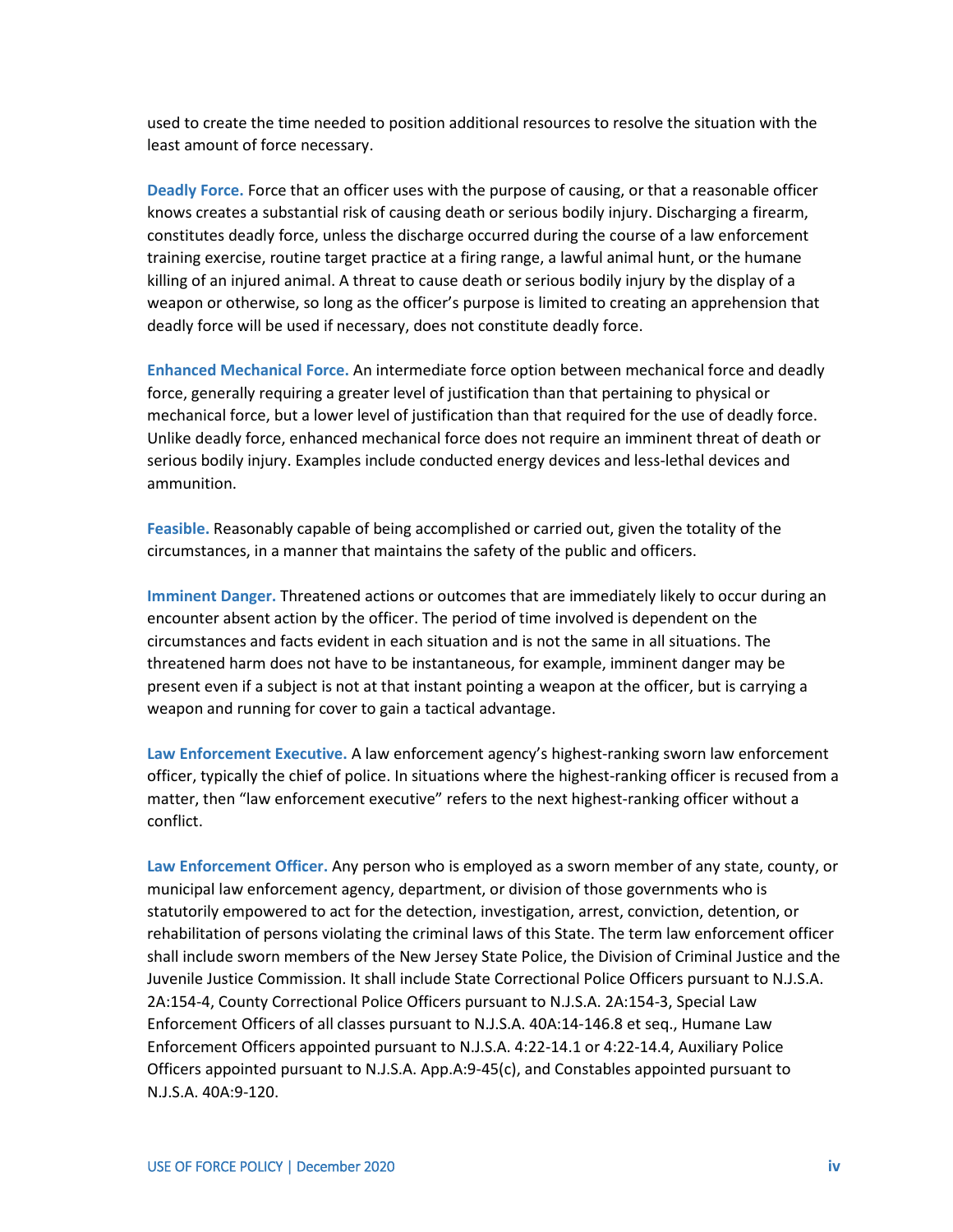used to create the time needed to position additional resources to resolve the situation with the least amount of force necessary.

**Deadly Force.** Force that an officer uses with the purpose of causing, or that a reasonable officer knows creates a substantial risk of causing death or serious bodily injury. Discharging a firearm, constitutes deadly force, unless the discharge occurred during the course of a law enforcement training exercise, routine target practice at a firing range, a lawful animal hunt, or the humane killing of an injured animal. A threat to cause death or serious bodily injury by the display of a weapon or otherwise, so long as the officer's purpose is limited to creating an apprehension that deadly force will be used if necessary, does not constitute deadly force.

**Enhanced Mechanical Force.** An intermediate force option between mechanical force and deadly force, generally requiring a greater level of justification than that pertaining to physical or mechanical force, but a lower level of justification than that required for the use of deadly force. Unlike deadly force, enhanced mechanical force does not require an imminent threat of death or serious bodily injury. Examples include conducted energy devices and less-lethal devices and ammunition.

**Feasible.** Reasonably capable of being accomplished or carried out, given the totality of the circumstances, in a manner that maintains the safety of the public and officers.

**Imminent Danger.** Threatened actions or outcomes that are immediately likely to occur during an encounter absent action by the officer. The period of time involved is dependent on the circumstances and facts evident in each situation and is not the same in all situations. The threatened harm does not have to be instantaneous, for example, imminent danger may be present even if a subject is not at that instant pointing a weapon at the officer, but is carrying a weapon and running for cover to gain a tactical advantage.

**Law Enforcement Executive.** A law enforcement agency's highest-ranking sworn law enforcement officer, typically the chief of police. In situations where the highest-ranking officer is recused from a matter, then "law enforcement executive" refers to the next highest-ranking officer without a conflict.

**Law Enforcement Officer.** Any person who is employed as a sworn member of any state, county, or municipal law enforcement agency, department, or division of those governments who is statutorily empowered to act for the detection, investigation, arrest, conviction, detention, or rehabilitation of persons violating the criminal laws of this State. The term law enforcement officer shall include sworn members of the New Jersey State Police, the Division of Criminal Justice and the Juvenile Justice Commission. It shall include State Correctional Police Officers pursuant to N.J.S.A. 2A:154-4, County Correctional Police Officers pursuant to N.J.S.A. 2A:154-3, Special Law Enforcement Officers of all classes pursuant to N.J.S.A. 40A:14-146.8 et seq., Humane Law Enforcement Officers appointed pursuant to N.J.S.A. 4:22-14.1 or 4:22-14.4, Auxiliary Police Officers appointed pursuant to N.J.S.A. App.A:9-45(c), and Constables appointed pursuant to N.J.S.A. 40A:9-120.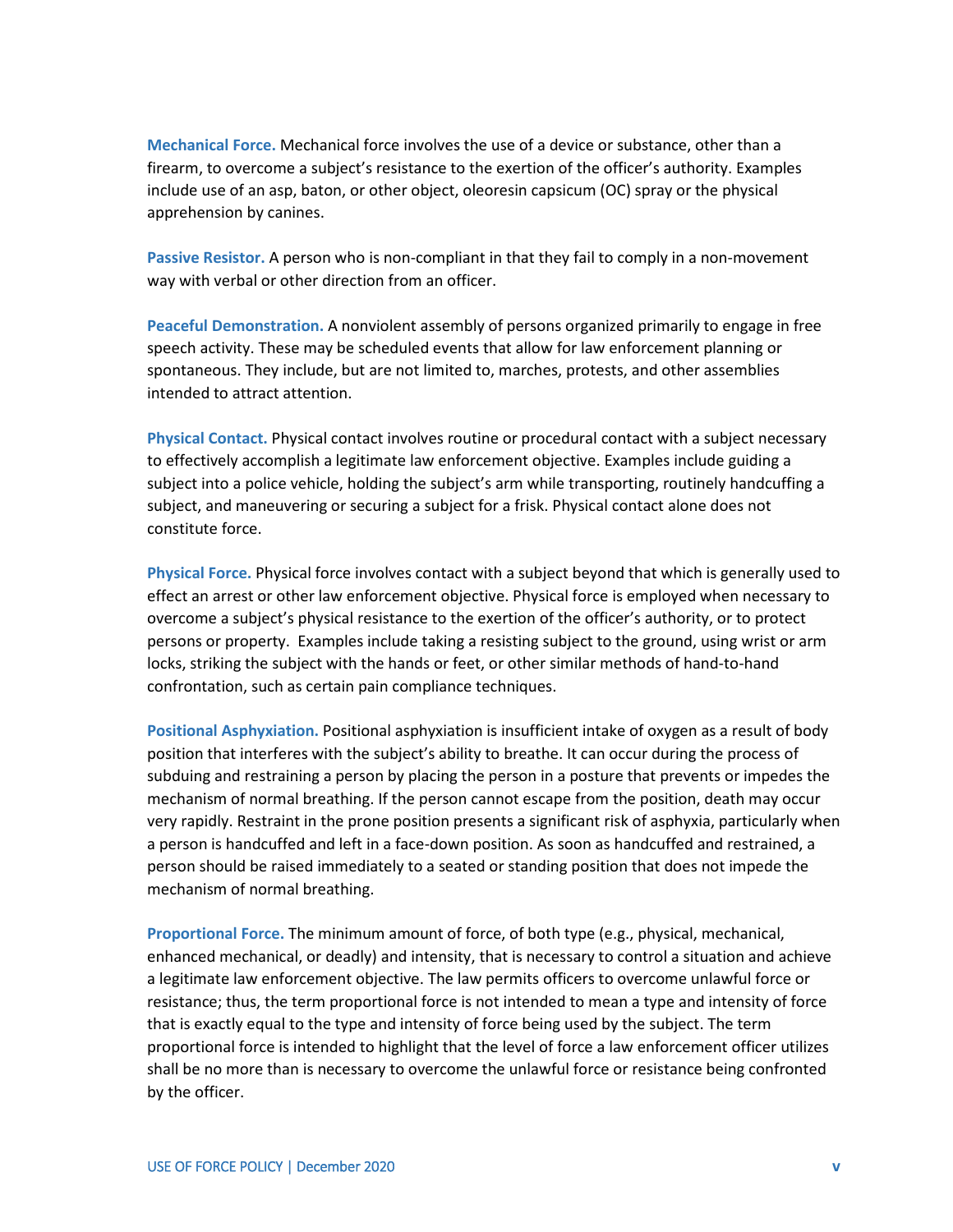**Mechanical Force.** Mechanical force involves the use of a device or substance, other than a firearm, to overcome a subject's resistance to the exertion of the officer's authority. Examples include use of an asp, baton, or other object, oleoresin capsicum (OC) spray or the physical apprehension by canines.

**Passive Resistor.** A person who is non-compliant in that they fail to comply in a non-movement way with verbal or other direction from an officer.

**Peaceful Demonstration.** A nonviolent assembly of persons organized primarily to engage in free speech activity. These may be scheduled events that allow for law enforcement planning or spontaneous. They include, but are not limited to, marches, protests, and other assemblies intended to attract attention.

**Physical Contact.** Physical contact involves routine or procedural contact with a subject necessary to effectively accomplish a legitimate law enforcement objective. Examples include guiding a subject into a police vehicle, holding the subject's arm while transporting, routinely handcuffing a subject, and maneuvering or securing a subject for a frisk. Physical contact alone does not constitute force.

**Physical Force.** Physical force involves contact with a subject beyond that which is generally used to effect an arrest or other law enforcement objective. Physical force is employed when necessary to overcome a subject's physical resistance to the exertion of the officer's authority, or to protect persons or property. Examples include taking a resisting subject to the ground, using wrist or arm locks, striking the subject with the hands or feet, or other similar methods of hand-to-hand confrontation, such as certain pain compliance techniques.

**Positional Asphyxiation.** Positional asphyxiation is insufficient intake of oxygen as a result of body position that interferes with the subject's ability to breathe. It can occur during the process of subduing and restraining a person by placing the person in a posture that prevents or impedes the mechanism of normal breathing. If the person cannot escape from the position, death may occur very rapidly. Restraint in the prone position presents a significant risk of asphyxia, particularly when a person is handcuffed and left in a face-down position. As soon as handcuffed and restrained, a person should be raised immediately to a seated or standing position that does not impede the mechanism of normal breathing.

**Proportional Force.** The minimum amount of force, of both type (e.g., physical, mechanical, enhanced mechanical, or deadly) and intensity, that is necessary to control a situation and achieve a legitimate law enforcement objective. The law permits officers to overcome unlawful force or resistance; thus, the term proportional force is not intended to mean a type and intensity of force that is exactly equal to the type and intensity of force being used by the subject. The term proportional force is intended to highlight that the level of force a law enforcement officer utilizes shall be no more than is necessary to overcome the unlawful force or resistance being confronted by the officer.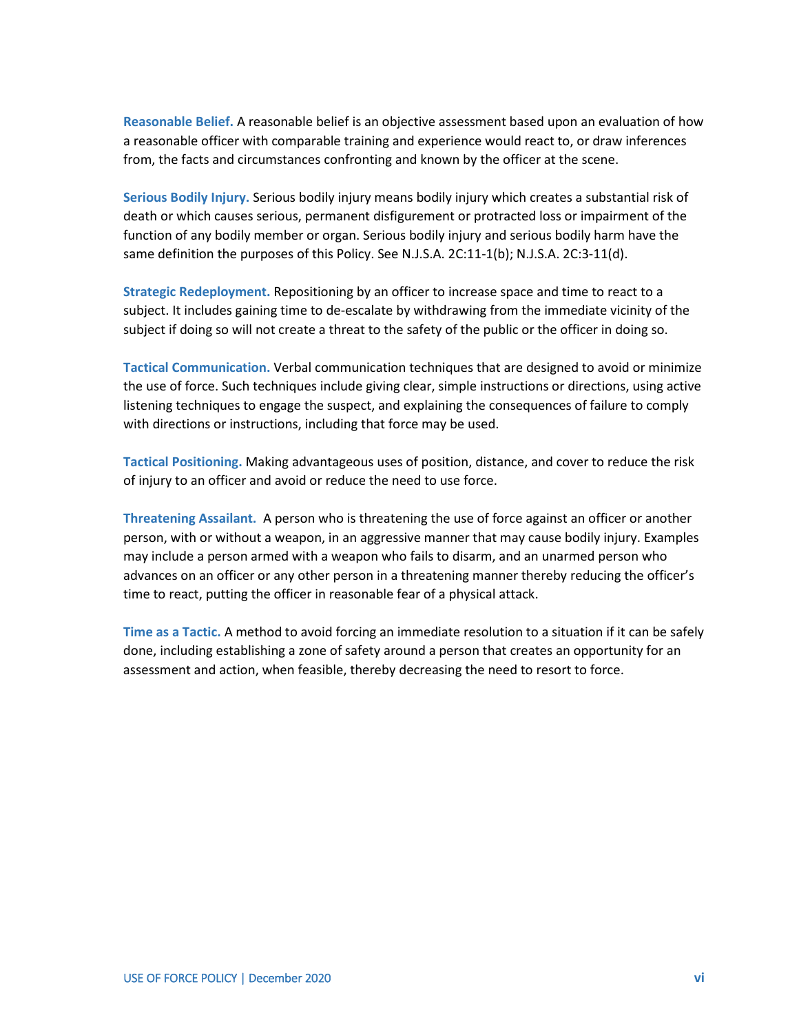**Reasonable Belief.** A reasonable belief is an objective assessment based upon an evaluation of how a reasonable officer with comparable training and experience would react to, or draw inferences from, the facts and circumstances confronting and known by the officer at the scene.

**Serious Bodily Injury.** Serious bodily injury means bodily injury which creates a substantial risk of death or which causes serious, permanent disfigurement or protracted loss or impairment of the function of any bodily member or organ. Serious bodily injury and serious bodily harm have the same definition the purposes of this Policy. See N.J.S.A. 2C:11-1(b); N.J.S.A. 2C:3-11(d).

**Strategic Redeployment.** Repositioning by an officer to increase space and time to react to a subject. It includes gaining time to de-escalate by withdrawing from the immediate vicinity of the subject if doing so will not create a threat to the safety of the public or the officer in doing so.

**Tactical Communication.** Verbal communication techniques that are designed to avoid or minimize the use of force. Such techniques include giving clear, simple instructions or directions, using active listening techniques to engage the suspect, and explaining the consequences of failure to comply with directions or instructions, including that force may be used.

**Tactical Positioning.** Making advantageous uses of position, distance, and cover to reduce the risk of injury to an officer and avoid or reduce the need to use force.

**Threatening Assailant.** A person who is threatening the use of force against an officer or another person, with or without a weapon, in an aggressive manner that may cause bodily injury. Examples may include a person armed with a weapon who fails to disarm, and an unarmed person who advances on an officer or any other person in a threatening manner thereby reducing the officer's time to react, putting the officer in reasonable fear of a physical attack.

**Time as a Tactic.** A method to avoid forcing an immediate resolution to a situation if it can be safely done, including establishing a zone of safety around a person that creates an opportunity for an assessment and action, when feasible, thereby decreasing the need to resort to force.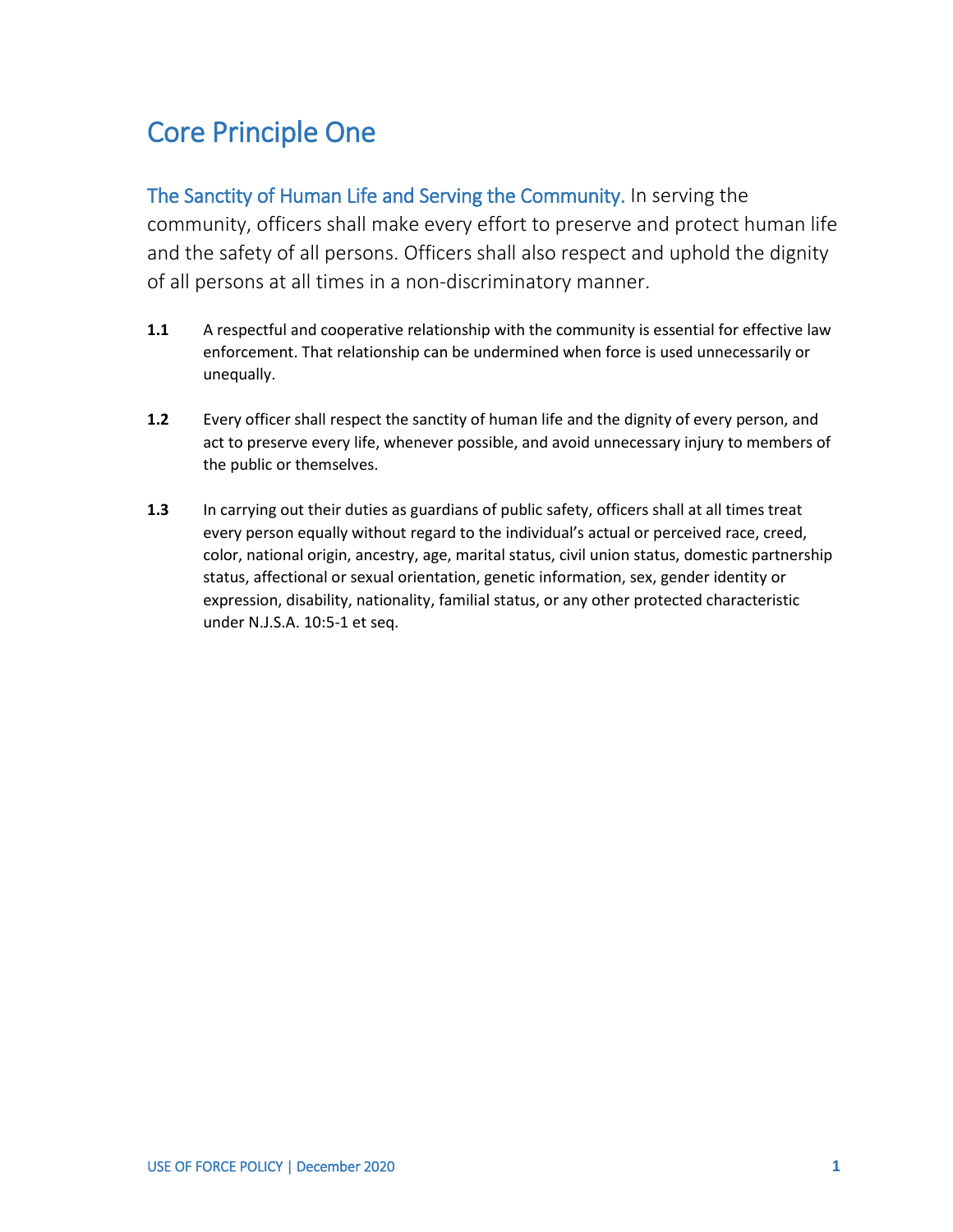# Core Principle One

**The Sanctity of Human Life and Serving the Community.** In serving the community, officers shall make every effort to preserve and protect human life and the safety of all persons. Officers shall also respect and uphold the dignity of all persons at all times in a non-discriminatory manner.

**1.1** A respectful and cooperative relationship with the community is essential for effective law enforcement. That relationship can be undermined when force is used unnecessarily or unequally.

**1.2** Every officer shall respect the sanctity of human life and the dignity of every person, and act to preserve every life, whenever possible, and avoid unnecessary injury to members of the public or themselves.

**1.3** In carrying out their duties as guardians of public safety, officers shall at all times treat every person equally without regard to the individual's actual or perceived race, creed, color, national origin, ancestry, age, marital status, civil union status, domestic partnership status, affectional or sexual orientation, genetic information, sex, gender identity or expression, disability, nationality, familial status, or any other protected characteristic under N.J.S.A. 10:5-1 et seq.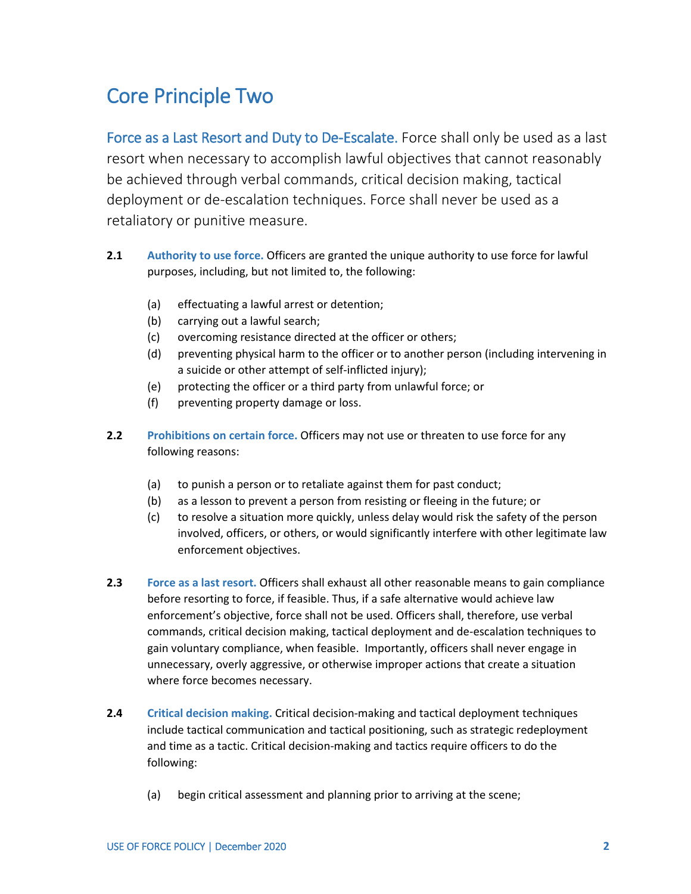# Core Principle Two

**Force as a Last Resort and Duty to De-Escalate.** Force shall only be used as a last resort when necessary to accomplish lawful objectives that cannot reasonably be achieved through verbal commands, critical decision making, tactical deployment or de-escalation techniques. Force shall never be used as a retaliatory or punitive measure.

**2.1** **Authority to use force.** Officers are granted the unique authority to use force for lawful purposes, including, but not limited to, the following:

- (a) effectuating a lawful arrest or detention;
- (b) carrying out a lawful search;
- (c) overcoming resistance directed at the officer or others;
- (d) preventing physical harm to the officer or to another person (including intervening in a suicide or other attempt of self-inflicted injury);
- (e) protecting the officer or a third party from unlawful force; or
- (f) preventing property damage or loss.

**2.2** **Prohibitions on certain force.** Officers may not use or threaten to use force for any following reasons:

- (a) to punish a person or to retaliate against them for past conduct;
- (b) as a lesson to prevent a person from resisting or fleeing in the future; or
- (c) to resolve a situation more quickly, unless delay would risk the safety of the person involved, officers, or others, or would significantly interfere with other legitimate law enforcement objectives.

**2.3** **Force as a last resort.** Officers shall exhaust all other reasonable means to gain compliance before resorting to force, if feasible. Thus, if a safe alternative would achieve law enforcement's objective, force shall not be used. Officers shall, therefore, use verbal commands, critical decision making, tactical deployment and de-escalation techniques to gain voluntary compliance, when feasible. Importantly, officers shall never engage in unnecessary, overly aggressive, or otherwise improper actions that create a situation where force becomes necessary.

**2.4** **Critical decision making.** Critical decision-making and tactical deployment techniques include tactical communication and tactical positioning, such as strategic redeployment and time as a tactic. Critical decision-making and tactics require officers to do the following:

- (a) begin critical assessment and planning prior to arriving at the scene;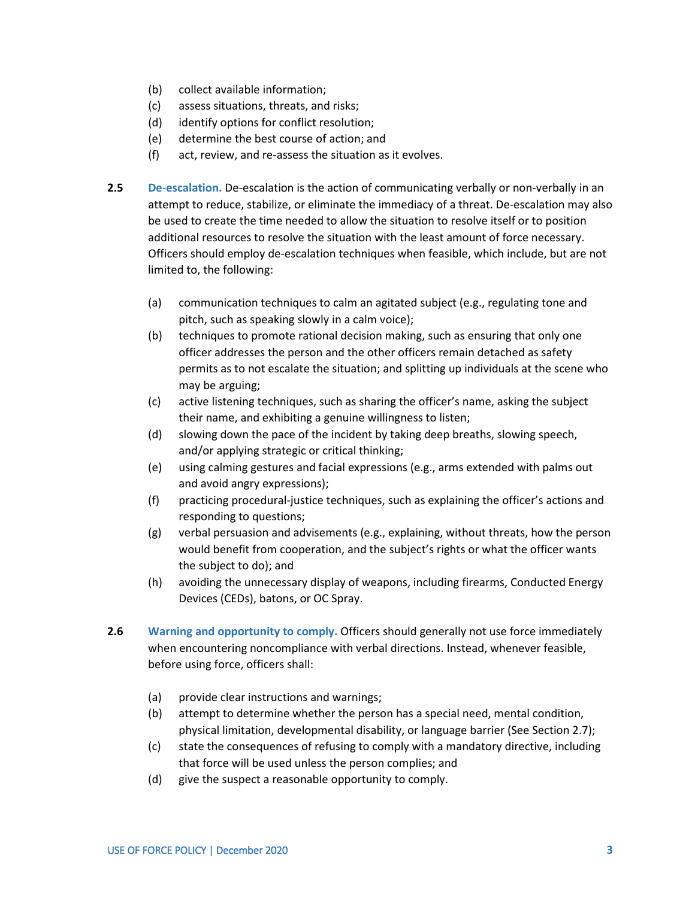(b) collect available information;
(c) assess situations, threats, and risks;
(d) identify options for conflict resolution;
(e) determine the best course of action; and
(f) act, review, and re-assess the situation as it evolves.

**2.5 De-escalation.** De-escalation is the action of communicating verbally or non-verbally in an attempt to reduce, stabilize, or eliminate the immediacy of a threat. De-escalation may also be used to create the time needed to allow the situation to resolve itself or to position additional resources to resolve the situation with the least amount of force necessary. Officers should employ de-escalation techniques when feasible, which include, but are not limited to, the following:

(a) communication techniques to calm an agitated subject (e.g., regulating tone and pitch, such as speaking slowly in a calm voice);
(b) techniques to promote rational decision making, such as ensuring that only one officer addresses the person and the other officers remain detached as safety permits as to not escalate the situation; and splitting up individuals at the scene who may be arguing;
(c) active listening techniques, such as sharing the officer's name, asking the subject their name, and exhibiting a genuine willingness to listen;
(d) slowing down the pace of the incident by taking deep breaths, slowing speech, and/or applying strategic or critical thinking;
(e) using calming gestures and facial expressions (e.g., arms extended with palms out and avoid angry expressions);
(f) practicing procedural-justice techniques, such as explaining the officer's actions and responding to questions;
(g) verbal persuasion and advisements (e.g., explaining, without threats, how the person would benefit from cooperation, and the subject's rights or what the officer wants the subject to do); and
(h) avoiding the unnecessary display of weapons, including firearms, Conducted Energy Devices (CEDs), batons, or OC Spray.

**2.6 Warning and opportunity to comply.** Officers should generally not use force immediately when encountering noncompliance with verbal directions. Instead, whenever feasible, before using force, officers shall:

(a) provide clear instructions and warnings;
(b) attempt to determine whether the person has a special need, mental condition, physical limitation, developmental disability, or language barrier (See Section 2.7);
(c) state the consequences of refusing to comply with a mandatory directive, including that force will be used unless the person complies; and
(d) give the suspect a reasonable opportunity to comply.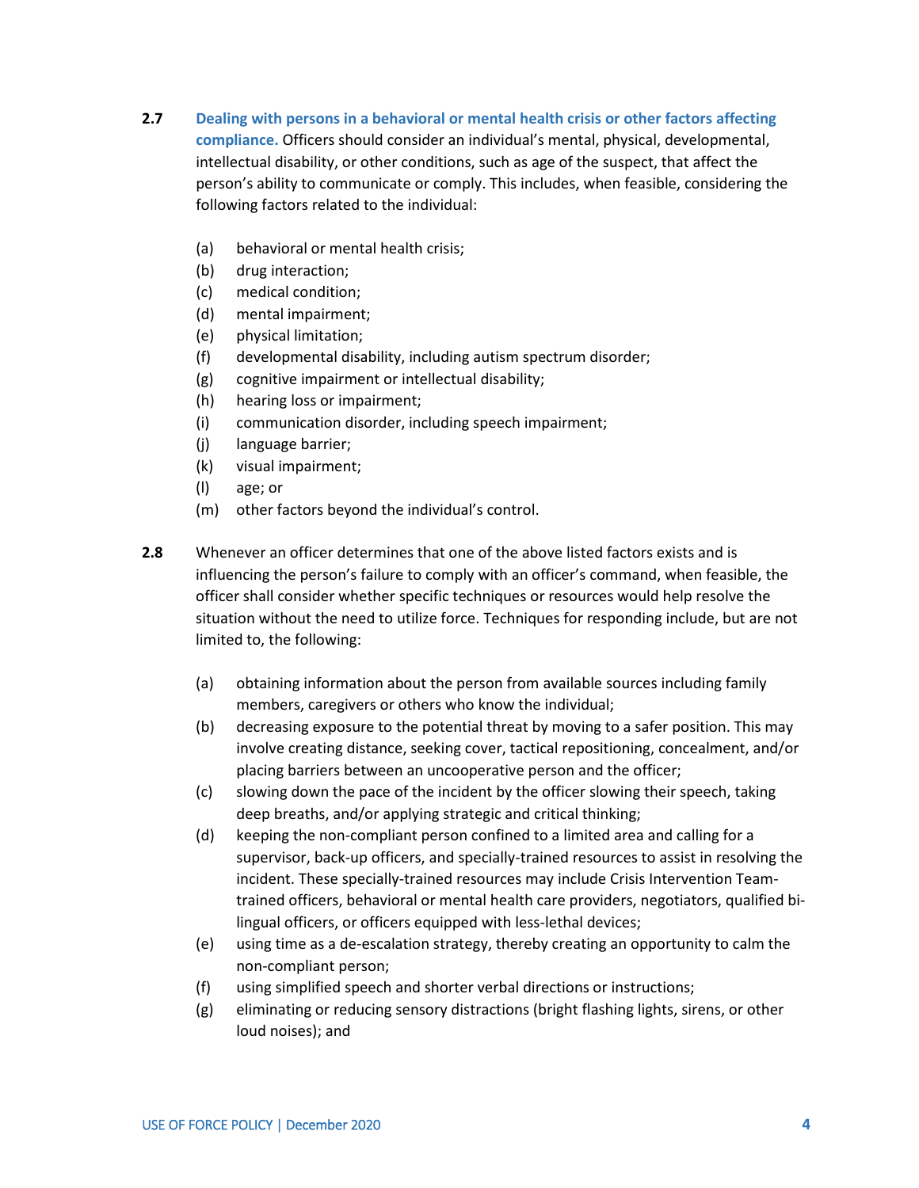**2.7** **Dealing with persons in a behavioral or mental health crisis or other factors affecting compliance.** Officers should consider an individual's mental, physical, developmental, intellectual disability, or other conditions, such as age of the suspect, that affect the person's ability to communicate or comply. This includes, when feasible, considering the following factors related to the individual:

(a) behavioral or mental health crisis;
(b) drug interaction;
(c) medical condition;
(d) mental impairment;
(e) physical limitation;
(f) developmental disability, including autism spectrum disorder;
(g) cognitive impairment or intellectual disability;
(h) hearing loss or impairment;
(i) communication disorder, including speech impairment;
(j) language barrier;
(k) visual impairment;
(l) age; or
(m) other factors beyond the individual's control.

**2.8** Whenever an officer determines that one of the above listed factors exists and is influencing the person's failure to comply with an officer's command, when feasible, the officer shall consider whether specific techniques or resources would help resolve the situation without the need to utilize force. Techniques for responding include, but are not limited to, the following:

(a) obtaining information about the person from available sources including family members, caregivers or others who know the individual;
(b) decreasing exposure to the potential threat by moving to a safer position. This may involve creating distance, seeking cover, tactical repositioning, concealment, and/or placing barriers between an uncooperative person and the officer;
(c) slowing down the pace of the incident by the officer slowing their speech, taking deep breaths, and/or applying strategic and critical thinking;
(d) keeping the non-compliant person confined to a limited area and calling for a supervisor, back-up officers, and specially-trained resources to assist in resolving the incident. These specially-trained resources may include Crisis Intervention Team-trained officers, behavioral or mental health care providers, negotiators, qualified bi-lingual officers, or officers equipped with less-lethal devices;
(e) using time as a de-escalation strategy, thereby creating an opportunity to calm the non-compliant person;
(f) using simplified speech and shorter verbal directions or instructions;
(g) eliminating or reducing sensory distractions (bright flashing lights, sirens, or other loud noises); and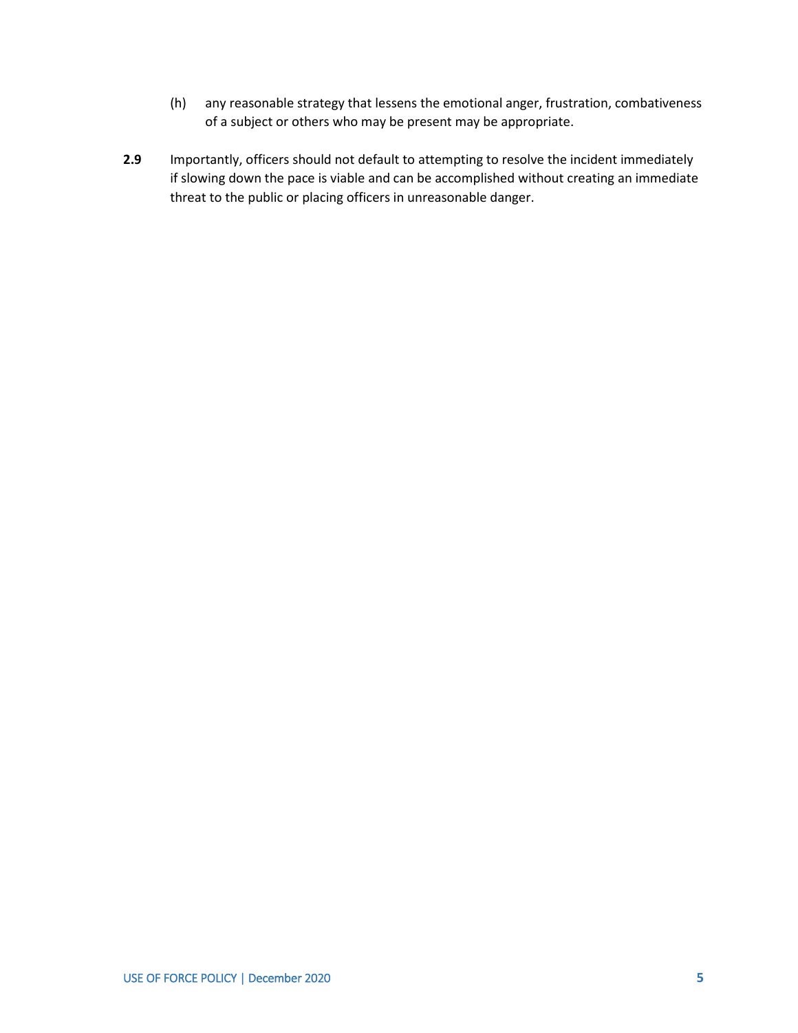(h) any reasonable strategy that lessens the emotional anger, frustration, combativeness of a subject or others who may be present may be appropriate.

**2.9** Importantly, officers should not default to attempting to resolve the incident immediately if slowing down the pace is viable and can be accomplished without creating an immediate threat to the public or placing officers in unreasonable danger.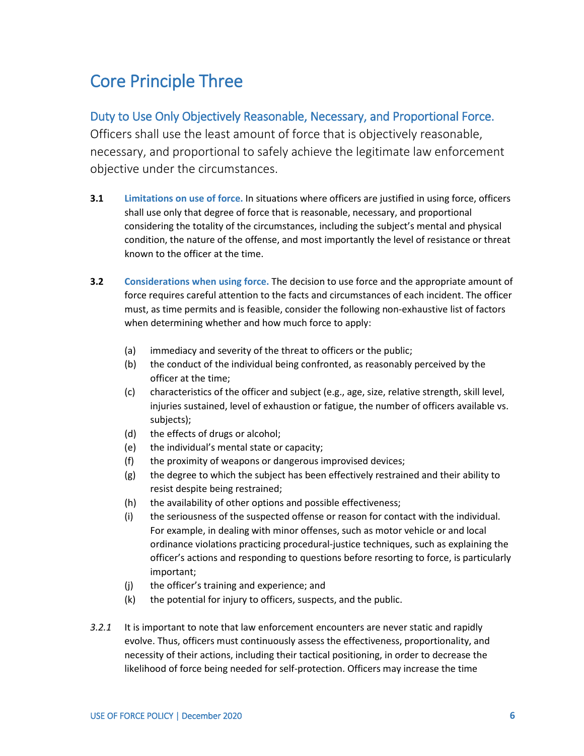# Core Principle Three

## Duty to Use Only Objectively Reasonable, Necessary, and Proportional Force.

Officers shall use the least amount of force that is objectively reasonable, necessary, and proportional to safely achieve the legitimate law enforcement objective under the circumstances.

**3.1** **Limitations on use of force.** In situations where officers are justified in using force, officers shall use only that degree of force that is reasonable, necessary, and proportional considering the totality of the circumstances, including the subject's mental and physical condition, the nature of the offense, and most importantly the level of resistance or threat known to the officer at the time.

**3.2** **Considerations when using force.** The decision to use force and the appropriate amount of force requires careful attention to the facts and circumstances of each incident. The officer must, as time permits and is feasible, consider the following non-exhaustive list of factors when determining whether and how much force to apply:

- (a) immediacy and severity of the threat to officers or the public;
- (b) the conduct of the individual being confronted, as reasonably perceived by the officer at the time;
- (c) characteristics of the officer and subject (e.g., age, size, relative strength, skill level, injuries sustained, level of exhaustion or fatigue, the number of officers available vs. subjects);
- (d) the effects of drugs or alcohol;
- (e) the individual's mental state or capacity;
- (f) the proximity of weapons or dangerous improvised devices;
- (g) the degree to which the subject has been effectively restrained and their ability to resist despite being restrained;
- (h) the availability of other options and possible effectiveness;
- (i) the seriousness of the suspected offense or reason for contact with the individual. For example, in dealing with minor offenses, such as motor vehicle or and local ordinance violations practicing procedural-justice techniques, such as explaining the officer's actions and responding to questions before resorting to force, is particularly important;
- (j) the officer's training and experience; and
- (k) the potential for injury to officers, suspects, and the public.

*3.2.1* It is important to note that law enforcement encounters are never static and rapidly evolve. Thus, officers must continuously assess the effectiveness, proportionality, and necessity of their actions, including their tactical positioning, in order to decrease the likelihood of force being needed for self-protection. Officers may increase the time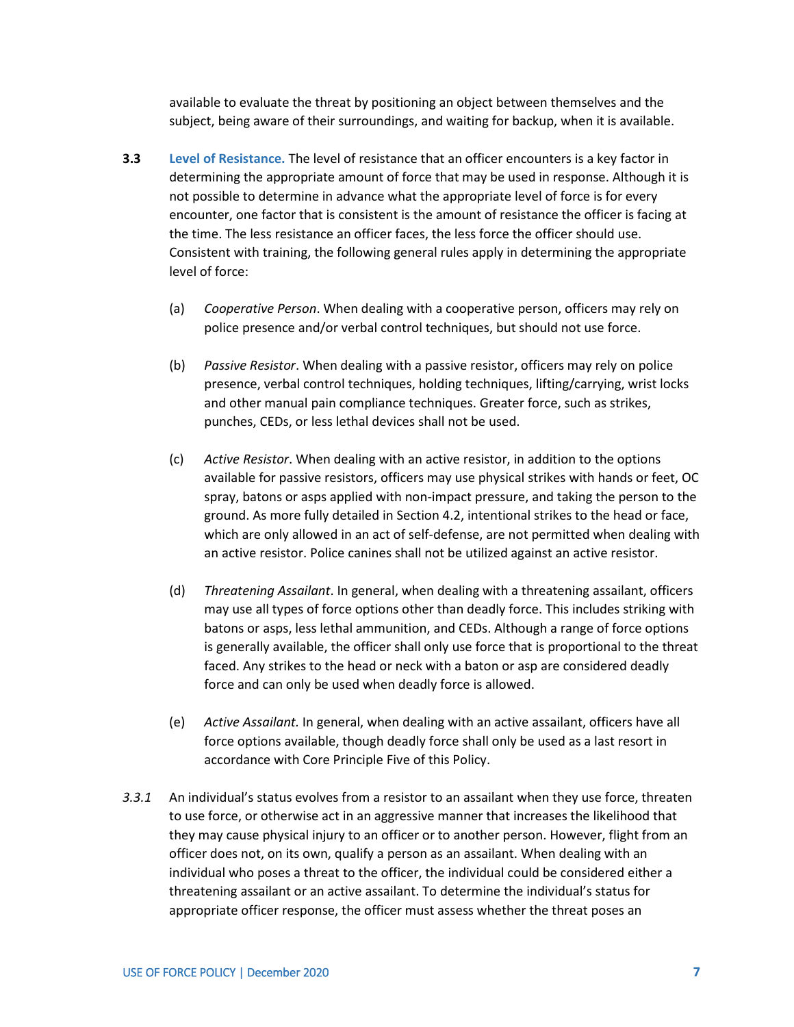available to evaluate the threat by positioning an object between themselves and the subject, being aware of their surroundings, and waiting for backup, when it is available.

**3.3 Level of Resistance.** The level of resistance that an officer encounters is a key factor in determining the appropriate amount of force that may be used in response. Although it is not possible to determine in advance what the appropriate level of force is for every encounter, one factor that is consistent is the amount of resistance the officer is facing at the time. The less resistance an officer faces, the less force the officer should use. Consistent with training, the following general rules apply in determining the appropriate level of force:

(a) *Cooperative Person*. When dealing with a cooperative person, officers may rely on police presence and/or verbal control techniques, but should not use force.

(b) *Passive Resistor*. When dealing with a passive resistor, officers may rely on police presence, verbal control techniques, holding techniques, lifting/carrying, wrist locks and other manual pain compliance techniques. Greater force, such as strikes, punches, CEDs, or less lethal devices shall not be used.

(c) *Active Resistor*. When dealing with an active resistor, in addition to the options available for passive resistors, officers may use physical strikes with hands or feet, OC spray, batons or asps applied with non-impact pressure, and taking the person to the ground. As more fully detailed in Section 4.2, intentional strikes to the head or face, which are only allowed in an act of self-defense, are not permitted when dealing with an active resistor. Police canines shall not be utilized against an active resistor.

(d) *Threatening Assailant*. In general, when dealing with a threatening assailant, officers may use all types of force options other than deadly force. This includes striking with batons or asps, less lethal ammunition, and CEDs. Although a range of force options is generally available, the officer shall only use force that is proportional to the threat faced. Any strikes to the head or neck with a baton or asp are considered deadly force and can only be used when deadly force is allowed.

(e) *Active Assailant.* In general, when dealing with an active assailant, officers have all force options available, though deadly force shall only be used as a last resort in accordance with Core Principle Five of this Policy.

*3.3.1* An individual's status evolves from a resistor to an assailant when they use force, threaten to use force, or otherwise act in an aggressive manner that increases the likelihood that they may cause physical injury to an officer or to another person. However, flight from an officer does not, on its own, qualify a person as an assailant. When dealing with an individual who poses a threat to the officer, the individual could be considered either a threatening assailant or an active assailant. To determine the individual's status for appropriate officer response, the officer must assess whether the threat poses an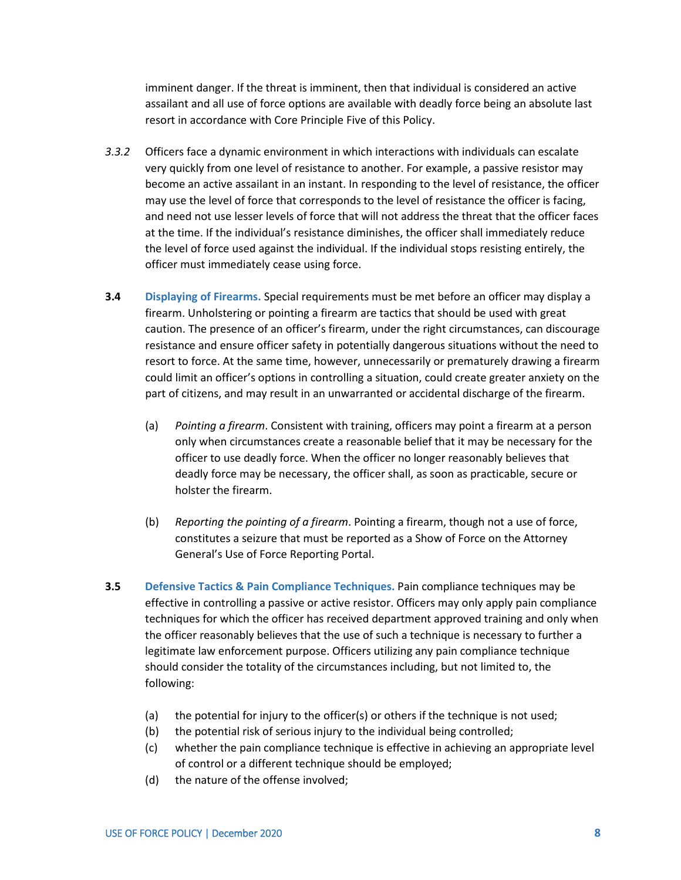imminent danger. If the threat is imminent, then that individual is considered an active assailant and all use of force options are available with deadly force being an absolute last resort in accordance with Core Principle Five of this Policy.

*3.3.2* Officers face a dynamic environment in which interactions with individuals can escalate very quickly from one level of resistance to another. For example, a passive resistor may become an active assailant in an instant. In responding to the level of resistance, the officer may use the level of force that corresponds to the level of resistance the officer is facing, and need not use lesser levels of force that will not address the threat that the officer faces at the time. If the individual's resistance diminishes, the officer shall immediately reduce the level of force used against the individual. If the individual stops resisting entirely, the officer must immediately cease using force.

**3.4** **Displaying of Firearms.** Special requirements must be met before an officer may display a firearm. Unholstering or pointing a firearm are tactics that should be used with great caution. The presence of an officer's firearm, under the right circumstances, can discourage resistance and ensure officer safety in potentially dangerous situations without the need to resort to force. At the same time, however, unnecessarily or prematurely drawing a firearm could limit an officer's options in controlling a situation, could create greater anxiety on the part of citizens, and may result in an unwarranted or accidental discharge of the firearm.

(a) *Pointing a firearm*. Consistent with training, officers may point a firearm at a person only when circumstances create a reasonable belief that it may be necessary for the officer to use deadly force. When the officer no longer reasonably believes that deadly force may be necessary, the officer shall, as soon as practicable, secure or holster the firearm.

(b) *Reporting the pointing of a firearm*. Pointing a firearm, though not a use of force, constitutes a seizure that must be reported as a Show of Force on the Attorney General's Use of Force Reporting Portal.

**3.5** **Defensive Tactics & Pain Compliance Techniques.** Pain compliance techniques may be effective in controlling a passive or active resistor. Officers may only apply pain compliance techniques for which the officer has received department approved training and only when the officer reasonably believes that the use of such a technique is necessary to further a legitimate law enforcement purpose. Officers utilizing any pain compliance technique should consider the totality of the circumstances including, but not limited to, the following:

(a) the potential for injury to the officer(s) or others if the technique is not used;
(b) the potential risk of serious injury to the individual being controlled;
(c) whether the pain compliance technique is effective in achieving an appropriate level of control or a different technique should be employed;
(d) the nature of the offense involved;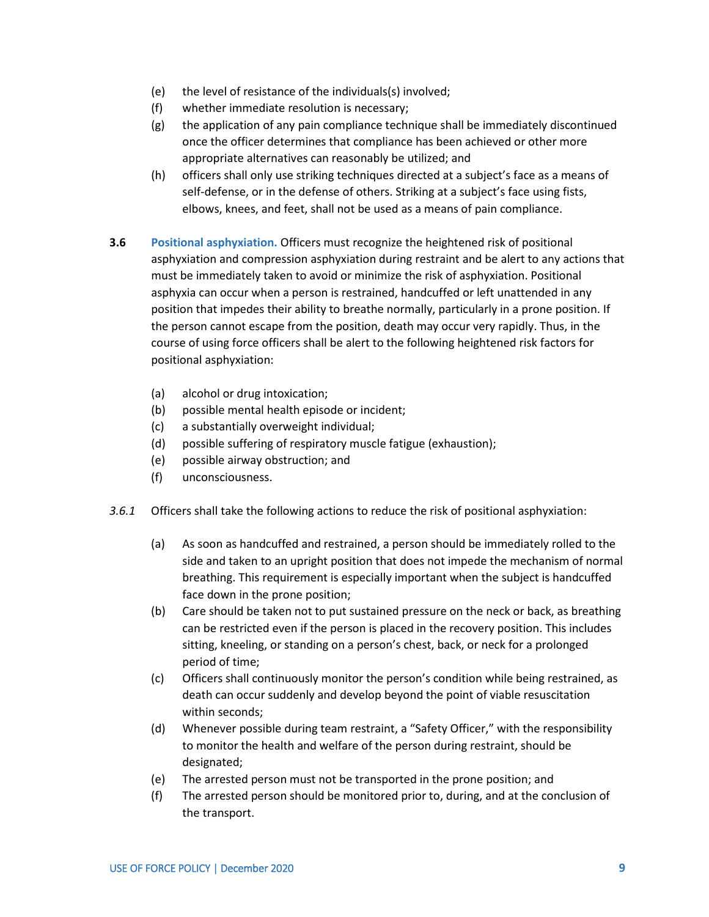(e) the level of resistance of the individuals(s) involved;
(f) whether immediate resolution is necessary;
(g) the application of any pain compliance technique shall be immediately discontinued once the officer determines that compliance has been achieved or other more appropriate alternatives can reasonably be utilized; and
(h) officers shall only use striking techniques directed at a subject's face as a means of self-defense, or in the defense of others. Striking at a subject's face using fists, elbows, knees, and feet, shall not be used as a means of pain compliance.

**3.6** **Positional asphyxiation.** Officers must recognize the heightened risk of positional asphyxiation and compression asphyxiation during restraint and be alert to any actions that must be immediately taken to avoid or minimize the risk of asphyxiation. Positional asphyxia can occur when a person is restrained, handcuffed or left unattended in any position that impedes their ability to breathe normally, particularly in a prone position. If the person cannot escape from the position, death may occur very rapidly. Thus, in the course of using force officers shall be alert to the following heightened risk factors for positional asphyxiation:

(a) alcohol or drug intoxication;
(b) possible mental health episode or incident;
(c) a substantially overweight individual;
(d) possible suffering of respiratory muscle fatigue (exhaustion);
(e) possible airway obstruction; and
(f) unconsciousness.

*3.6.1* Officers shall take the following actions to reduce the risk of positional asphyxiation:

(a) As soon as handcuffed and restrained, a person should be immediately rolled to the side and taken to an upright position that does not impede the mechanism of normal breathing. This requirement is especially important when the subject is handcuffed face down in the prone position;
(b) Care should be taken not to put sustained pressure on the neck or back, as breathing can be restricted even if the person is placed in the recovery position. This includes sitting, kneeling, or standing on a person's chest, back, or neck for a prolonged period of time;
(c) Officers shall continuously monitor the person's condition while being restrained, as death can occur suddenly and develop beyond the point of viable resuscitation within seconds;
(d) Whenever possible during team restraint, a "Safety Officer," with the responsibility to monitor the health and welfare of the person during restraint, should be designated;
(e) The arrested person must not be transported in the prone position; and
(f) The arrested person should be monitored prior to, during, and at the conclusion of the transport.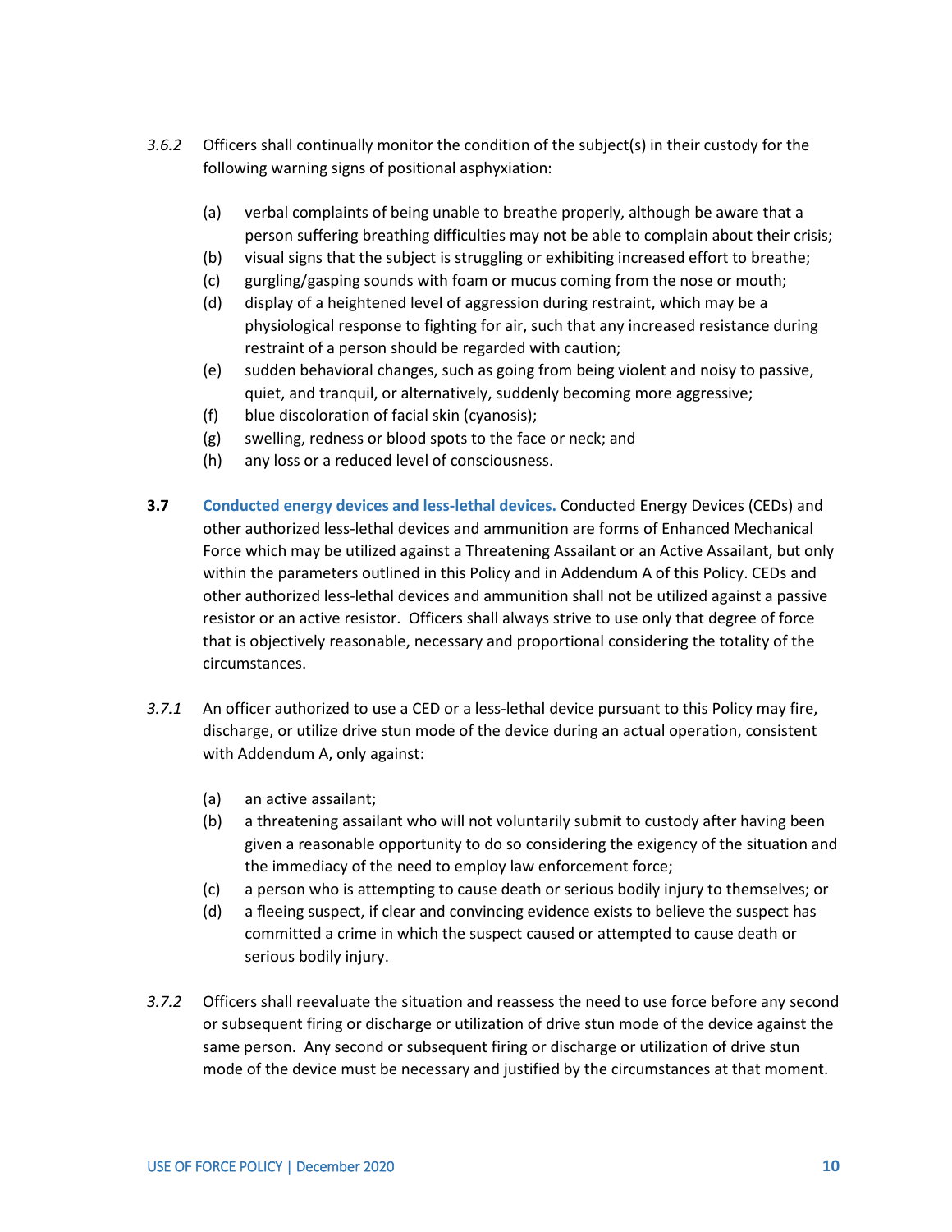*3.6.2* Officers shall continually monitor the condition of the subject(s) in their custody for the following warning signs of positional asphyxiation:

(a) verbal complaints of being unable to breathe properly, although be aware that a person suffering breathing difficulties may not be able to complain about their crisis;
(b) visual signs that the subject is struggling or exhibiting increased effort to breathe;
(c) gurgling/gasping sounds with foam or mucus coming from the nose or mouth;
(d) display of a heightened level of aggression during restraint, which may be a physiological response to fighting for air, such that any increased resistance during restraint of a person should be regarded with caution;
(e) sudden behavioral changes, such as going from being violent and noisy to passive, quiet, and tranquil, or alternatively, suddenly becoming more aggressive;
(f) blue discoloration of facial skin (cyanosis);
(g) swelling, redness or blood spots to the face or neck; and
(h) any loss or a reduced level of consciousness.

**3.7** **Conducted energy devices and less-lethal devices.** Conducted Energy Devices (CEDs) and other authorized less-lethal devices and ammunition are forms of Enhanced Mechanical Force which may be utilized against a Threatening Assailant or an Active Assailant, but only within the parameters outlined in this Policy and in Addendum A of this Policy. CEDs and other authorized less-lethal devices and ammunition shall not be utilized against a passive resistor or an active resistor. Officers shall always strive to use only that degree of force that is objectively reasonable, necessary and proportional considering the totality of the circumstances.

*3.7.1* An officer authorized to use a CED or a less-lethal device pursuant to this Policy may fire, discharge, or utilize drive stun mode of the device during an actual operation, consistent with Addendum A, only against:

(a) an active assailant;
(b) a threatening assailant who will not voluntarily submit to custody after having been given a reasonable opportunity to do so considering the exigency of the situation and the immediacy of the need to employ law enforcement force;
(c) a person who is attempting to cause death or serious bodily injury to themselves; or
(d) a fleeing suspect, if clear and convincing evidence exists to believe the suspect has committed a crime in which the suspect caused or attempted to cause death or serious bodily injury.

*3.7.2* Officers shall reevaluate the situation and reassess the need to use force before any second or subsequent firing or discharge or utilization of drive stun mode of the device against the same person. Any second or subsequent firing or discharge or utilization of drive stun mode of the device must be necessary and justified by the circumstances at that moment.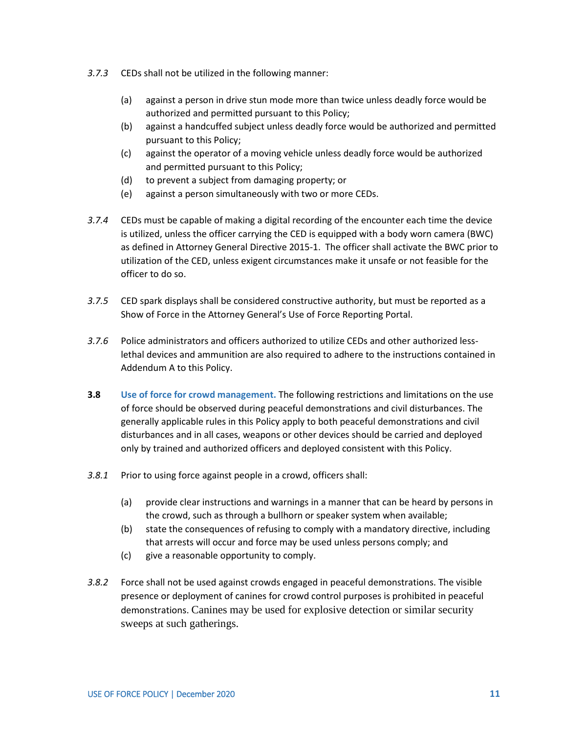*3.7.3* CEDs shall not be utilized in the following manner:

(a) against a person in drive stun mode more than twice unless deadly force would be authorized and permitted pursuant to this Policy;
(b) against a handcuffed subject unless deadly force would be authorized and permitted pursuant to this Policy;
(c) against the operator of a moving vehicle unless deadly force would be authorized and permitted pursuant to this Policy;
(d) to prevent a subject from damaging property; or
(e) against a person simultaneously with two or more CEDs.

*3.7.4* CEDs must be capable of making a digital recording of the encounter each time the device is utilized, unless the officer carrying the CED is equipped with a body worn camera (BWC) as defined in Attorney General Directive 2015-1. The officer shall activate the BWC prior to utilization of the CED, unless exigent circumstances make it unsafe or not feasible for the officer to do so.

*3.7.5* CED spark displays shall be considered constructive authority, but must be reported as a Show of Force in the Attorney General's Use of Force Reporting Portal.

*3.7.6* Police administrators and officers authorized to utilize CEDs and other authorized less-lethal devices and ammunition are also required to adhere to the instructions contained in Addendum A to this Policy.

**3.8** **Use of force for crowd management.** The following restrictions and limitations on the use of force should be observed during peaceful demonstrations and civil disturbances. The generally applicable rules in this Policy apply to both peaceful demonstrations and civil disturbances and in all cases, weapons or other devices should be carried and deployed only by trained and authorized officers and deployed consistent with this Policy.

*3.8.1* Prior to using force against people in a crowd, officers shall:

(a) provide clear instructions and warnings in a manner that can be heard by persons in the crowd, such as through a bullhorn or speaker system when available;
(b) state the consequences of refusing to comply with a mandatory directive, including that arrests will occur and force may be used unless persons comply; and
(c) give a reasonable opportunity to comply.

*3.8.2* Force shall not be used against crowds engaged in peaceful demonstrations. The visible presence or deployment of canines for crowd control purposes is prohibited in peaceful demonstrations. Canines may be used for explosive detection or similar security sweeps at such gatherings.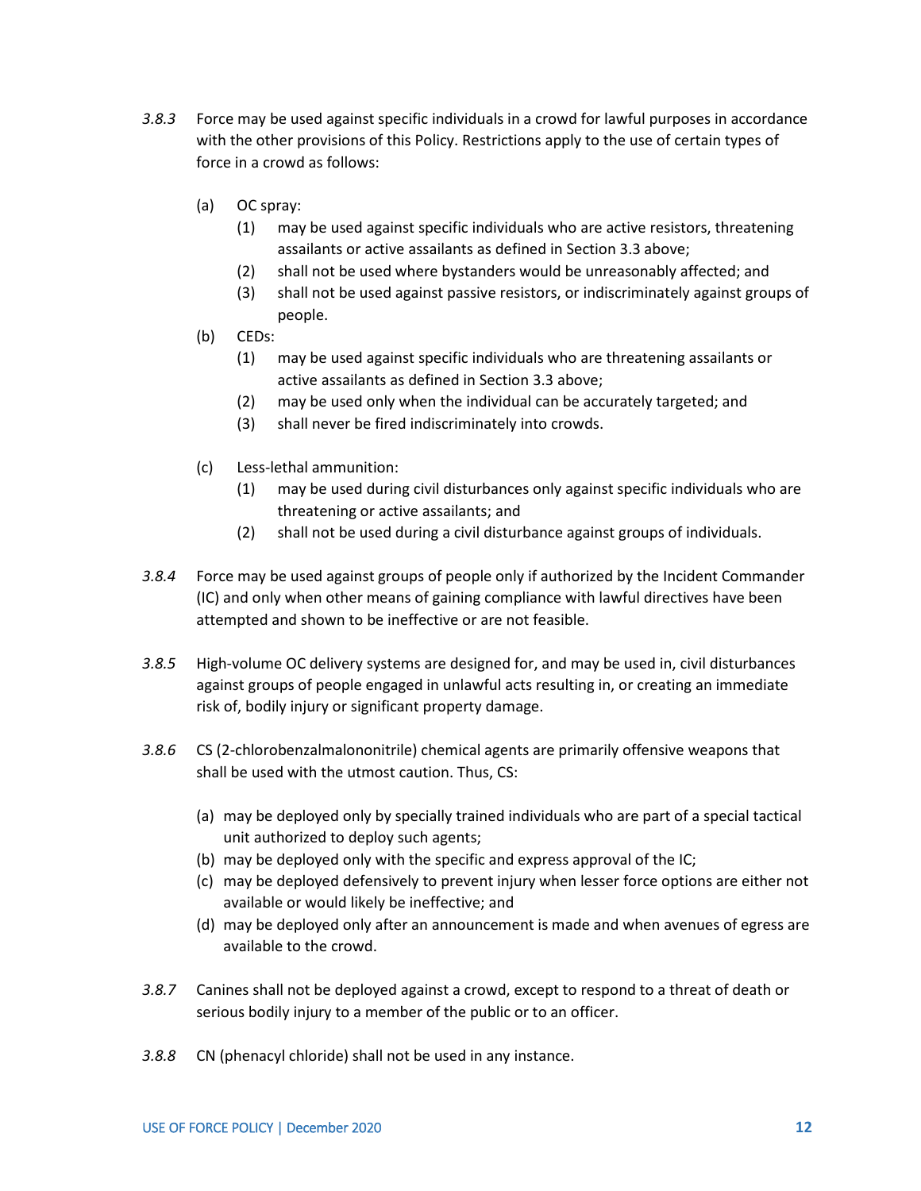*3.8.3* Force may be used against specific individuals in a crowd for lawful purposes in accordance with the other provisions of this Policy. Restrictions apply to the use of certain types of force in a crowd as follows:

- (a) OC spray:
  - (1) may be used against specific individuals who are active resistors, threatening assailants or active assailants as defined in Section 3.3 above;
  - (2) shall not be used where bystanders would be unreasonably affected; and
  - (3) shall not be used against passive resistors, or indiscriminately against groups of people.
- (b) CEDs:
  - (1) may be used against specific individuals who are threatening assailants or active assailants as defined in Section 3.3 above;
  - (2) may be used only when the individual can be accurately targeted; and
  - (3) shall never be fired indiscriminately into crowds.
- (c) Less-lethal ammunition:
  - (1) may be used during civil disturbances only against specific individuals who are threatening or active assailants; and
  - (2) shall not be used during a civil disturbance against groups of individuals.

*3.8.4* Force may be used against groups of people only if authorized by the Incident Commander (IC) and only when other means of gaining compliance with lawful directives have been attempted and shown to be ineffective or are not feasible.

*3.8.5* High-volume OC delivery systems are designed for, and may be used in, civil disturbances against groups of people engaged in unlawful acts resulting in, or creating an immediate risk of, bodily injury or significant property damage.

*3.8.6* CS (2-chlorobenzalmalononitrile) chemical agents are primarily offensive weapons that shall be used with the utmost caution. Thus, CS:

- (a) may be deployed only by specially trained individuals who are part of a special tactical unit authorized to deploy such agents;
- (b) may be deployed only with the specific and express approval of the IC;
- (c) may be deployed defensively to prevent injury when lesser force options are either not available or would likely be ineffective; and
- (d) may be deployed only after an announcement is made and when avenues of egress are available to the crowd.

*3.8.7* Canines shall not be deployed against a crowd, except to respond to a threat of death or serious bodily injury to a member of the public or to an officer.

*3.8.8* CN (phenacyl chloride) shall not be used in any instance.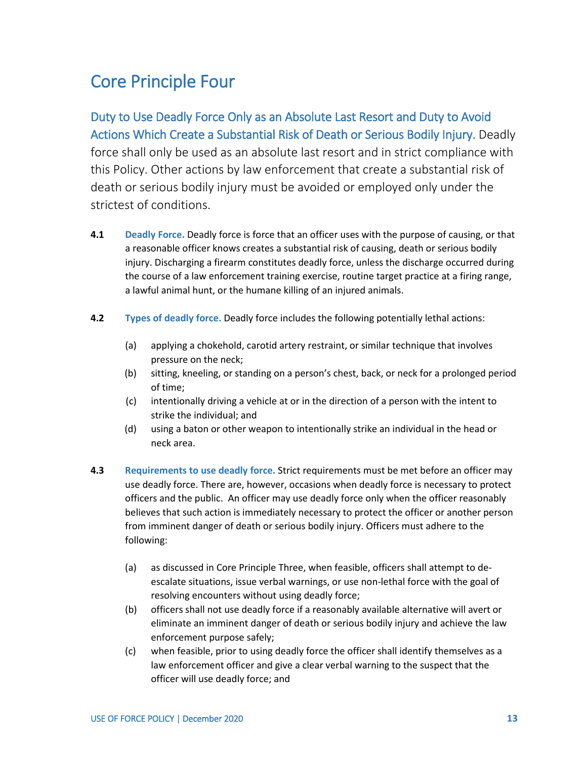# Core Principle Four

**Duty to Use Deadly Force Only as an Absolute Last Resort and Duty to Avoid Actions Which Create a Substantial Risk of Death or Serious Bodily Injury.** Deadly force shall only be used as an absolute last resort and in strict compliance with this Policy. Other actions by law enforcement that create a substantial risk of death or serious bodily injury must be avoided or employed only under the strictest of conditions.

**4.1 Deadly Force.** Deadly force is force that an officer uses with the purpose of causing, or that a reasonable officer knows creates a substantial risk of causing, death or serious bodily injury. Discharging a firearm constitutes deadly force, unless the discharge occurred during the course of a law enforcement training exercise, routine target practice at a firing range, a lawful animal hunt, or the humane killing of an injured animals.

**4.2 Types of deadly force.** Deadly force includes the following potentially lethal actions:

- (a) applying a chokehold, carotid artery restraint, or similar technique that involves pressure on the neck;
- (b) sitting, kneeling, or standing on a person's chest, back, or neck for a prolonged period of time;
- (c) intentionally driving a vehicle at or in the direction of a person with the intent to strike the individual; and
- (d) using a baton or other weapon to intentionally strike an individual in the head or neck area.

**4.3 Requirements to use deadly force.** Strict requirements must be met before an officer may use deadly force. There are, however, occasions when deadly force is necessary to protect officers and the public. An officer may use deadly force only when the officer reasonably believes that such action is immediately necessary to protect the officer or another person from imminent danger of death or serious bodily injury. Officers must adhere to the following:

- (a) as discussed in Core Principle Three, when feasible, officers shall attempt to de-escalate situations, issue verbal warnings, or use non-lethal force with the goal of resolving encounters without using deadly force;
- (b) officers shall not use deadly force if a reasonably available alternative will avert or eliminate an imminent danger of death or serious bodily injury and achieve the law enforcement purpose safely;
- (c) when feasible, prior to using deadly force the officer shall identify themselves as a law enforcement officer and give a clear verbal warning to the suspect that the officer will use deadly force; and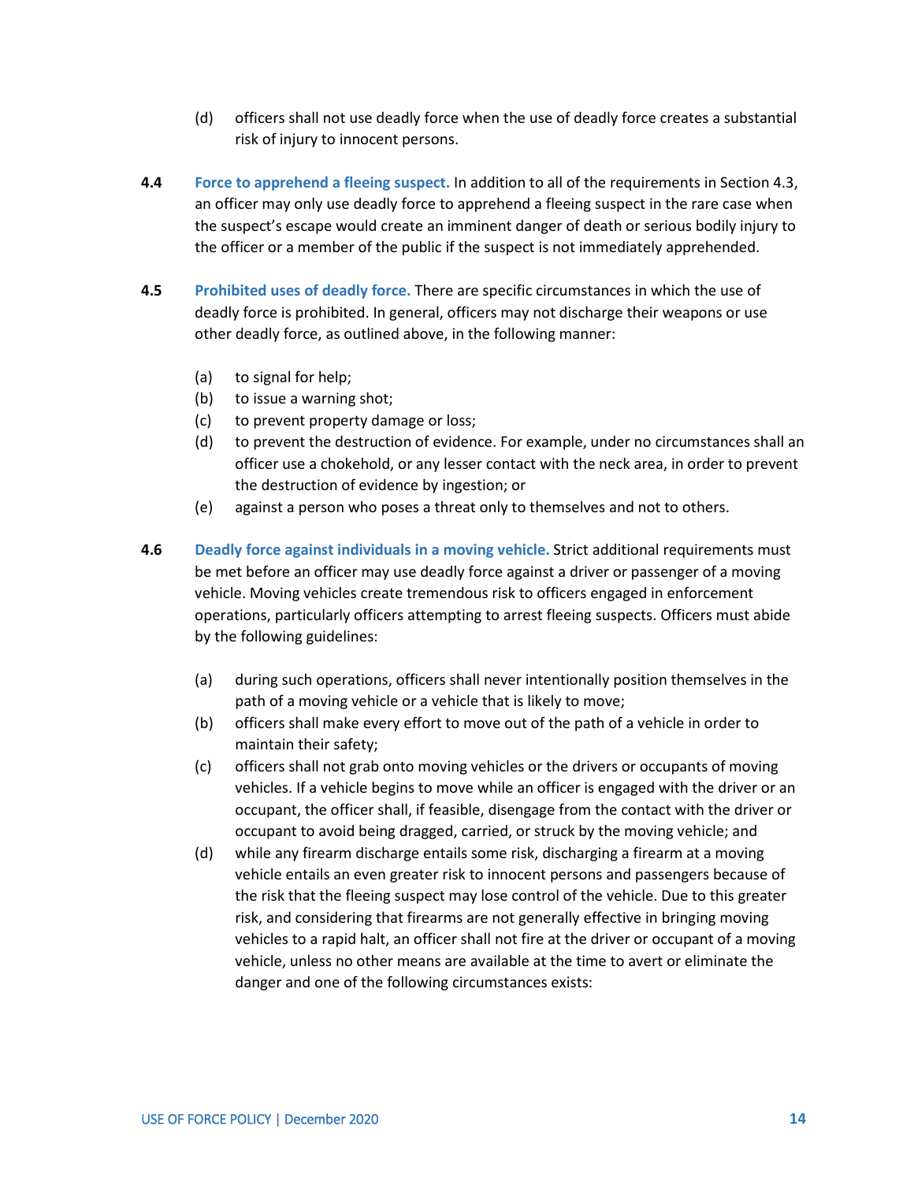(d) officers shall not use deadly force when the use of deadly force creates a substantial risk of injury to innocent persons.

**4.4 Force to apprehend a fleeing suspect.** In addition to all of the requirements in Section 4.3, an officer may only use deadly force to apprehend a fleeing suspect in the rare case when the suspect's escape would create an imminent danger of death or serious bodily injury to the officer or a member of the public if the suspect is not immediately apprehended.

**4.5 Prohibited uses of deadly force.** There are specific circumstances in which the use of deadly force is prohibited. In general, officers may not discharge their weapons or use other deadly force, as outlined above, in the following manner:

(a) to signal for help;
(b) to issue a warning shot;
(c) to prevent property damage or loss;
(d) to prevent the destruction of evidence. For example, under no circumstances shall an officer use a chokehold, or any lesser contact with the neck area, in order to prevent the destruction of evidence by ingestion; or
(e) against a person who poses a threat only to themselves and not to others.

**4.6 Deadly force against individuals in a moving vehicle.** Strict additional requirements must be met before an officer may use deadly force against a driver or passenger of a moving vehicle. Moving vehicles create tremendous risk to officers engaged in enforcement operations, particularly officers attempting to arrest fleeing suspects. Officers must abide by the following guidelines:

(a) during such operations, officers shall never intentionally position themselves in the path of a moving vehicle or a vehicle that is likely to move;
(b) officers shall make every effort to move out of the path of a vehicle in order to maintain their safety;
(c) officers shall not grab onto moving vehicles or the drivers or occupants of moving vehicles. If a vehicle begins to move while an officer is engaged with the driver or an occupant, the officer shall, if feasible, disengage from the contact with the driver or occupant to avoid being dragged, carried, or struck by the moving vehicle; and
(d) while any firearm discharge entails some risk, discharging a firearm at a moving vehicle entails an even greater risk to innocent persons and passengers because of the risk that the fleeing suspect may lose control of the vehicle. Due to this greater risk, and considering that firearms are not generally effective in bringing moving vehicles to a rapid halt, an officer shall not fire at the driver or occupant of a moving vehicle, unless no other means are available at the time to avert or eliminate the danger and one of the following circumstances exists: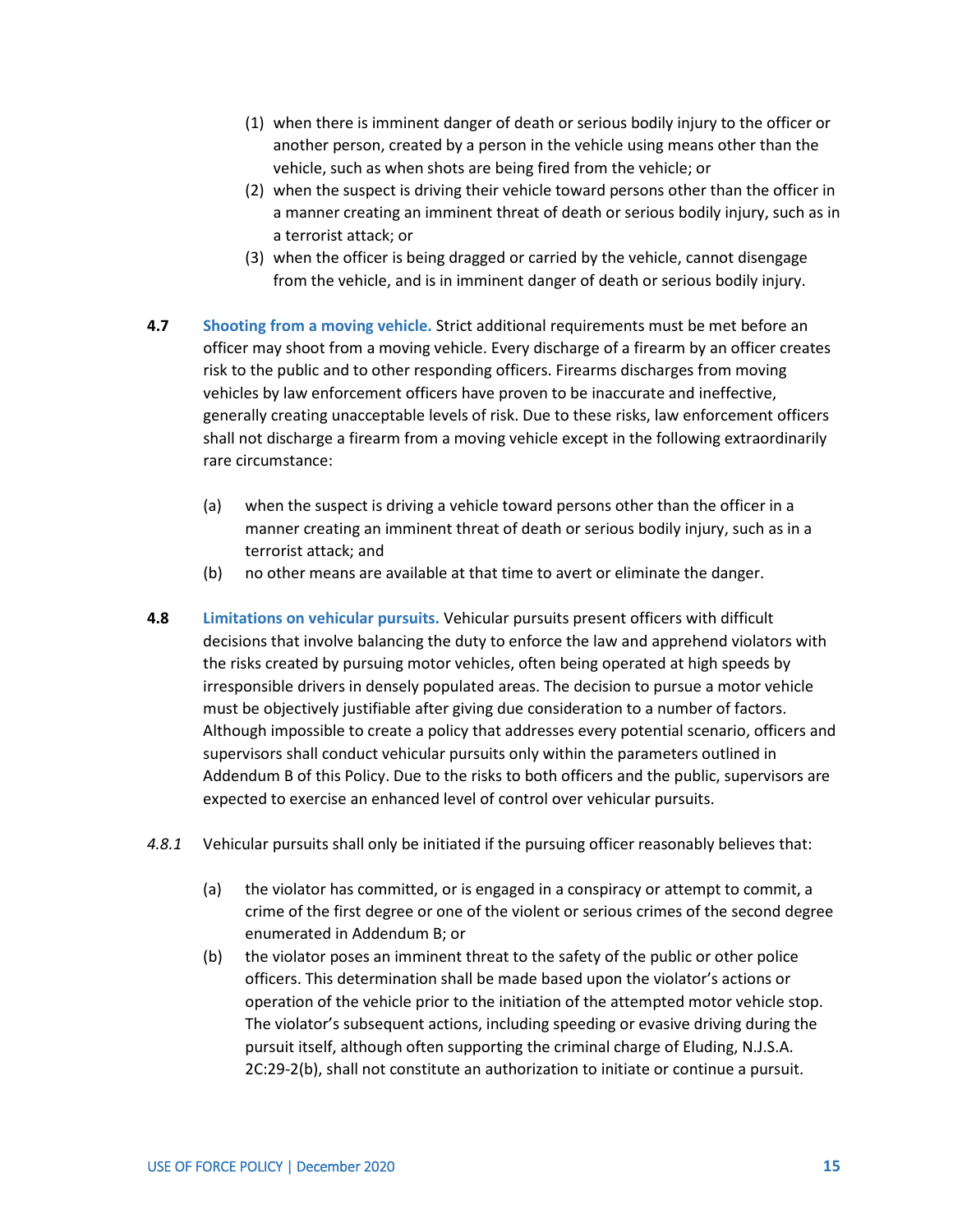(1) when there is imminent danger of death or serious bodily injury to the officer or another person, created by a person in the vehicle using means other than the vehicle, such as when shots are being fired from the vehicle; or

(2) when the suspect is driving their vehicle toward persons other than the officer in a manner creating an imminent threat of death or serious bodily injury, such as in a terrorist attack; or

(3) when the officer is being dragged or carried by the vehicle, cannot disengage from the vehicle, and is in imminent danger of death or serious bodily injury.

**4.7 Shooting from a moving vehicle.** Strict additional requirements must be met before an officer may shoot from a moving vehicle. Every discharge of a firearm by an officer creates risk to the public and to other responding officers. Firearms discharges from moving vehicles by law enforcement officers have proven to be inaccurate and ineffective, generally creating unacceptable levels of risk. Due to these risks, law enforcement officers shall not discharge a firearm from a moving vehicle except in the following extraordinarily rare circumstance:

(a) when the suspect is driving a vehicle toward persons other than the officer in a manner creating an imminent threat of death or serious bodily injury, such as in a terrorist attack; and

(b) no other means are available at that time to avert or eliminate the danger.

**4.8 Limitations on vehicular pursuits.** Vehicular pursuits present officers with difficult decisions that involve balancing the duty to enforce the law and apprehend violators with the risks created by pursuing motor vehicles, often being operated at high speeds by irresponsible drivers in densely populated areas. The decision to pursue a motor vehicle must be objectively justifiable after giving due consideration to a number of factors. Although impossible to create a policy that addresses every potential scenario, officers and supervisors shall conduct vehicular pursuits only within the parameters outlined in Addendum B of this Policy. Due to the risks to both officers and the public, supervisors are expected to exercise an enhanced level of control over vehicular pursuits.

*4.8.1* Vehicular pursuits shall only be initiated if the pursuing officer reasonably believes that:

(a) the violator has committed, or is engaged in a conspiracy or attempt to commit, a crime of the first degree or one of the violent or serious crimes of the second degree enumerated in Addendum B; or

(b) the violator poses an imminent threat to the safety of the public or other police officers. This determination shall be made based upon the violator's actions or operation of the vehicle prior to the initiation of the attempted motor vehicle stop. The violator's subsequent actions, including speeding or evasive driving during the pursuit itself, although often supporting the criminal charge of Eluding, N.J.S.A. 2C:29-2(b), shall not constitute an authorization to initiate or continue a pursuit.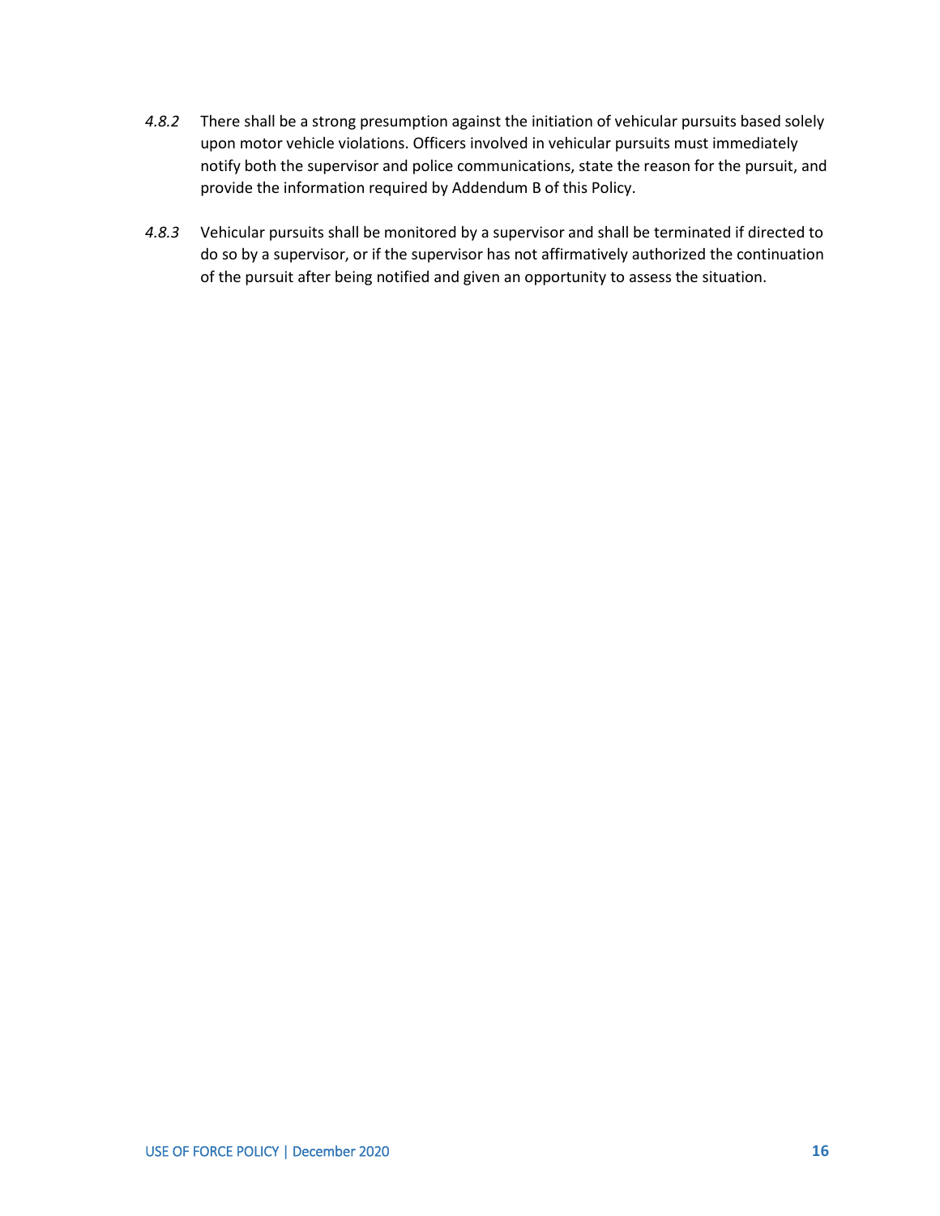*4.8.2* There shall be a strong presumption against the initiation of vehicular pursuits based solely upon motor vehicle violations. Officers involved in vehicular pursuits must immediately notify both the supervisor and police communications, state the reason for the pursuit, and provide the information required by Addendum B of this Policy.

*4.8.3* Vehicular pursuits shall be monitored by a supervisor and shall be terminated if directed to do so by a supervisor, or if the supervisor has not affirmatively authorized the continuation of the pursuit after being notified and given an opportunity to assess the situation.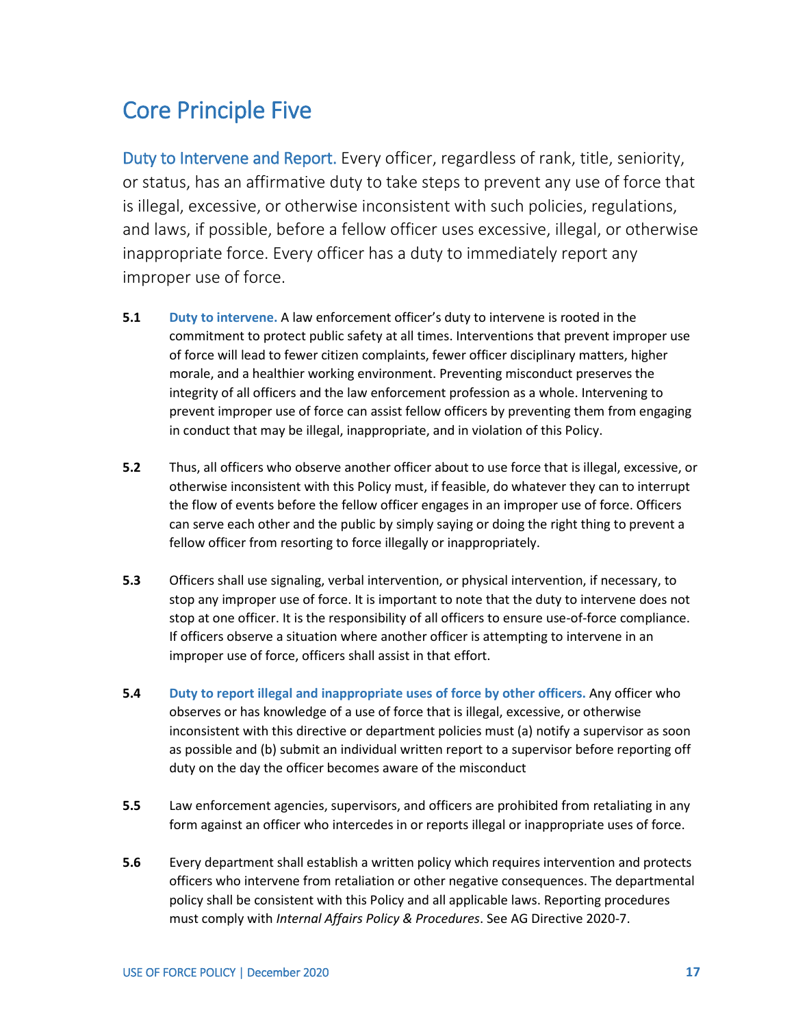# Core Principle Five

**Duty to Intervene and Report.** Every officer, regardless of rank, title, seniority, or status, has an affirmative duty to take steps to prevent any use of force that is illegal, excessive, or otherwise inconsistent with such policies, regulations, and laws, if possible, before a fellow officer uses excessive, illegal, or otherwise inappropriate force. Every officer has a duty to immediately report any improper use of force.

**5.1** **Duty to intervene.** A law enforcement officer's duty to intervene is rooted in the commitment to protect public safety at all times. Interventions that prevent improper use of force will lead to fewer citizen complaints, fewer officer disciplinary matters, higher morale, and a healthier working environment. Preventing misconduct preserves the integrity of all officers and the law enforcement profession as a whole. Intervening to prevent improper use of force can assist fellow officers by preventing them from engaging in conduct that may be illegal, inappropriate, and in violation of this Policy.

**5.2** Thus, all officers who observe another officer about to use force that is illegal, excessive, or otherwise inconsistent with this Policy must, if feasible, do whatever they can to interrupt the flow of events before the fellow officer engages in an improper use of force. Officers can serve each other and the public by simply saying or doing the right thing to prevent a fellow officer from resorting to force illegally or inappropriately.

**5.3** Officers shall use signaling, verbal intervention, or physical intervention, if necessary, to stop any improper use of force. It is important to note that the duty to intervene does not stop at one officer. It is the responsibility of all officers to ensure use-of-force compliance. If officers observe a situation where another officer is attempting to intervene in an improper use of force, officers shall assist in that effort.

**5.4** **Duty to report illegal and inappropriate uses of force by other officers.** Any officer who observes or has knowledge of a use of force that is illegal, excessive, or otherwise inconsistent with this directive or department policies must (a) notify a supervisor as soon as possible and (b) submit an individual written report to a supervisor before reporting off duty on the day the officer becomes aware of the misconduct

**5.5** Law enforcement agencies, supervisors, and officers are prohibited from retaliating in any form against an officer who intercedes in or reports illegal or inappropriate uses of force.

**5.6** Every department shall establish a written policy which requires intervention and protects officers who intervene from retaliation or other negative consequences. The departmental policy shall be consistent with this Policy and all applicable laws. Reporting procedures must comply with *Internal Affairs Policy & Procedures*. See AG Directive 2020-7.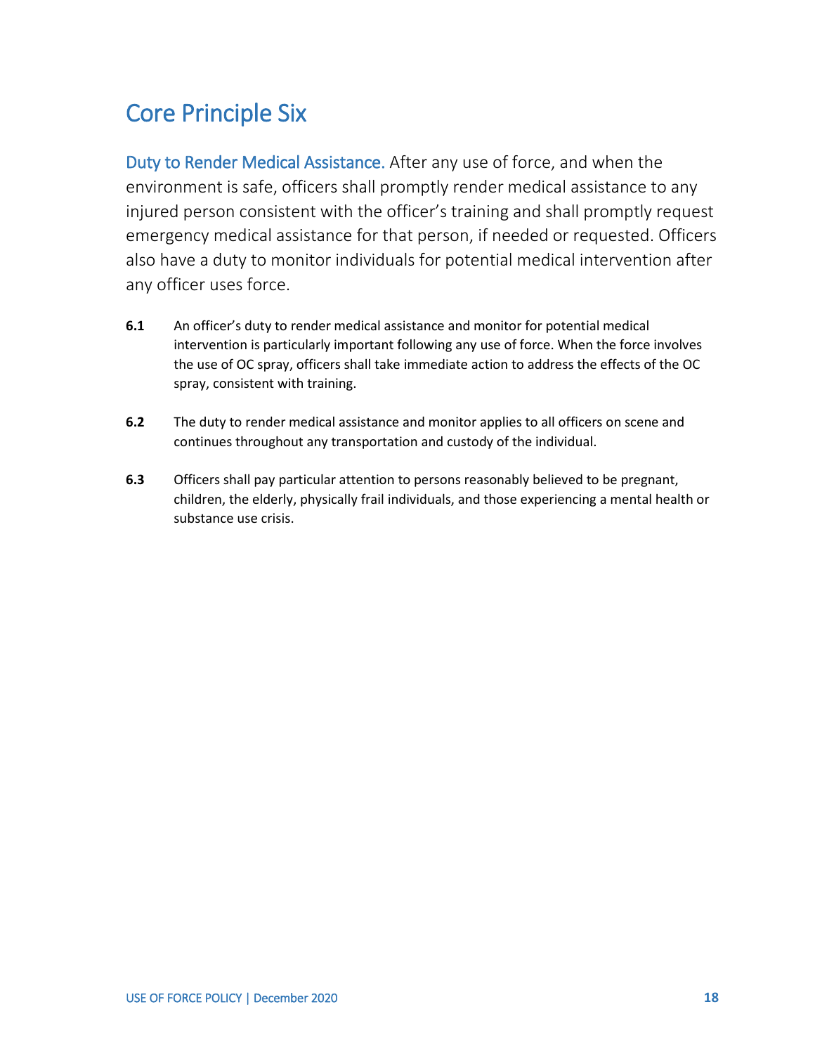# Core Principle Six

Duty to Render Medical Assistance. After any use of force, and when the environment is safe, officers shall promptly render medical assistance to any injured person consistent with the officer's training and shall promptly request emergency medical assistance for that person, if needed or requested. Officers also have a duty to monitor individuals for potential medical intervention after any officer uses force.

**6.1** An officer's duty to render medical assistance and monitor for potential medical intervention is particularly important following any use of force. When the force involves the use of OC spray, officers shall take immediate action to address the effects of the OC spray, consistent with training.

**6.2** The duty to render medical assistance and monitor applies to all officers on scene and continues throughout any transportation and custody of the individual.

**6.3** Officers shall pay particular attention to persons reasonably believed to be pregnant, children, the elderly, physically frail individuals, and those experiencing a mental health or substance use crisis.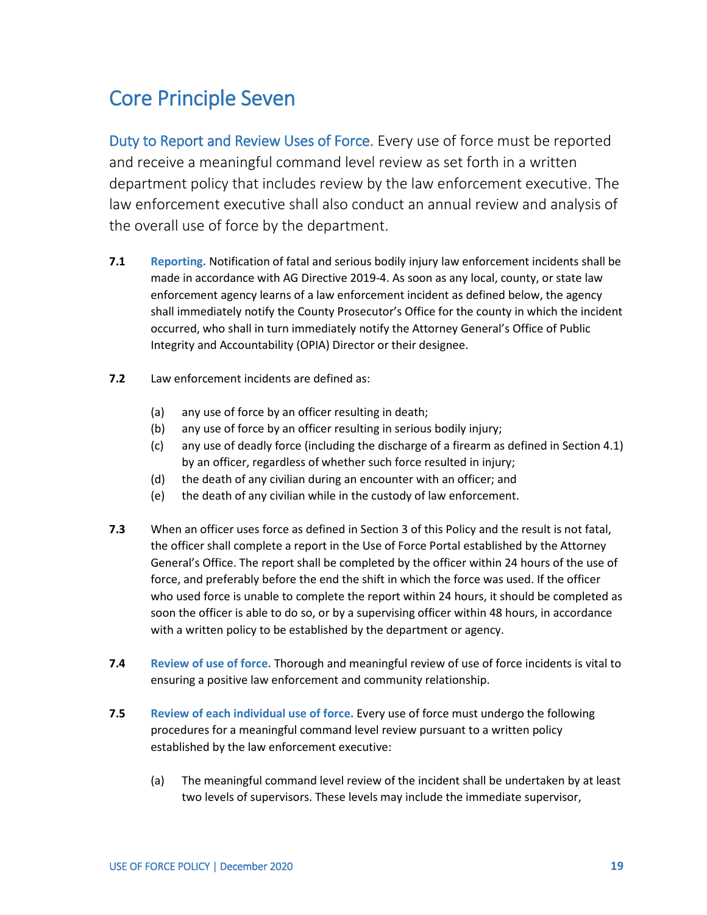# Core Principle Seven

**Duty to Report and Review Uses of Force.** Every use of force must be reported and receive a meaningful command level review as set forth in a written department policy that includes review by the law enforcement executive. The law enforcement executive shall also conduct an annual review and analysis of the overall use of force by the department.

**7.1** **Reporting.** Notification of fatal and serious bodily injury law enforcement incidents shall be made in accordance with AG Directive 2019-4. As soon as any local, county, or state law enforcement agency learns of a law enforcement incident as defined below, the agency shall immediately notify the County Prosecutor's Office for the county in which the incident occurred, who shall in turn immediately notify the Attorney General's Office of Public Integrity and Accountability (OPIA) Director or their designee.

**7.2** Law enforcement incidents are defined as:

- (a) any use of force by an officer resulting in death;
- (b) any use of force by an officer resulting in serious bodily injury;
- (c) any use of deadly force (including the discharge of a firearm as defined in Section 4.1) by an officer, regardless of whether such force resulted in injury;
- (d) the death of any civilian during an encounter with an officer; and
- (e) the death of any civilian while in the custody of law enforcement.

**7.3** When an officer uses force as defined in Section 3 of this Policy and the result is not fatal, the officer shall complete a report in the Use of Force Portal established by the Attorney General's Office. The report shall be completed by the officer within 24 hours of the use of force, and preferably before the end the shift in which the force was used. If the officer who used force is unable to complete the report within 24 hours, it should be completed as soon the officer is able to do so, or by a supervising officer within 48 hours, in accordance with a written policy to be established by the department or agency.

**7.4** **Review of use of force.** Thorough and meaningful review of use of force incidents is vital to ensuring a positive law enforcement and community relationship.

**7.5** **Review of each individual use of force.** Every use of force must undergo the following procedures for a meaningful command level review pursuant to a written policy established by the law enforcement executive:

- (a) The meaningful command level review of the incident shall be undertaken by at least two levels of supervisors. These levels may include the immediate supervisor,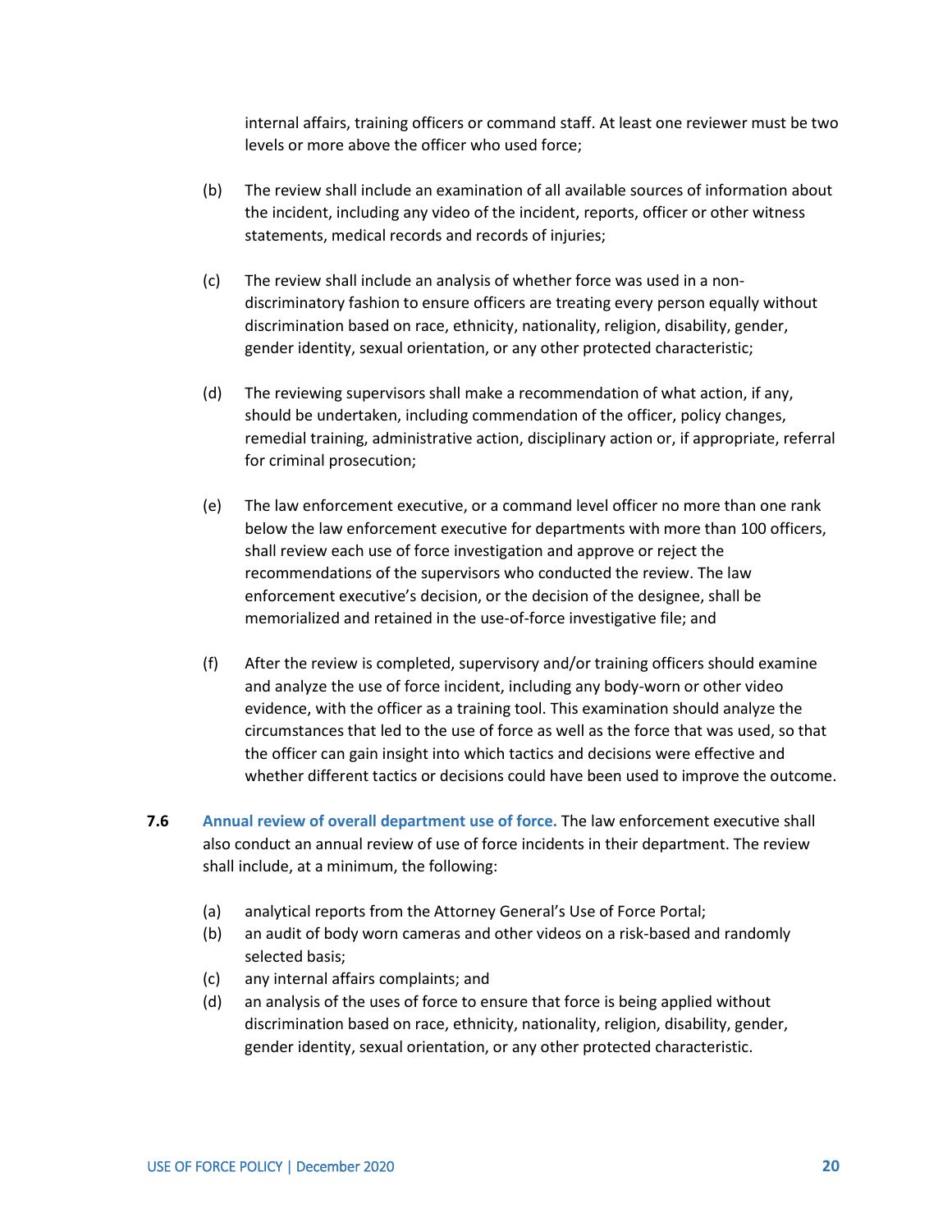internal affairs, training officers or command staff. At least one reviewer must be two levels or more above the officer who used force;

(b) The review shall include an examination of all available sources of information about the incident, including any video of the incident, reports, officer or other witness statements, medical records and records of injuries;

(c) The review shall include an analysis of whether force was used in a non-discriminatory fashion to ensure officers are treating every person equally without discrimination based on race, ethnicity, nationality, religion, disability, gender, gender identity, sexual orientation, or any other protected characteristic;

(d) The reviewing supervisors shall make a recommendation of what action, if any, should be undertaken, including commendation of the officer, policy changes, remedial training, administrative action, disciplinary action or, if appropriate, referral for criminal prosecution;

(e) The law enforcement executive, or a command level officer no more than one rank below the law enforcement executive for departments with more than 100 officers, shall review each use of force investigation and approve or reject the recommendations of the supervisors who conducted the review. The law enforcement executive's decision, or the decision of the designee, shall be memorialized and retained in the use-of-force investigative file; and

(f) After the review is completed, supervisory and/or training officers should examine and analyze the use of force incident, including any body-worn or other video evidence, with the officer as a training tool. This examination should analyze the circumstances that led to the use of force as well as the force that was used, so that the officer can gain insight into which tactics and decisions were effective and whether different tactics or decisions could have been used to improve the outcome.

**7.6** **Annual review of overall department use of force.** The law enforcement executive shall also conduct an annual review of use of force incidents in their department. The review shall include, at a minimum, the following:

(a) analytical reports from the Attorney General's Use of Force Portal;
(b) an audit of body worn cameras and other videos on a risk-based and randomly selected basis;
(c) any internal affairs complaints; and
(d) an analysis of the uses of force to ensure that force is being applied without discrimination based on race, ethnicity, nationality, religion, disability, gender, gender identity, sexual orientation, or any other protected characteristic.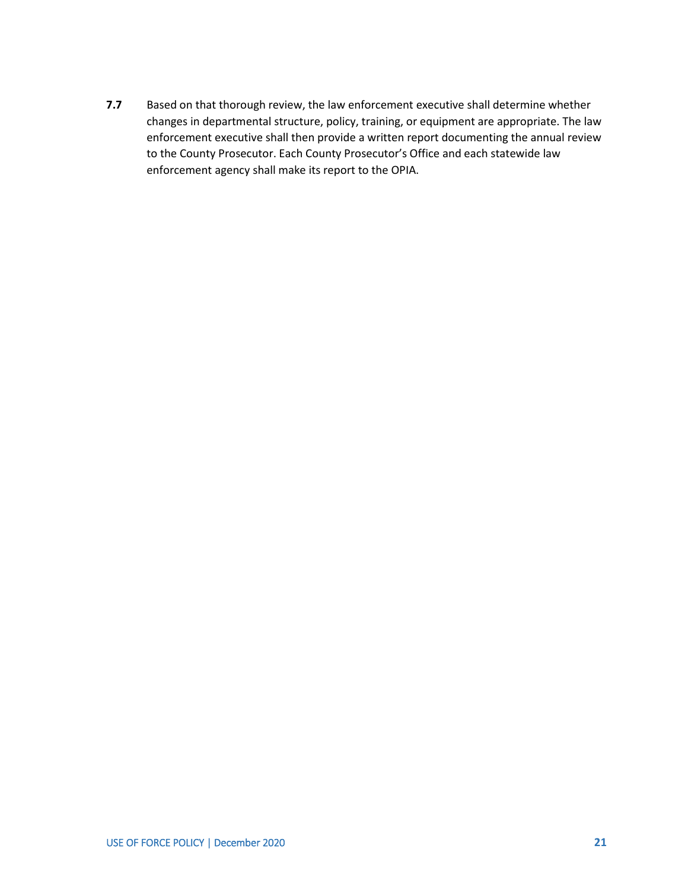**7.7** Based on that thorough review, the law enforcement executive shall determine whether changes in departmental structure, policy, training, or equipment are appropriate. The law enforcement executive shall then provide a written report documenting the annual review to the County Prosecutor. Each County Prosecutor's Office and each statewide law enforcement agency shall make its report to the OPIA.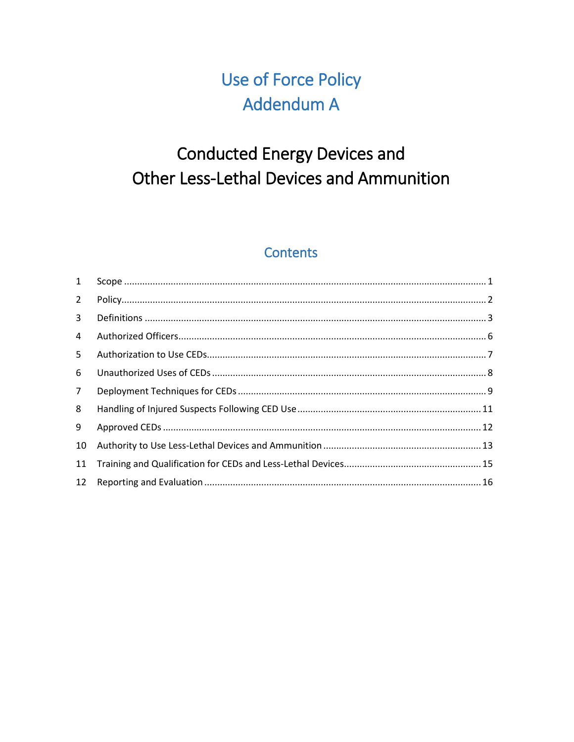# Use of Force Policy
# Addendum A

## Conducted Energy Devices and Other Less-Lethal Devices and Ammunition

## Contents

| | | |
|---|---|---|
| 1 | Scope | 1 |
| 2 | Policy | 2 |
| 3 | Definitions | 3 |
| 4 | Authorized Officers | 6 |
| 5 | Authorization to Use CEDs | 7 |
| 6 | Unauthorized Uses of CEDs | 8 |
| 7 | Deployment Techniques for CEDs | 9 |
| 8 | Handling of Injured Suspects Following CED Use | 11 |
| 9 | Approved CEDs | 12 |
| 10 | Authority to Use Less-Lethal Devices and Ammunition | 13 |
| 11 | Training and Qualification for CEDs and Less-Lethal Devices | 15 |
| 12 | Reporting and Evaluation | 16 |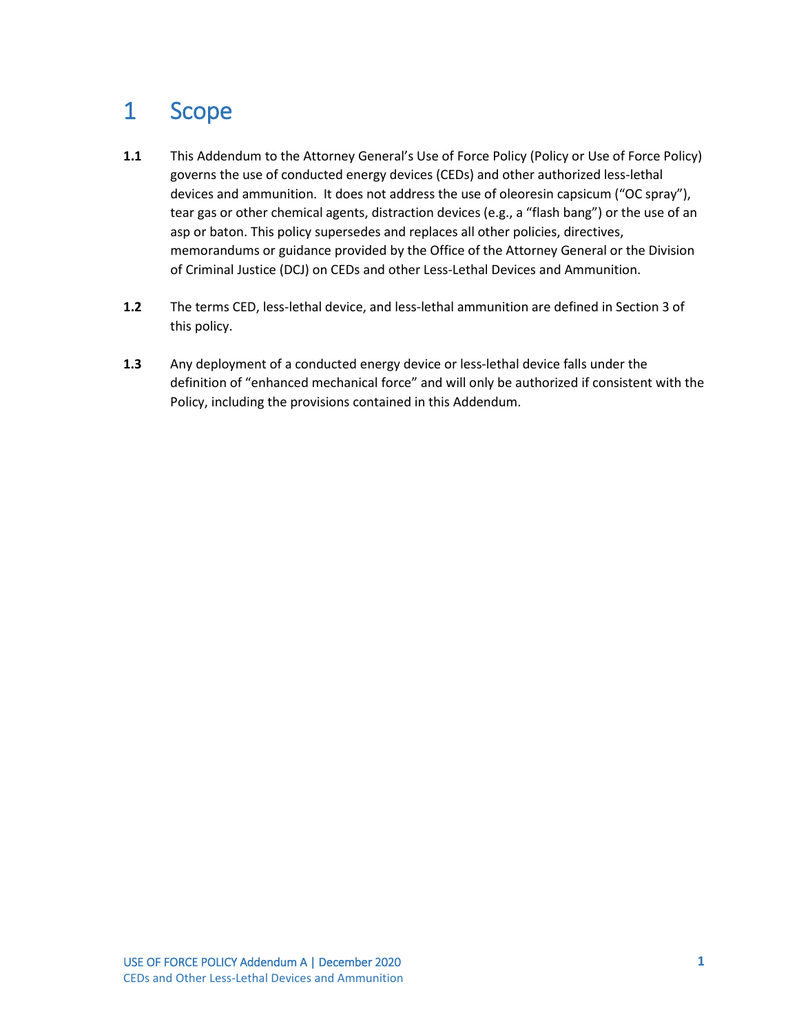# 1 Scope

**1.1** This Addendum to the Attorney General's Use of Force Policy (Policy or Use of Force Policy) governs the use of conducted energy devices (CEDs) and other authorized less-lethal devices and ammunition. It does not address the use of oleoresin capsicum ("OC spray"), tear gas or other chemical agents, distraction devices (e.g., a "flash bang") or the use of an asp or baton. This policy supersedes and replaces all other policies, directives, memorandums or guidance provided by the Office of the Attorney General or the Division of Criminal Justice (DCJ) on CEDs and other Less-Lethal Devices and Ammunition.

**1.2** The terms CED, less-lethal device, and less-lethal ammunition are defined in Section 3 of this policy.

**1.3** Any deployment of a conducted energy device or less-lethal device falls under the definition of "enhanced mechanical force" and will only be authorized if consistent with the Policy, including the provisions contained in this Addendum.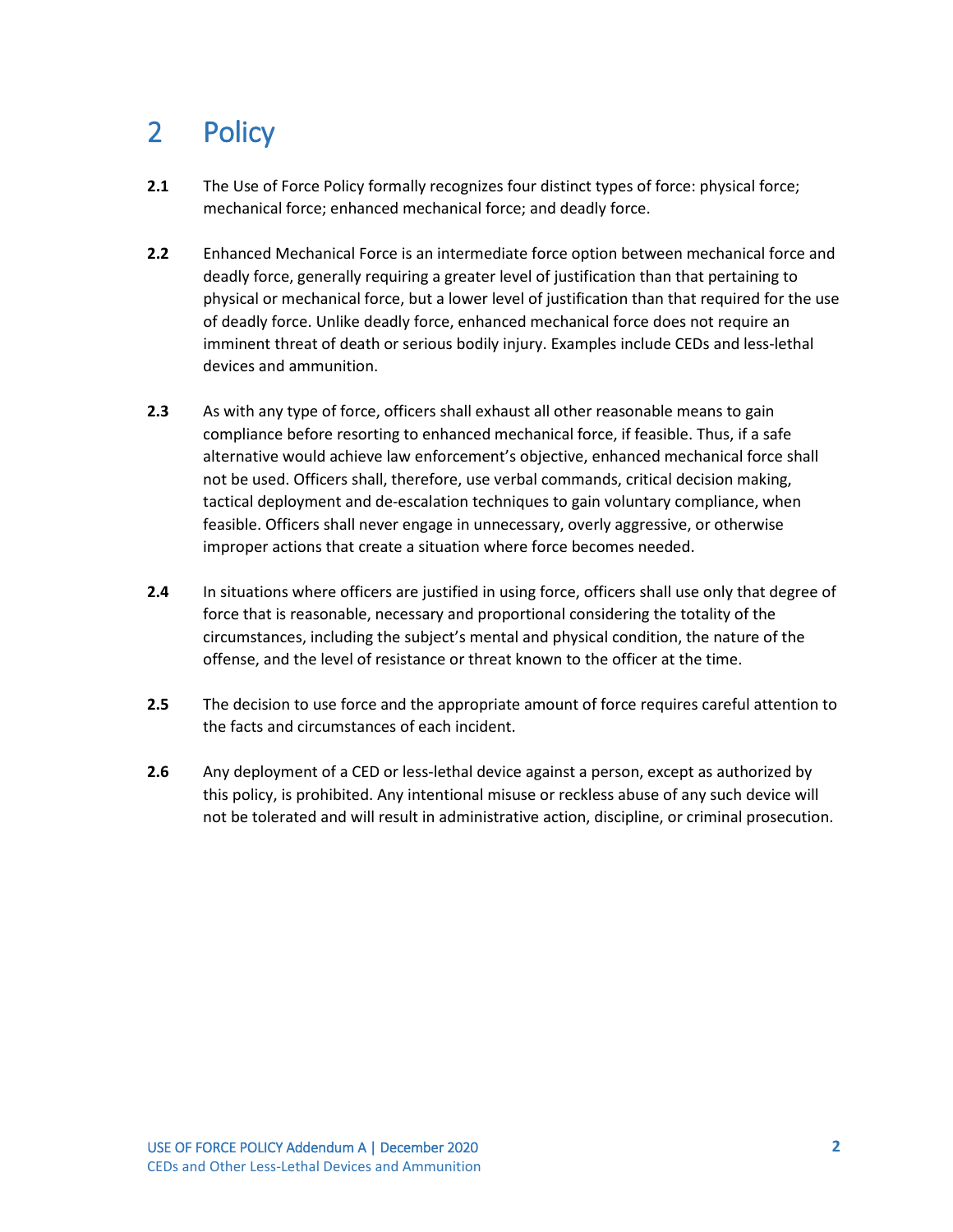# 2 Policy

**2.1** The Use of Force Policy formally recognizes four distinct types of force: physical force; mechanical force; enhanced mechanical force; and deadly force.

**2.2** Enhanced Mechanical Force is an intermediate force option between mechanical force and deadly force, generally requiring a greater level of justification than that pertaining to physical or mechanical force, but a lower level of justification than that required for the use of deadly force. Unlike deadly force, enhanced mechanical force does not require an imminent threat of death or serious bodily injury. Examples include CEDs and less-lethal devices and ammunition.

**2.3** As with any type of force, officers shall exhaust all other reasonable means to gain compliance before resorting to enhanced mechanical force, if feasible. Thus, if a safe alternative would achieve law enforcement's objective, enhanced mechanical force shall not be used. Officers shall, therefore, use verbal commands, critical decision making, tactical deployment and de-escalation techniques to gain voluntary compliance, when feasible. Officers shall never engage in unnecessary, overly aggressive, or otherwise improper actions that create a situation where force becomes needed.

**2.4** In situations where officers are justified in using force, officers shall use only that degree of force that is reasonable, necessary and proportional considering the totality of the circumstances, including the subject's mental and physical condition, the nature of the offense, and the level of resistance or threat known to the officer at the time.

**2.5** The decision to use force and the appropriate amount of force requires careful attention to the facts and circumstances of each incident.

**2.6** Any deployment of a CED or less-lethal device against a person, except as authorized by this policy, is prohibited. Any intentional misuse or reckless abuse of any such device will not be tolerated and will result in administrative action, discipline, or criminal prosecution.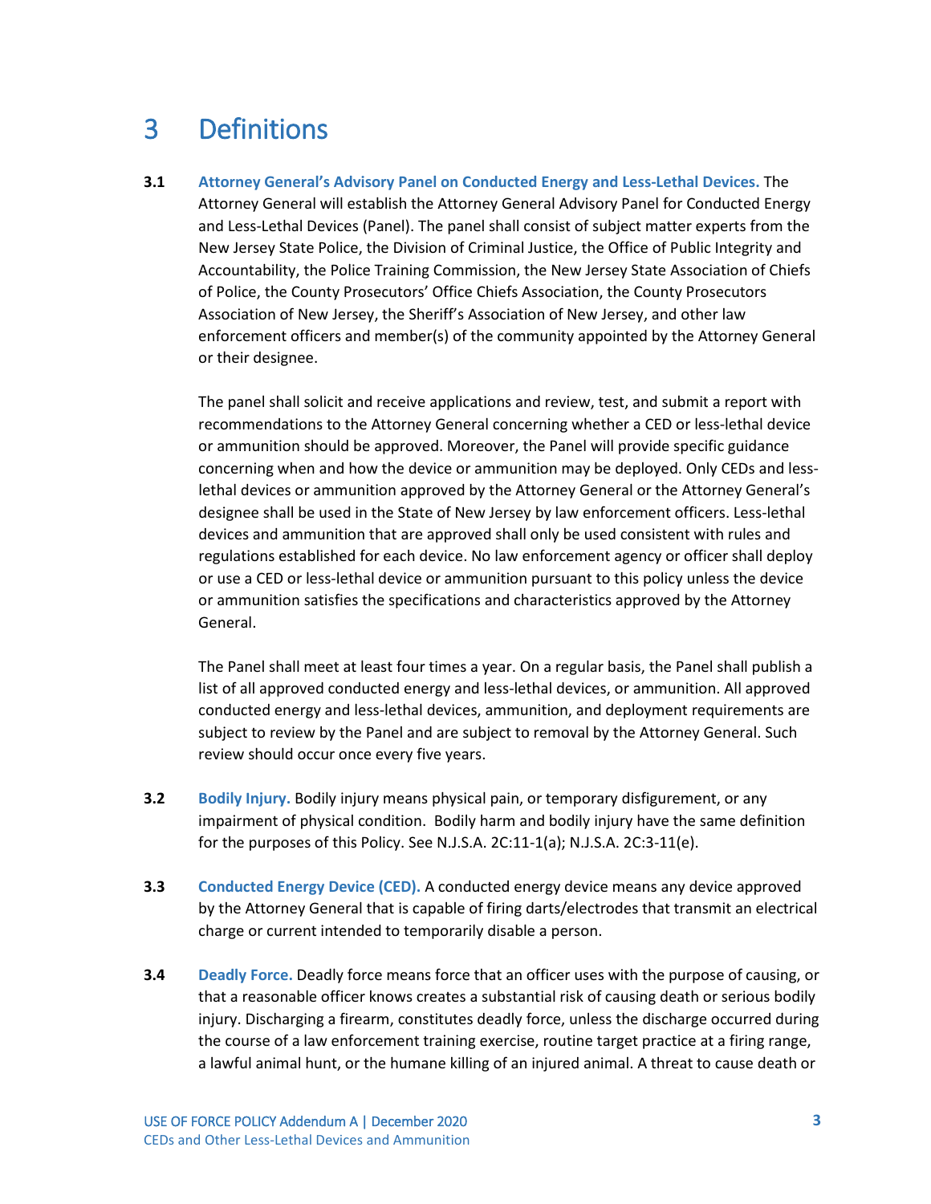# 3 Definitions

**3.1 Attorney General's Advisory Panel on Conducted Energy and Less-Lethal Devices.** The Attorney General will establish the Attorney General Advisory Panel for Conducted Energy and Less-Lethal Devices (Panel). The panel shall consist of subject matter experts from the New Jersey State Police, the Division of Criminal Justice, the Office of Public Integrity and Accountability, the Police Training Commission, the New Jersey State Association of Chiefs of Police, the County Prosecutors' Office Chiefs Association, the County Prosecutors Association of New Jersey, the Sheriff's Association of New Jersey, and other law enforcement officers and member(s) of the community appointed by the Attorney General or their designee.

The panel shall solicit and receive applications and review, test, and submit a report with recommendations to the Attorney General concerning whether a CED or less-lethal device or ammunition should be approved. Moreover, the Panel will provide specific guidance concerning when and how the device or ammunition may be deployed. Only CEDs and less-lethal devices or ammunition approved by the Attorney General or the Attorney General's designee shall be used in the State of New Jersey by law enforcement officers. Less-lethal devices and ammunition that are approved shall only be used consistent with rules and regulations established for each device. No law enforcement agency or officer shall deploy or use a CED or less-lethal device or ammunition pursuant to this policy unless the device or ammunition satisfies the specifications and characteristics approved by the Attorney General.

The Panel shall meet at least four times a year. On a regular basis, the Panel shall publish a list of all approved conducted energy and less-lethal devices, or ammunition. All approved conducted energy and less-lethal devices, ammunition, and deployment requirements are subject to review by the Panel and are subject to removal by the Attorney General. Such review should occur once every five years.

**3.2 Bodily Injury.** Bodily injury means physical pain, or temporary disfigurement, or any impairment of physical condition. Bodily harm and bodily injury have the same definition for the purposes of this Policy. See N.J.S.A. 2C:11-1(a); N.J.S.A. 2C:3-11(e).

**3.3 Conducted Energy Device (CED).** A conducted energy device means any device approved by the Attorney General that is capable of firing darts/electrodes that transmit an electrical charge or current intended to temporarily disable a person.

**3.4 Deadly Force.** Deadly force means force that an officer uses with the purpose of causing, or that a reasonable officer knows creates a substantial risk of causing death or serious bodily injury. Discharging a firearm, constitutes deadly force, unless the discharge occurred during the course of a law enforcement training exercise, routine target practice at a firing range, a lawful animal hunt, or the humane killing of an injured animal. A threat to cause death or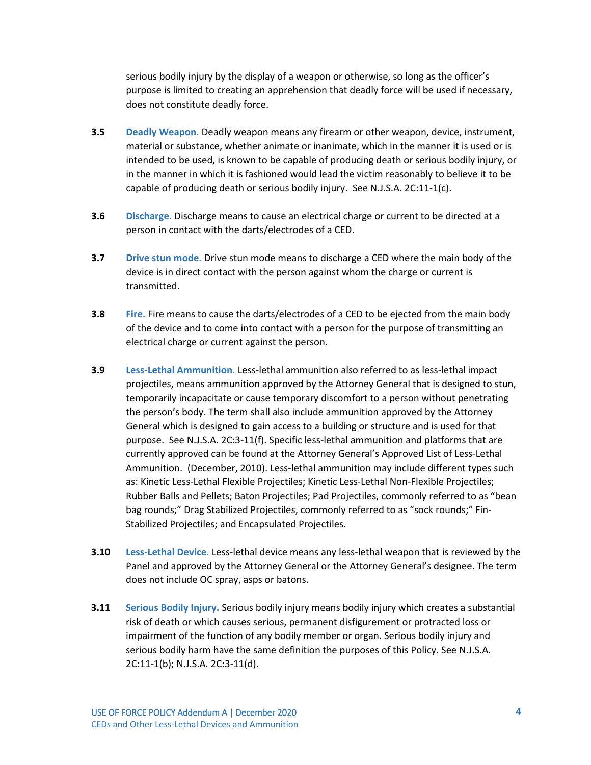serious bodily injury by the display of a weapon or otherwise, so long as the officer's purpose is limited to creating an apprehension that deadly force will be used if necessary, does not constitute deadly force.

**3.5** **Deadly Weapon.** Deadly weapon means any firearm or other weapon, device, instrument, material or substance, whether animate or inanimate, which in the manner it is used or is intended to be used, is known to be capable of producing death or serious bodily injury, or in the manner in which it is fashioned would lead the victim reasonably to believe it to be capable of producing death or serious bodily injury. See N.J.S.A. 2C:11-1(c).

**3.6** **Discharge.** Discharge means to cause an electrical charge or current to be directed at a person in contact with the darts/electrodes of a CED.

**3.7** **Drive stun mode.** Drive stun mode means to discharge a CED where the main body of the device is in direct contact with the person against whom the charge or current is transmitted.

**3.8** **Fire.** Fire means to cause the darts/electrodes of a CED to be ejected from the main body of the device and to come into contact with a person for the purpose of transmitting an electrical charge or current against the person.

**3.9** **Less-Lethal Ammunition.** Less-lethal ammunition also referred to as less-lethal impact projectiles, means ammunition approved by the Attorney General that is designed to stun, temporarily incapacitate or cause temporary discomfort to a person without penetrating the person's body. The term shall also include ammunition approved by the Attorney General which is designed to gain access to a building or structure and is used for that purpose. See N.J.S.A. 2C:3-11(f). Specific less-lethal ammunition and platforms that are currently approved can be found at the Attorney General's Approved List of Less-Lethal Ammunition. (December, 2010). Less-lethal ammunition may include different types such as: Kinetic Less-Lethal Flexible Projectiles; Kinetic Less-Lethal Non-Flexible Projectiles; Rubber Balls and Pellets; Baton Projectiles; Pad Projectiles, commonly referred to as "bean bag rounds;" Drag Stabilized Projectiles, commonly referred to as "sock rounds;" Fin-Stabilized Projectiles; and Encapsulated Projectiles.

**3.10** **Less-Lethal Device.** Less-lethal device means any less-lethal weapon that is reviewed by the Panel and approved by the Attorney General or the Attorney General's designee. The term does not include OC spray, asps or batons.

**3.11** **Serious Bodily Injury.** Serious bodily injury means bodily injury which creates a substantial risk of death or which causes serious, permanent disfigurement or protracted loss or impairment of the function of any bodily member or organ. Serious bodily injury and serious bodily harm have the same definition the purposes of this Policy. See N.J.S.A. 2C:11-1(b); N.J.S.A. 2C:3-11(d).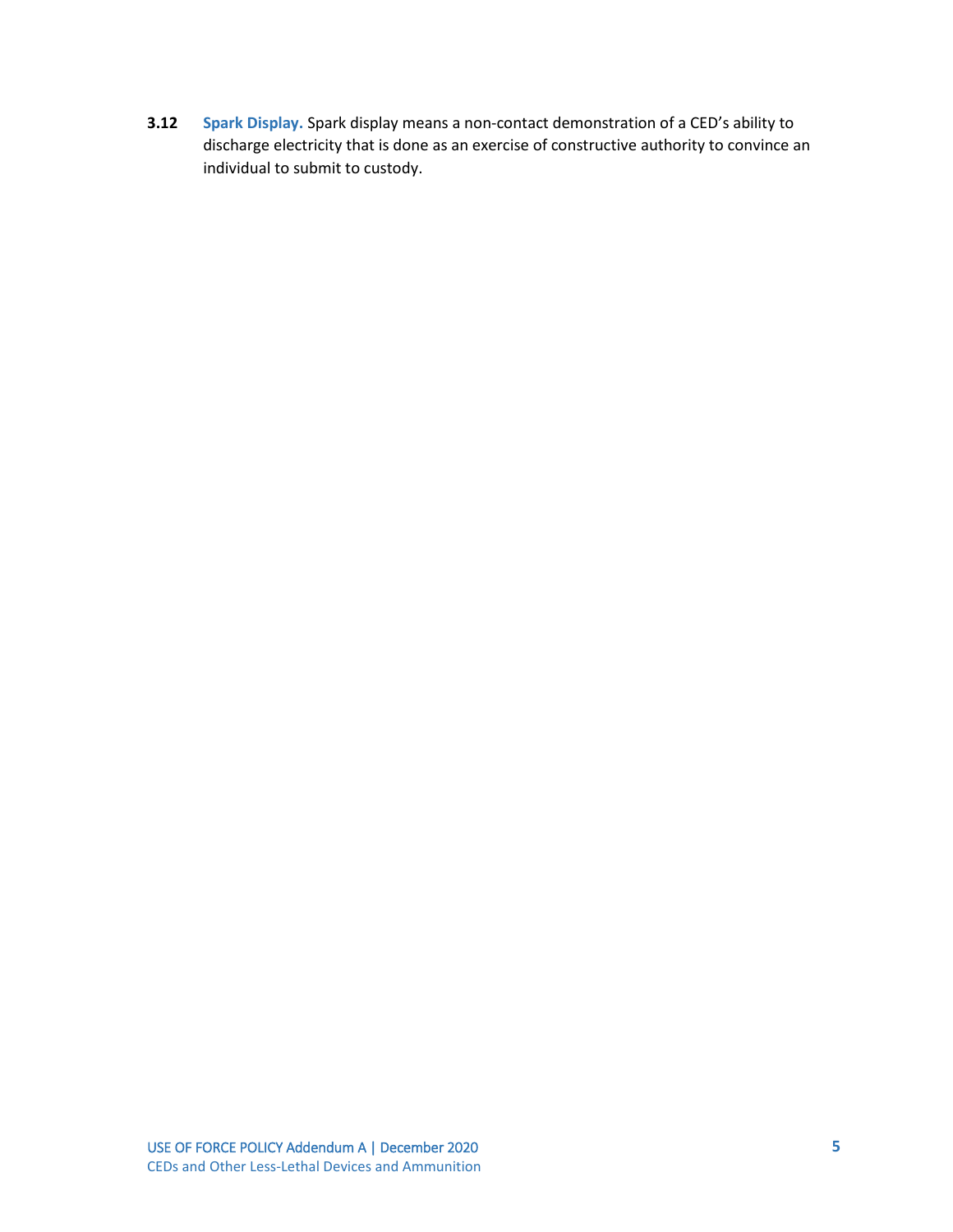**3.12** **Spark Display.** Spark display means a non-contact demonstration of a CED's ability to discharge electricity that is done as an exercise of constructive authority to convince an individual to submit to custody.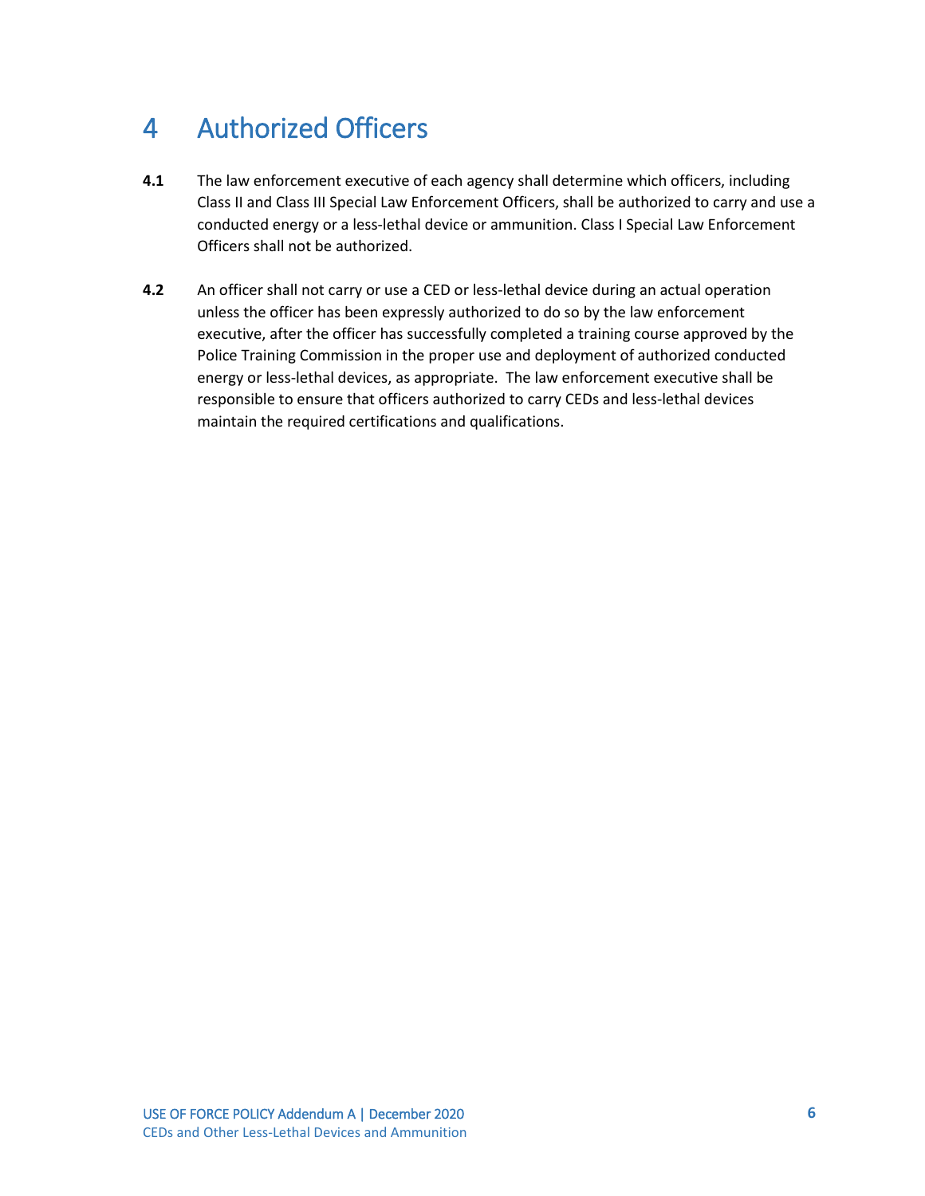# 4 Authorized Officers

**4.1** The law enforcement executive of each agency shall determine which officers, including Class II and Class III Special Law Enforcement Officers, shall be authorized to carry and use a conducted energy or a less-lethal device or ammunition. Class I Special Law Enforcement Officers shall not be authorized.

**4.2** An officer shall not carry or use a CED or less-lethal device during an actual operation unless the officer has been expressly authorized to do so by the law enforcement executive, after the officer has successfully completed a training course approved by the Police Training Commission in the proper use and deployment of authorized conducted energy or less-lethal devices, as appropriate. The law enforcement executive shall be responsible to ensure that officers authorized to carry CEDs and less-lethal devices maintain the required certifications and qualifications.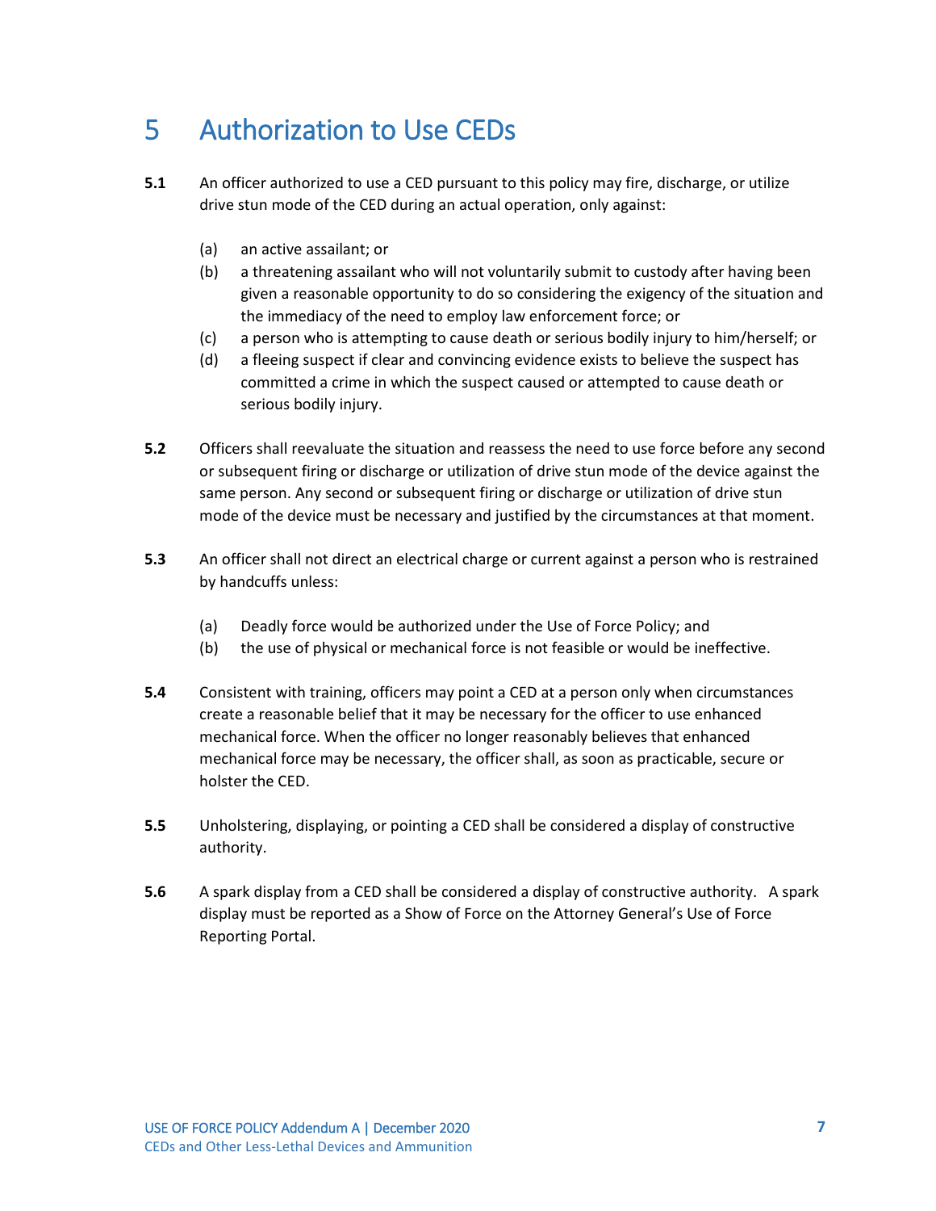# 5 Authorization to Use CEDs

**5.1** An officer authorized to use a CED pursuant to this policy may fire, discharge, or utilize drive stun mode of the CED during an actual operation, only against:

- (a) an active assailant; or
- (b) a threatening assailant who will not voluntarily submit to custody after having been given a reasonable opportunity to do so considering the exigency of the situation and the immediacy of the need to employ law enforcement force; or
- (c) a person who is attempting to cause death or serious bodily injury to him/herself; or
- (d) a fleeing suspect if clear and convincing evidence exists to believe the suspect has committed a crime in which the suspect caused or attempted to cause death or serious bodily injury.

**5.2** Officers shall reevaluate the situation and reassess the need to use force before any second or subsequent firing or discharge or utilization of drive stun mode of the device against the same person. Any second or subsequent firing or discharge or utilization of drive stun mode of the device must be necessary and justified by the circumstances at that moment.

**5.3** An officer shall not direct an electrical charge or current against a person who is restrained by handcuffs unless:

- (a) Deadly force would be authorized under the Use of Force Policy; and
- (b) the use of physical or mechanical force is not feasible or would be ineffective.

**5.4** Consistent with training, officers may point a CED at a person only when circumstances create a reasonable belief that it may be necessary for the officer to use enhanced mechanical force. When the officer no longer reasonably believes that enhanced mechanical force may be necessary, the officer shall, as soon as practicable, secure or holster the CED.

**5.5** Unholstering, displaying, or pointing a CED shall be considered a display of constructive authority.

**5.6** A spark display from a CED shall be considered a display of constructive authority. A spark display must be reported as a Show of Force on the Attorney General's Use of Force Reporting Portal.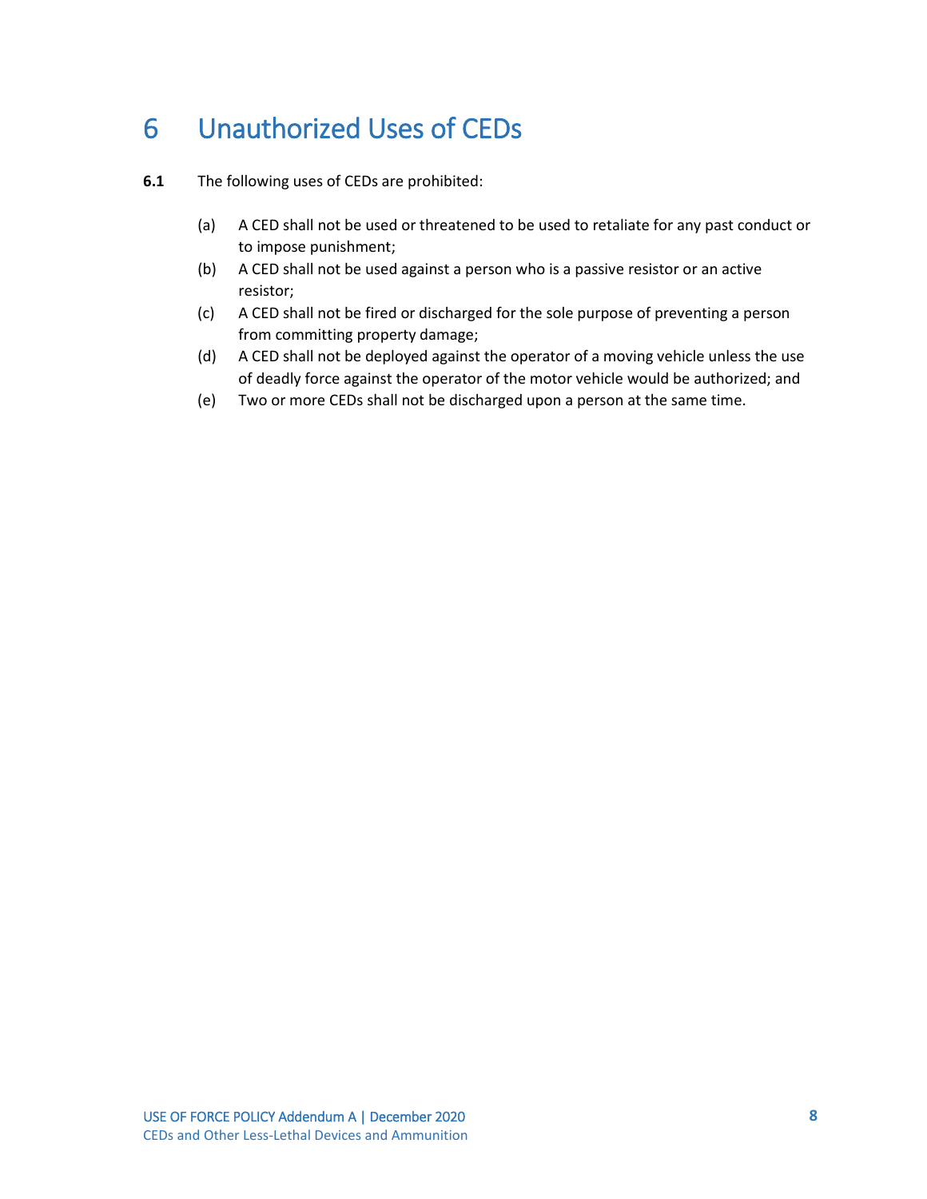# 6 Unauthorized Uses of CEDs

**6.1** The following uses of CEDs are prohibited:

(a) A CED shall not be used or threatened to be used to retaliate for any past conduct or to impose punishment;

(b) A CED shall not be used against a person who is a passive resistor or an active resistor;

(c) A CED shall not be fired or discharged for the sole purpose of preventing a person from committing property damage;

(d) A CED shall not be deployed against the operator of a moving vehicle unless the use of deadly force against the operator of the motor vehicle would be authorized; and

(e) Two or more CEDs shall not be discharged upon a person at the same time.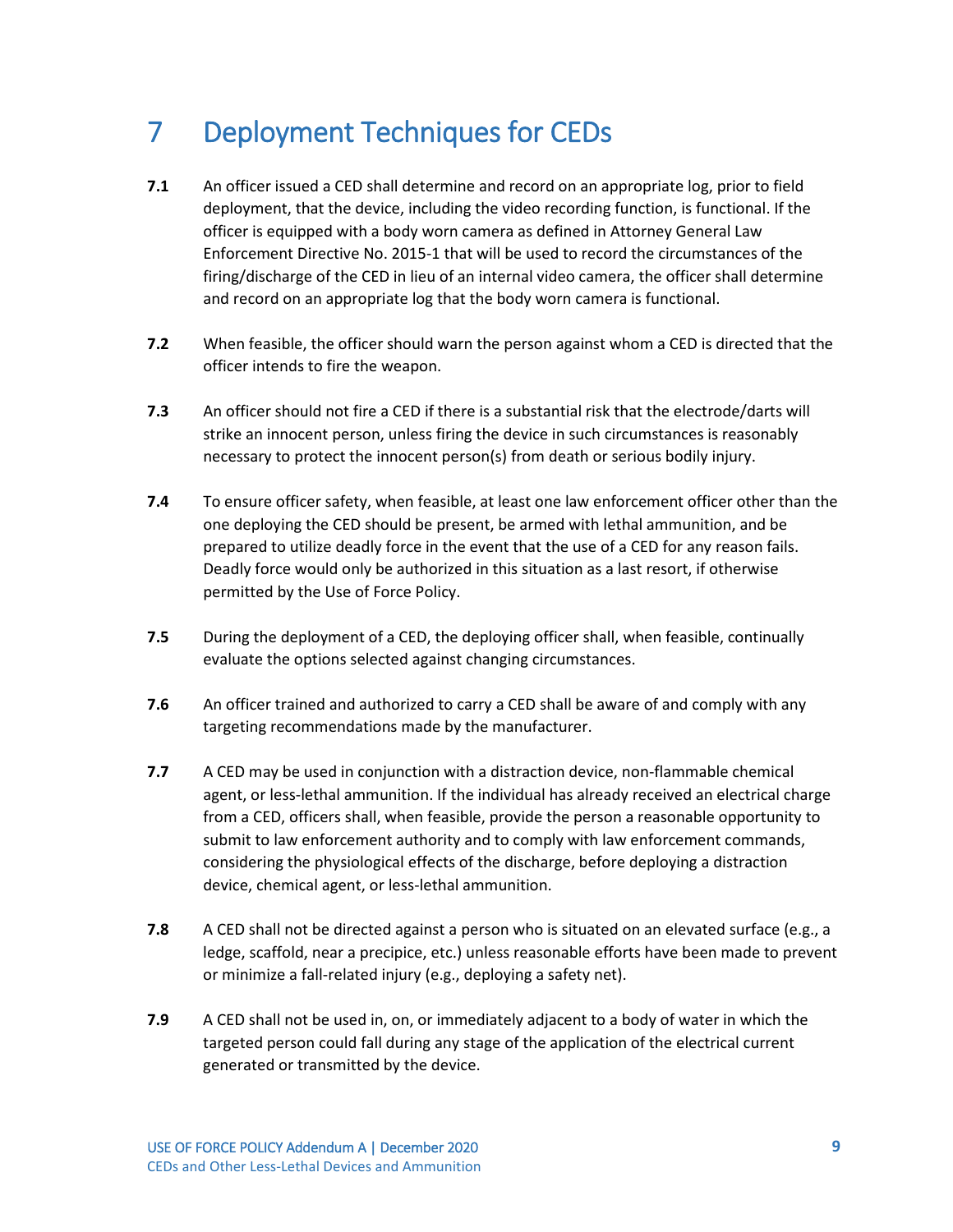# 7 Deployment Techniques for CEDs

**7.1** An officer issued a CED shall determine and record on an appropriate log, prior to field deployment, that the device, including the video recording function, is functional. If the officer is equipped with a body worn camera as defined in Attorney General Law Enforcement Directive No. 2015-1 that will be used to record the circumstances of the firing/discharge of the CED in lieu of an internal video camera, the officer shall determine and record on an appropriate log that the body worn camera is functional.

**7.2** When feasible, the officer should warn the person against whom a CED is directed that the officer intends to fire the weapon.

**7.3** An officer should not fire a CED if there is a substantial risk that the electrode/darts will strike an innocent person, unless firing the device in such circumstances is reasonably necessary to protect the innocent person(s) from death or serious bodily injury.

**7.4** To ensure officer safety, when feasible, at least one law enforcement officer other than the one deploying the CED should be present, be armed with lethal ammunition, and be prepared to utilize deadly force in the event that the use of a CED for any reason fails. Deadly force would only be authorized in this situation as a last resort, if otherwise permitted by the Use of Force Policy.

**7.5** During the deployment of a CED, the deploying officer shall, when feasible, continually evaluate the options selected against changing circumstances.

**7.6** An officer trained and authorized to carry a CED shall be aware of and comply with any targeting recommendations made by the manufacturer.

**7.7** A CED may be used in conjunction with a distraction device, non-flammable chemical agent, or less-lethal ammunition. If the individual has already received an electrical charge from a CED, officers shall, when feasible, provide the person a reasonable opportunity to submit to law enforcement authority and to comply with law enforcement commands, considering the physiological effects of the discharge, before deploying a distraction device, chemical agent, or less-lethal ammunition.

**7.8** A CED shall not be directed against a person who is situated on an elevated surface (e.g., a ledge, scaffold, near a precipice, etc.) unless reasonable efforts have been made to prevent or minimize a fall-related injury (e.g., deploying a safety net).

**7.9** A CED shall not be used in, on, or immediately adjacent to a body of water in which the targeted person could fall during any stage of the application of the electrical current generated or transmitted by the device.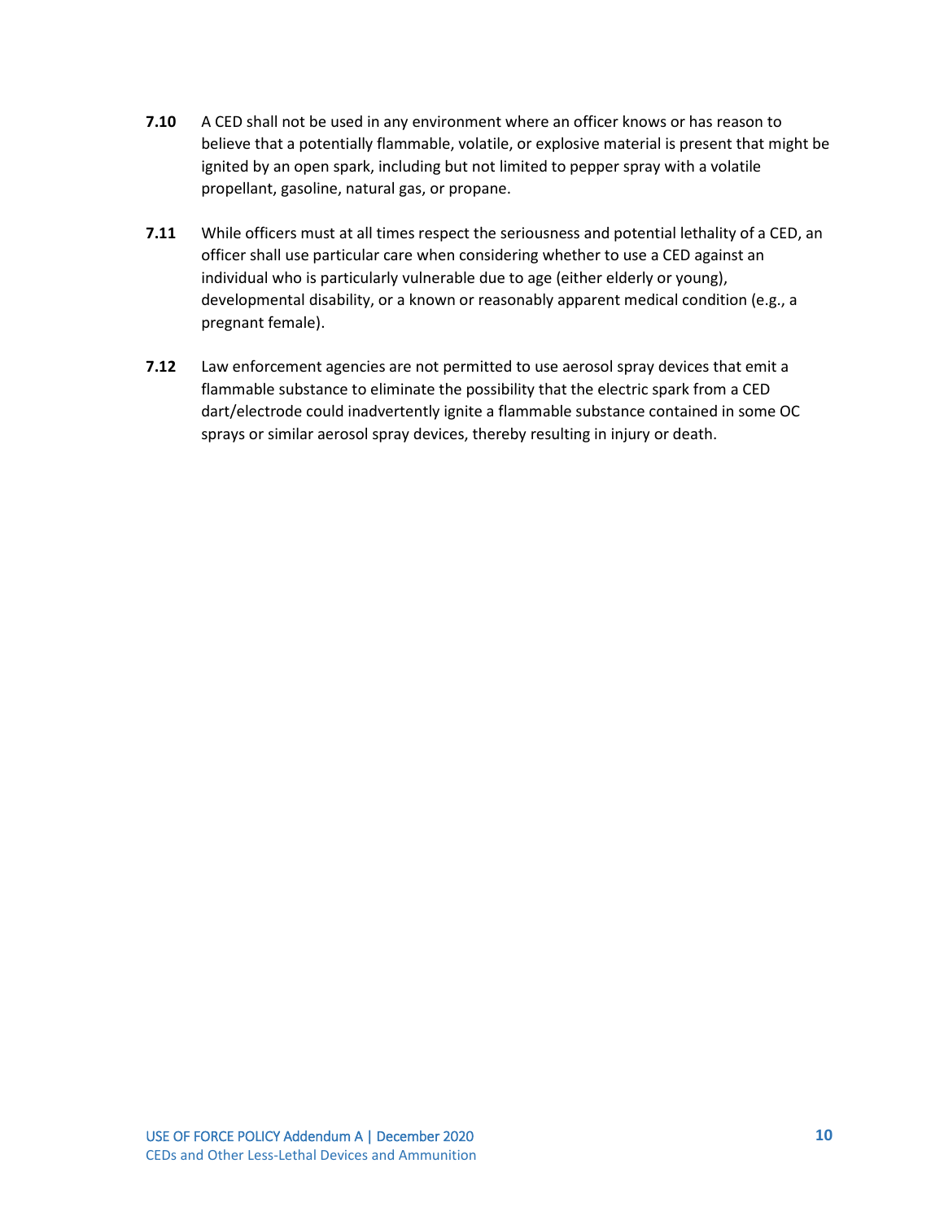**7.10** A CED shall not be used in any environment where an officer knows or has reason to believe that a potentially flammable, volatile, or explosive material is present that might be ignited by an open spark, including but not limited to pepper spray with a volatile propellant, gasoline, natural gas, or propane.

**7.11** While officers must at all times respect the seriousness and potential lethality of a CED, an officer shall use particular care when considering whether to use a CED against an individual who is particularly vulnerable due to age (either elderly or young), developmental disability, or a known or reasonably apparent medical condition (e.g., a pregnant female).

**7.12** Law enforcement agencies are not permitted to use aerosol spray devices that emit a flammable substance to eliminate the possibility that the electric spark from a CED dart/electrode could inadvertently ignite a flammable substance contained in some OC sprays or similar aerosol spray devices, thereby resulting in injury or death.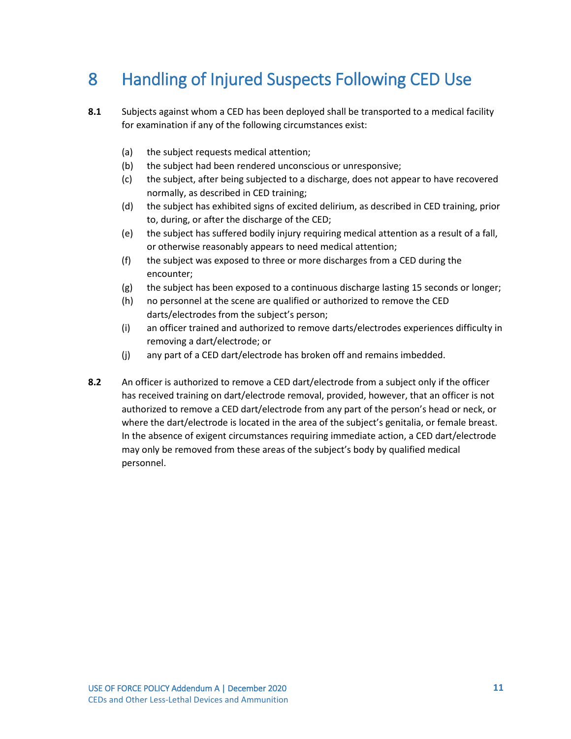# 8 Handling of Injured Suspects Following CED Use

**8.1** Subjects against whom a CED has been deployed shall be transported to a medical facility for examination if any of the following circumstances exist:

(a) the subject requests medical attention;

(b) the subject had been rendered unconscious or unresponsive;

(c) the subject, after being subjected to a discharge, does not appear to have recovered normally, as described in CED training;

(d) the subject has exhibited signs of excited delirium, as described in CED training, prior to, during, or after the discharge of the CED;

(e) the subject has suffered bodily injury requiring medical attention as a result of a fall, or otherwise reasonably appears to need medical attention;

(f) the subject was exposed to three or more discharges from a CED during the encounter;

(g) the subject has been exposed to a continuous discharge lasting 15 seconds or longer;

(h) no personnel at the scene are qualified or authorized to remove the CED darts/electrodes from the subject's person;

(i) an officer trained and authorized to remove darts/electrodes experiences difficulty in removing a dart/electrode; or

(j) any part of a CED dart/electrode has broken off and remains imbedded.

**8.2** An officer is authorized to remove a CED dart/electrode from a subject only if the officer has received training on dart/electrode removal, provided, however, that an officer is not authorized to remove a CED dart/electrode from any part of the person's head or neck, or where the dart/electrode is located in the area of the subject's genitalia, or female breast. In the absence of exigent circumstances requiring immediate action, a CED dart/electrode may only be removed from these areas of the subject's body by qualified medical personnel.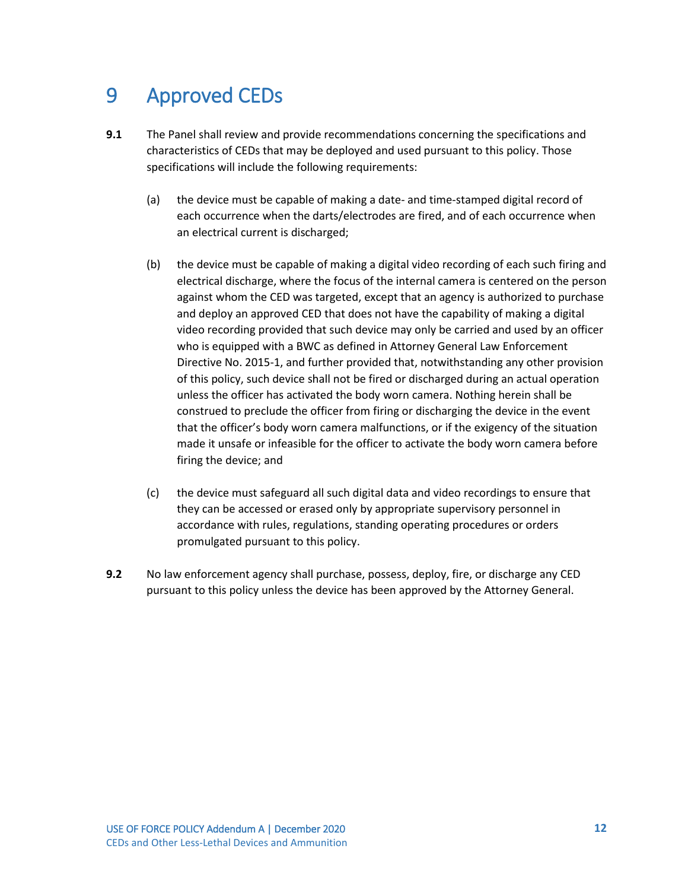# 9 Approved CEDs

**9.1** The Panel shall review and provide recommendations concerning the specifications and characteristics of CEDs that may be deployed and used pursuant to this policy. Those specifications will include the following requirements:

(a) the device must be capable of making a date- and time-stamped digital record of each occurrence when the darts/electrodes are fired, and of each occurrence when an electrical current is discharged;

(b) the device must be capable of making a digital video recording of each such firing and electrical discharge, where the focus of the internal camera is centered on the person against whom the CED was targeted, except that an agency is authorized to purchase and deploy an approved CED that does not have the capability of making a digital video recording provided that such device may only be carried and used by an officer who is equipped with a BWC as defined in Attorney General Law Enforcement Directive No. 2015-1, and further provided that, notwithstanding any other provision of this policy, such device shall not be fired or discharged during an actual operation unless the officer has activated the body worn camera. Nothing herein shall be construed to preclude the officer from firing or discharging the device in the event that the officer's body worn camera malfunctions, or if the exigency of the situation made it unsafe or infeasible for the officer to activate the body worn camera before firing the device; and

(c) the device must safeguard all such digital data and video recordings to ensure that they can be accessed or erased only by appropriate supervisory personnel in accordance with rules, regulations, standing operating procedures or orders promulgated pursuant to this policy.

**9.2** No law enforcement agency shall purchase, possess, deploy, fire, or discharge any CED pursuant to this policy unless the device has been approved by the Attorney General.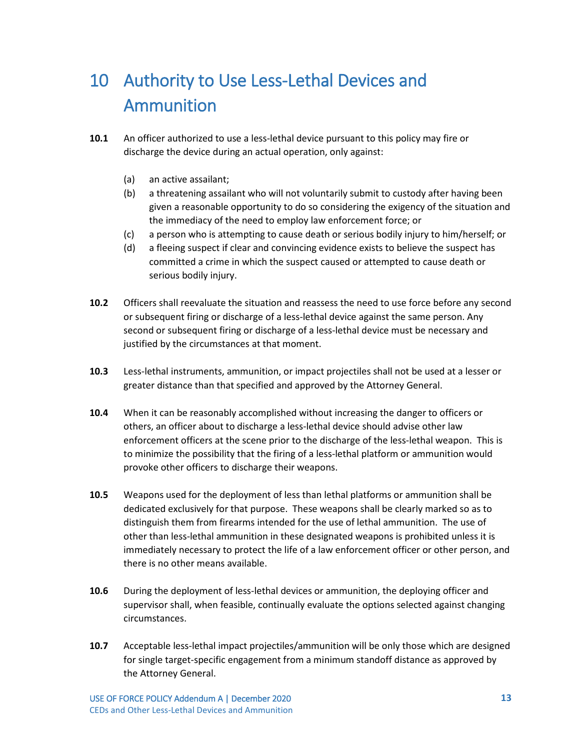# 10 Authority to Use Less-Lethal Devices and Ammunition

**10.1** An officer authorized to use a less-lethal device pursuant to this policy may fire or discharge the device during an actual operation, only against:

- (a) an active assailant;
- (b) a threatening assailant who will not voluntarily submit to custody after having been given a reasonable opportunity to do so considering the exigency of the situation and the immediacy of the need to employ law enforcement force; or
- (c) a person who is attempting to cause death or serious bodily injury to him/herself; or
- (d) a fleeing suspect if clear and convincing evidence exists to believe the suspect has committed a crime in which the suspect caused or attempted to cause death or serious bodily injury.

**10.2** Officers shall reevaluate the situation and reassess the need to use force before any second or subsequent firing or discharge of a less-lethal device against the same person. Any second or subsequent firing or discharge of a less-lethal device must be necessary and justified by the circumstances at that moment.

**10.3** Less-lethal instruments, ammunition, or impact projectiles shall not be used at a lesser or greater distance than that specified and approved by the Attorney General.

**10.4** When it can be reasonably accomplished without increasing the danger to officers or others, an officer about to discharge a less-lethal device should advise other law enforcement officers at the scene prior to the discharge of the less-lethal weapon. This is to minimize the possibility that the firing of a less-lethal platform or ammunition would provoke other officers to discharge their weapons.

**10.5** Weapons used for the deployment of less than lethal platforms or ammunition shall be dedicated exclusively for that purpose. These weapons shall be clearly marked so as to distinguish them from firearms intended for the use of lethal ammunition. The use of other than less-lethal ammunition in these designated weapons is prohibited unless it is immediately necessary to protect the life of a law enforcement officer or other person, and there is no other means available.

**10.6** During the deployment of less-lethal devices or ammunition, the deploying officer and supervisor shall, when feasible, continually evaluate the options selected against changing circumstances.

**10.7** Acceptable less-lethal impact projectiles/ammunition will be only those which are designed for single target-specific engagement from a minimum standoff distance as approved by the Attorney General.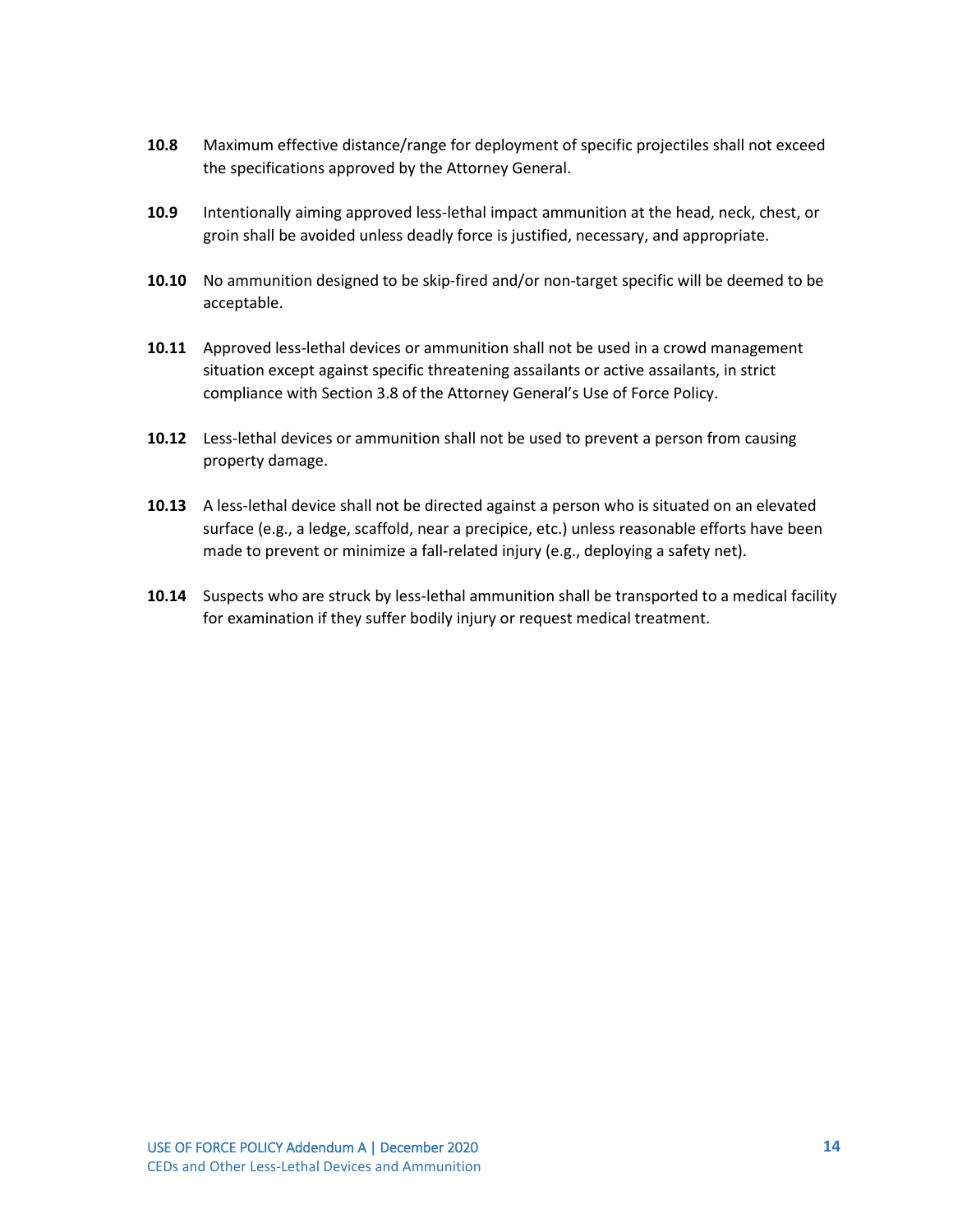**10.8** Maximum effective distance/range for deployment of specific projectiles shall not exceed the specifications approved by the Attorney General.

**10.9** Intentionally aiming approved less-lethal impact ammunition at the head, neck, chest, or groin shall be avoided unless deadly force is justified, necessary, and appropriate.

**10.10** No ammunition designed to be skip-fired and/or non-target specific will be deemed to be acceptable.

**10.11** Approved less-lethal devices or ammunition shall not be used in a crowd management situation except against specific threatening assailants or active assailants, in strict compliance with Section 3.8 of the Attorney General's Use of Force Policy.

**10.12** Less-lethal devices or ammunition shall not be used to prevent a person from causing property damage.

**10.13** A less-lethal device shall not be directed against a person who is situated on an elevated surface (e.g., a ledge, scaffold, near a precipice, etc.) unless reasonable efforts have been made to prevent or minimize a fall-related injury (e.g., deploying a safety net).

**10.14** Suspects who are struck by less-lethal ammunition shall be transported to a medical facility for examination if they suffer bodily injury or request medical treatment.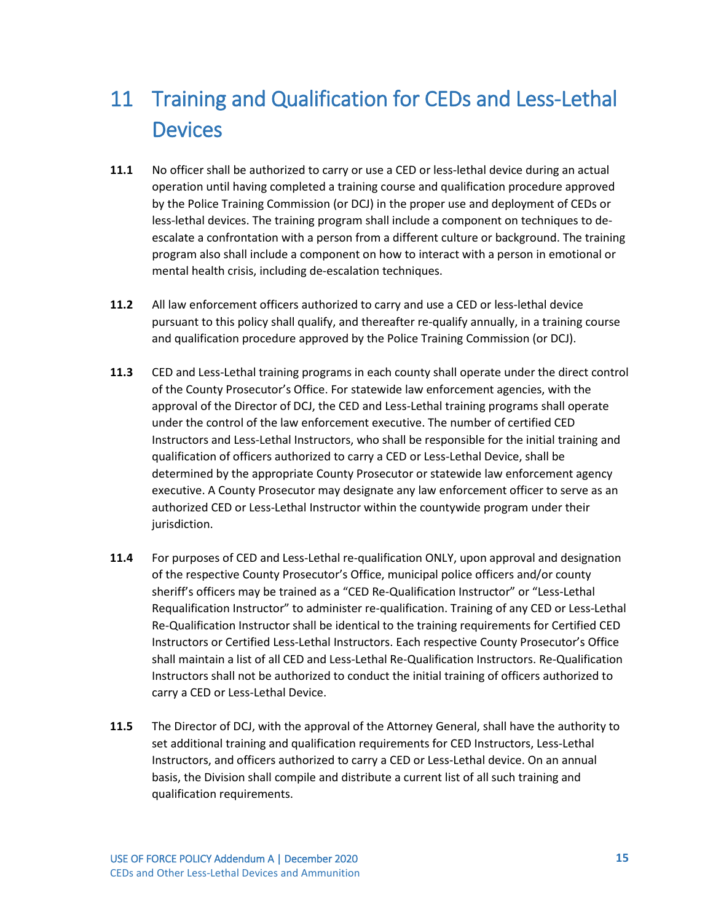# 11 Training and Qualification for CEDs and Less-Lethal Devices

**11.1** No officer shall be authorized to carry or use a CED or less-lethal device during an actual operation until having completed a training course and qualification procedure approved by the Police Training Commission (or DCJ) in the proper use and deployment of CEDs or less-lethal devices. The training program shall include a component on techniques to de-escalate a confrontation with a person from a different culture or background. The training program also shall include a component on how to interact with a person in emotional or mental health crisis, including de-escalation techniques.

**11.2** All law enforcement officers authorized to carry and use a CED or less-lethal device pursuant to this policy shall qualify, and thereafter re-qualify annually, in a training course and qualification procedure approved by the Police Training Commission (or DCJ).

**11.3** CED and Less-Lethal training programs in each county shall operate under the direct control of the County Prosecutor's Office. For statewide law enforcement agencies, with the approval of the Director of DCJ, the CED and Less-Lethal training programs shall operate under the control of the law enforcement executive. The number of certified CED Instructors and Less-Lethal Instructors, who shall be responsible for the initial training and qualification of officers authorized to carry a CED or Less-Lethal Device, shall be determined by the appropriate County Prosecutor or statewide law enforcement agency executive. A County Prosecutor may designate any law enforcement officer to serve as an authorized CED or Less-Lethal Instructor within the countywide program under their jurisdiction.

**11.4** For purposes of CED and Less-Lethal re-qualification ONLY, upon approval and designation of the respective County Prosecutor's Office, municipal police officers and/or county sheriff's officers may be trained as a "CED Re-Qualification Instructor" or "Less-Lethal Requalification Instructor" to administer re-qualification. Training of any CED or Less-Lethal Re-Qualification Instructor shall be identical to the training requirements for Certified CED Instructors or Certified Less-Lethal Instructors. Each respective County Prosecutor's Office shall maintain a list of all CED and Less-Lethal Re-Qualification Instructors. Re-Qualification Instructors shall not be authorized to conduct the initial training of officers authorized to carry a CED or Less-Lethal Device.

**11.5** The Director of DCJ, with the approval of the Attorney General, shall have the authority to set additional training and qualification requirements for CED Instructors, Less-Lethal Instructors, and officers authorized to carry a CED or Less-Lethal device. On an annual basis, the Division shall compile and distribute a current list of all such training and qualification requirements.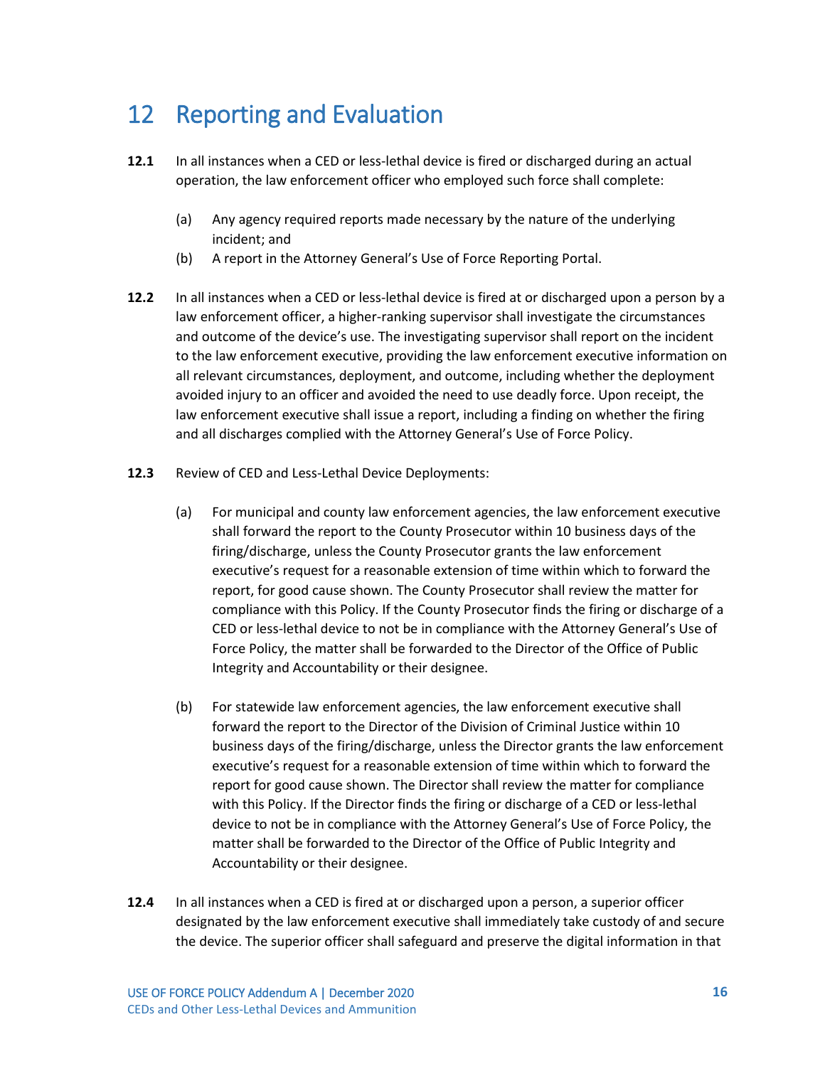# 12 Reporting and Evaluation

**12.1** In all instances when a CED or less-lethal device is fired or discharged during an actual operation, the law enforcement officer who employed such force shall complete:

(a) Any agency required reports made necessary by the nature of the underlying incident; and

(b) A report in the Attorney General's Use of Force Reporting Portal.

**12.2** In all instances when a CED or less-lethal device is fired at or discharged upon a person by a law enforcement officer, a higher-ranking supervisor shall investigate the circumstances and outcome of the device's use. The investigating supervisor shall report on the incident to the law enforcement executive, providing the law enforcement executive information on all relevant circumstances, deployment, and outcome, including whether the deployment avoided injury to an officer and avoided the need to use deadly force. Upon receipt, the law enforcement executive shall issue a report, including a finding on whether the firing and all discharges complied with the Attorney General's Use of Force Policy.

**12.3** Review of CED and Less-Lethal Device Deployments:

(a) For municipal and county law enforcement agencies, the law enforcement executive shall forward the report to the County Prosecutor within 10 business days of the firing/discharge, unless the County Prosecutor grants the law enforcement executive's request for a reasonable extension of time within which to forward the report, for good cause shown. The County Prosecutor shall review the matter for compliance with this Policy. If the County Prosecutor finds the firing or discharge of a CED or less-lethal device to not be in compliance with the Attorney General's Use of Force Policy, the matter shall be forwarded to the Director of the Office of Public Integrity and Accountability or their designee.

(b) For statewide law enforcement agencies, the law enforcement executive shall forward the report to the Director of the Division of Criminal Justice within 10 business days of the firing/discharge, unless the Director grants the law enforcement executive's request for a reasonable extension of time within which to forward the report for good cause shown. The Director shall review the matter for compliance with this Policy. If the Director finds the firing or discharge of a CED or less-lethal device to not be in compliance with the Attorney General's Use of Force Policy, the matter shall be forwarded to the Director of the Office of Public Integrity and Accountability or their designee.

**12.4** In all instances when a CED is fired at or discharged upon a person, a superior officer designated by the law enforcement executive shall immediately take custody of and secure the device. The superior officer shall safeguard and preserve the digital information in that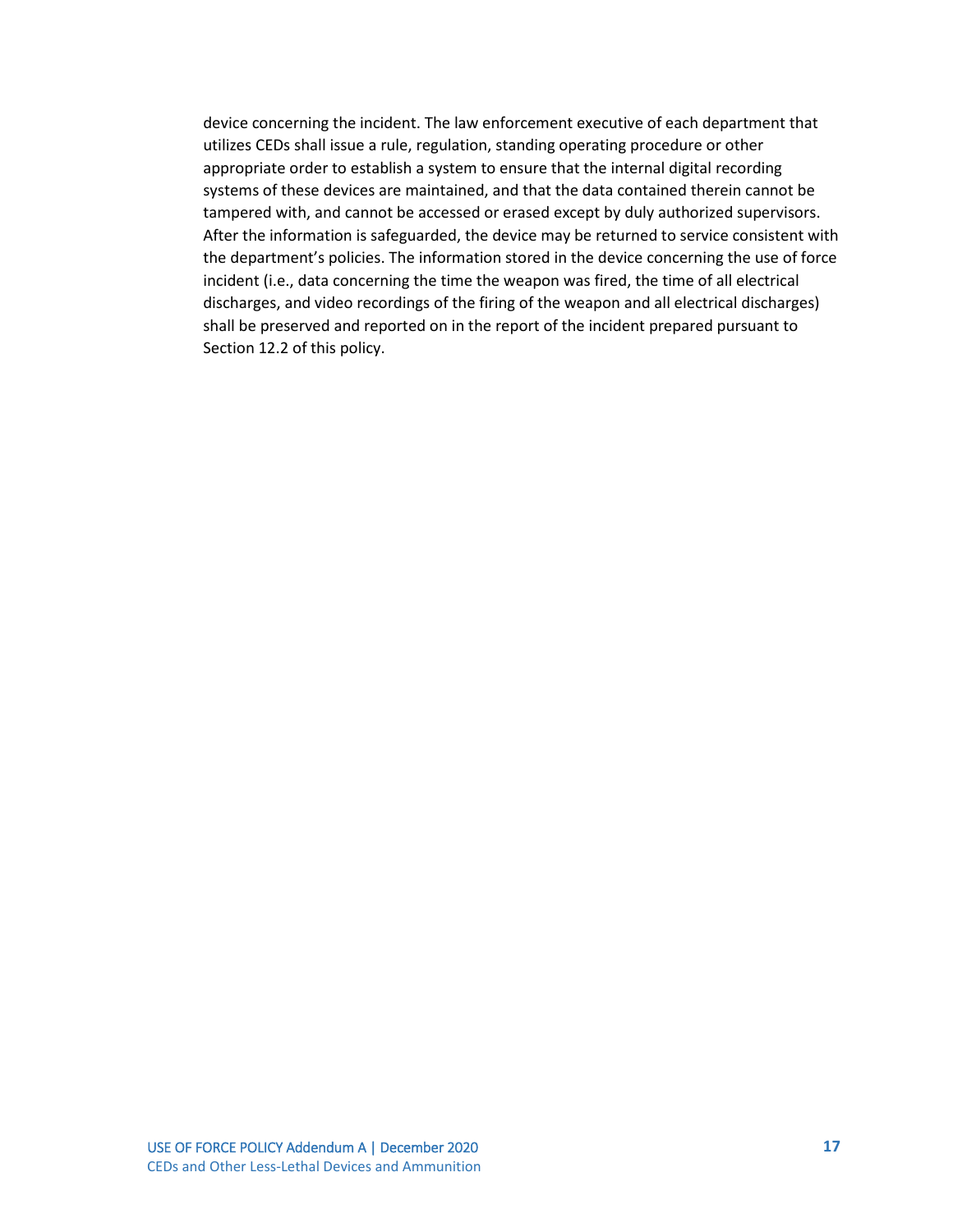device concerning the incident. The law enforcement executive of each department that utilizes CEDs shall issue a rule, regulation, standing operating procedure or other appropriate order to establish a system to ensure that the internal digital recording systems of these devices are maintained, and that the data contained therein cannot be tampered with, and cannot be accessed or erased except by duly authorized supervisors. After the information is safeguarded, the device may be returned to service consistent with the department's policies. The information stored in the device concerning the use of force incident (i.e., data concerning the time the weapon was fired, the time of all electrical discharges, and video recordings of the firing of the weapon and all electrical discharges) shall be preserved and reported on in the report of the incident prepared pursuant to Section 12.2 of this policy.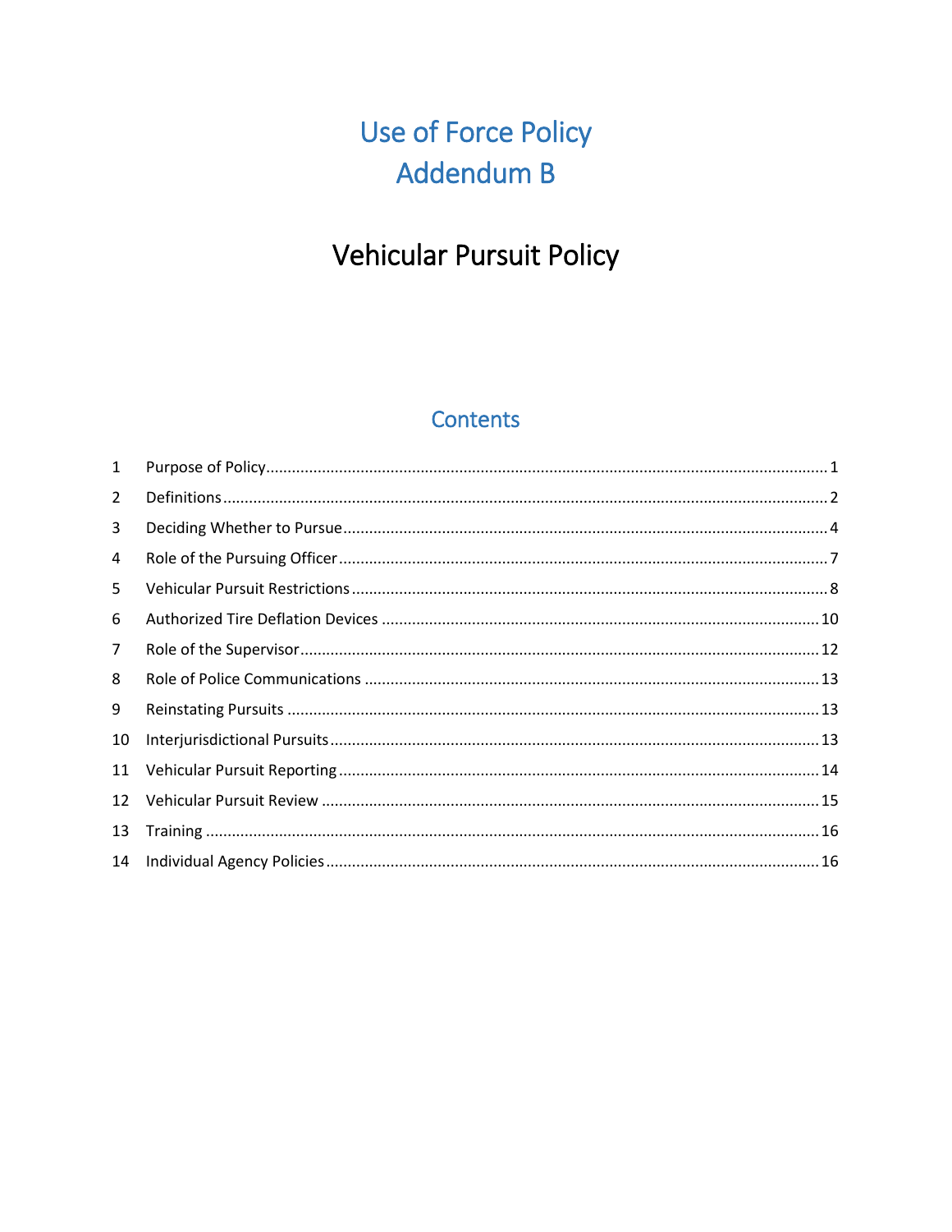# Use of Force Policy
# Addendum B

# Vehicular Pursuit Policy

## Contents

1 Purpose of Policy ..... 1
2 Definitions ..... 2
3 Deciding Whether to Pursue ..... 4
4 Role of the Pursuing Officer ..... 7
5 Vehicular Pursuit Restrictions ..... 8
6 Authorized Tire Deflation Devices ..... 10
7 Role of the Supervisor ..... 12
8 Role of Police Communications ..... 13
9 Reinstating Pursuits ..... 13
10 Interjurisdictional Pursuits ..... 13
11 Vehicular Pursuit Reporting ..... 14
12 Vehicular Pursuit Review ..... 15
13 Training ..... 16
14 Individual Agency Policies ..... 16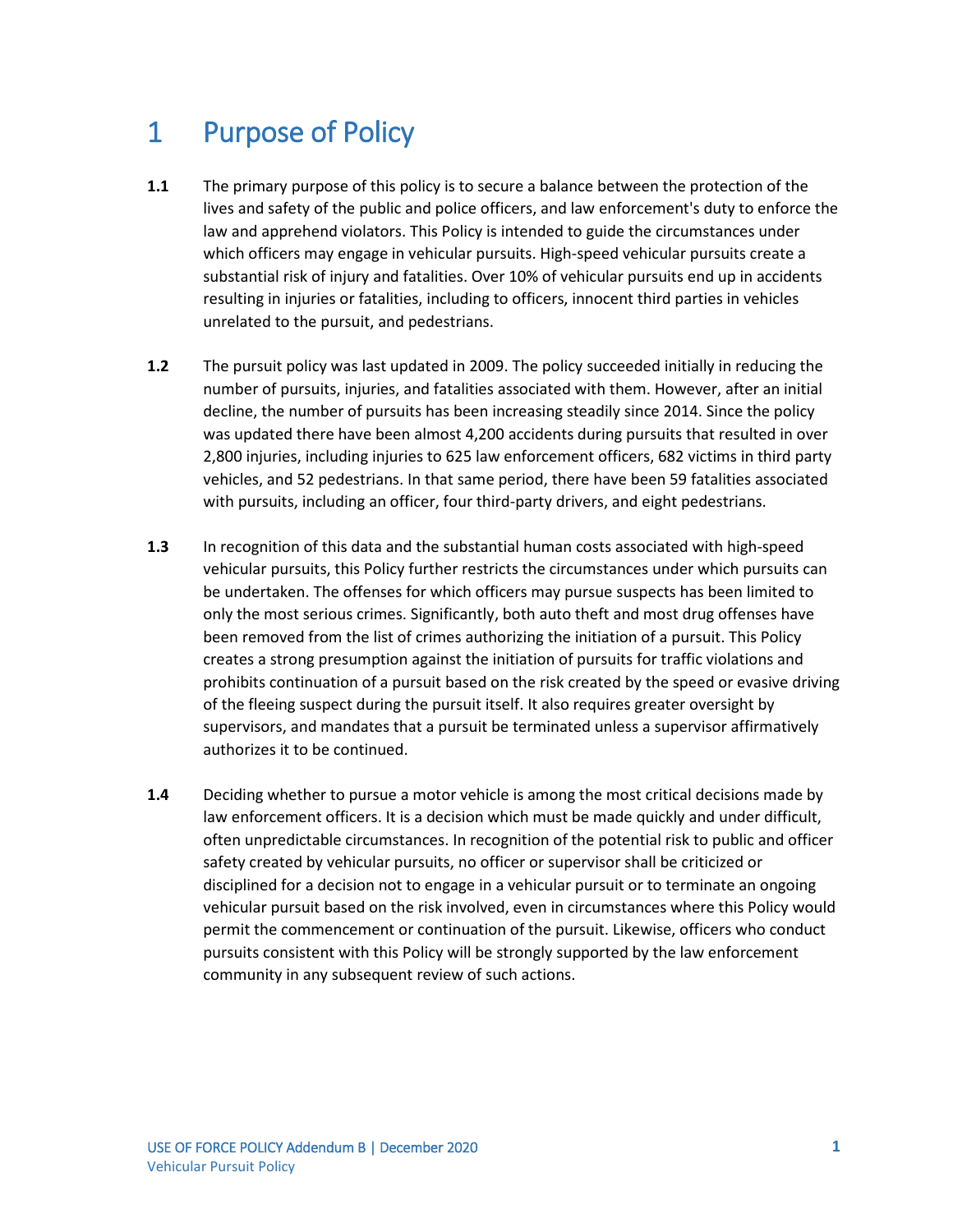# 1 Purpose of Policy

**1.1** The primary purpose of this policy is to secure a balance between the protection of the lives and safety of the public and police officers, and law enforcement's duty to enforce the law and apprehend violators. This Policy is intended to guide the circumstances under which officers may engage in vehicular pursuits. High-speed vehicular pursuits create a substantial risk of injury and fatalities. Over 10% of vehicular pursuits end up in accidents resulting in injuries or fatalities, including to officers, innocent third parties in vehicles unrelated to the pursuit, and pedestrians.

**1.2** The pursuit policy was last updated in 2009. The policy succeeded initially in reducing the number of pursuits, injuries, and fatalities associated with them. However, after an initial decline, the number of pursuits has been increasing steadily since 2014. Since the policy was updated there have been almost 4,200 accidents during pursuits that resulted in over 2,800 injuries, including injuries to 625 law enforcement officers, 682 victims in third party vehicles, and 52 pedestrians. In that same period, there have been 59 fatalities associated with pursuits, including an officer, four third-party drivers, and eight pedestrians.

**1.3** In recognition of this data and the substantial human costs associated with high-speed vehicular pursuits, this Policy further restricts the circumstances under which pursuits can be undertaken. The offenses for which officers may pursue suspects has been limited to only the most serious crimes. Significantly, both auto theft and most drug offenses have been removed from the list of crimes authorizing the initiation of a pursuit. This Policy creates a strong presumption against the initiation of pursuits for traffic violations and prohibits continuation of a pursuit based on the risk created by the speed or evasive driving of the fleeing suspect during the pursuit itself. It also requires greater oversight by supervisors, and mandates that a pursuit be terminated unless a supervisor affirmatively authorizes it to be continued.

**1.4** Deciding whether to pursue a motor vehicle is among the most critical decisions made by law enforcement officers. It is a decision which must be made quickly and under difficult, often unpredictable circumstances. In recognition of the potential risk to public and officer safety created by vehicular pursuits, no officer or supervisor shall be criticized or disciplined for a decision not to engage in a vehicular pursuit or to terminate an ongoing vehicular pursuit based on the risk involved, even in circumstances where this Policy would permit the commencement or continuation of the pursuit. Likewise, officers who conduct pursuits consistent with this Policy will be strongly supported by the law enforcement community in any subsequent review of such actions.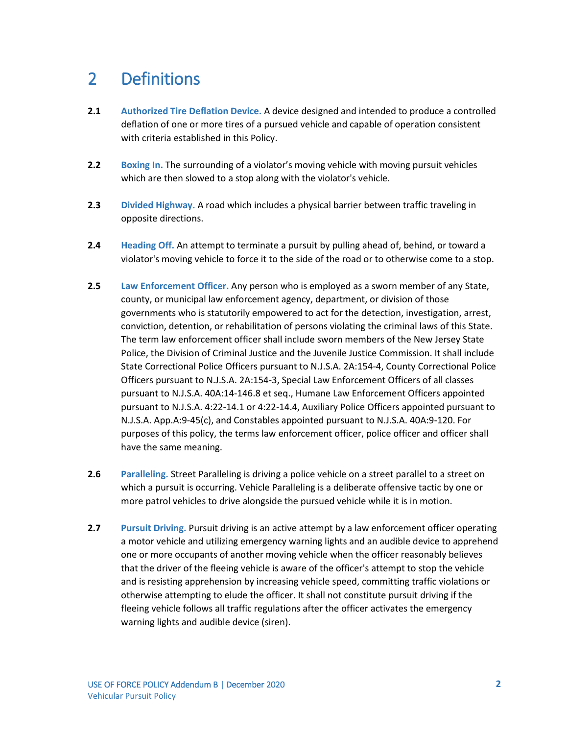# 2 Definitions

**2.1** **Authorized Tire Deflation Device.** A device designed and intended to produce a controlled deflation of one or more tires of a pursued vehicle and capable of operation consistent with criteria established in this Policy.

**2.2** **Boxing In.** The surrounding of a violator's moving vehicle with moving pursuit vehicles which are then slowed to a stop along with the violator's vehicle.

**2.3** **Divided Highway.** A road which includes a physical barrier between traffic traveling in opposite directions.

**2.4** **Heading Off.** An attempt to terminate a pursuit by pulling ahead of, behind, or toward a violator's moving vehicle to force it to the side of the road or to otherwise come to a stop.

**2.5** **Law Enforcement Officer.** Any person who is employed as a sworn member of any State, county, or municipal law enforcement agency, department, or division of those governments who is statutorily empowered to act for the detection, investigation, arrest, conviction, detention, or rehabilitation of persons violating the criminal laws of this State. The term law enforcement officer shall include sworn members of the New Jersey State Police, the Division of Criminal Justice and the Juvenile Justice Commission. It shall include State Correctional Police Officers pursuant to N.J.S.A. 2A:154-4, County Correctional Police Officers pursuant to N.J.S.A. 2A:154-3, Special Law Enforcement Officers of all classes pursuant to N.J.S.A. 40A:14-146.8 et seq., Humane Law Enforcement Officers appointed pursuant to N.J.S.A. 4:22-14.1 or 4:22-14.4, Auxiliary Police Officers appointed pursuant to N.J.S.A. App.A:9-45(c), and Constables appointed pursuant to N.J.S.A. 40A:9-120. For purposes of this policy, the terms law enforcement officer, police officer and officer shall have the same meaning.

**2.6** **Paralleling.** Street Paralleling is driving a police vehicle on a street parallel to a street on which a pursuit is occurring. Vehicle Paralleling is a deliberate offensive tactic by one or more patrol vehicles to drive alongside the pursued vehicle while it is in motion.

**2.7** **Pursuit Driving.** Pursuit driving is an active attempt by a law enforcement officer operating a motor vehicle and utilizing emergency warning lights and an audible device to apprehend one or more occupants of another moving vehicle when the officer reasonably believes that the driver of the fleeing vehicle is aware of the officer's attempt to stop the vehicle and is resisting apprehension by increasing vehicle speed, committing traffic violations or otherwise attempting to elude the officer. It shall not constitute pursuit driving if the fleeing vehicle follows all traffic regulations after the officer activates the emergency warning lights and audible device (siren).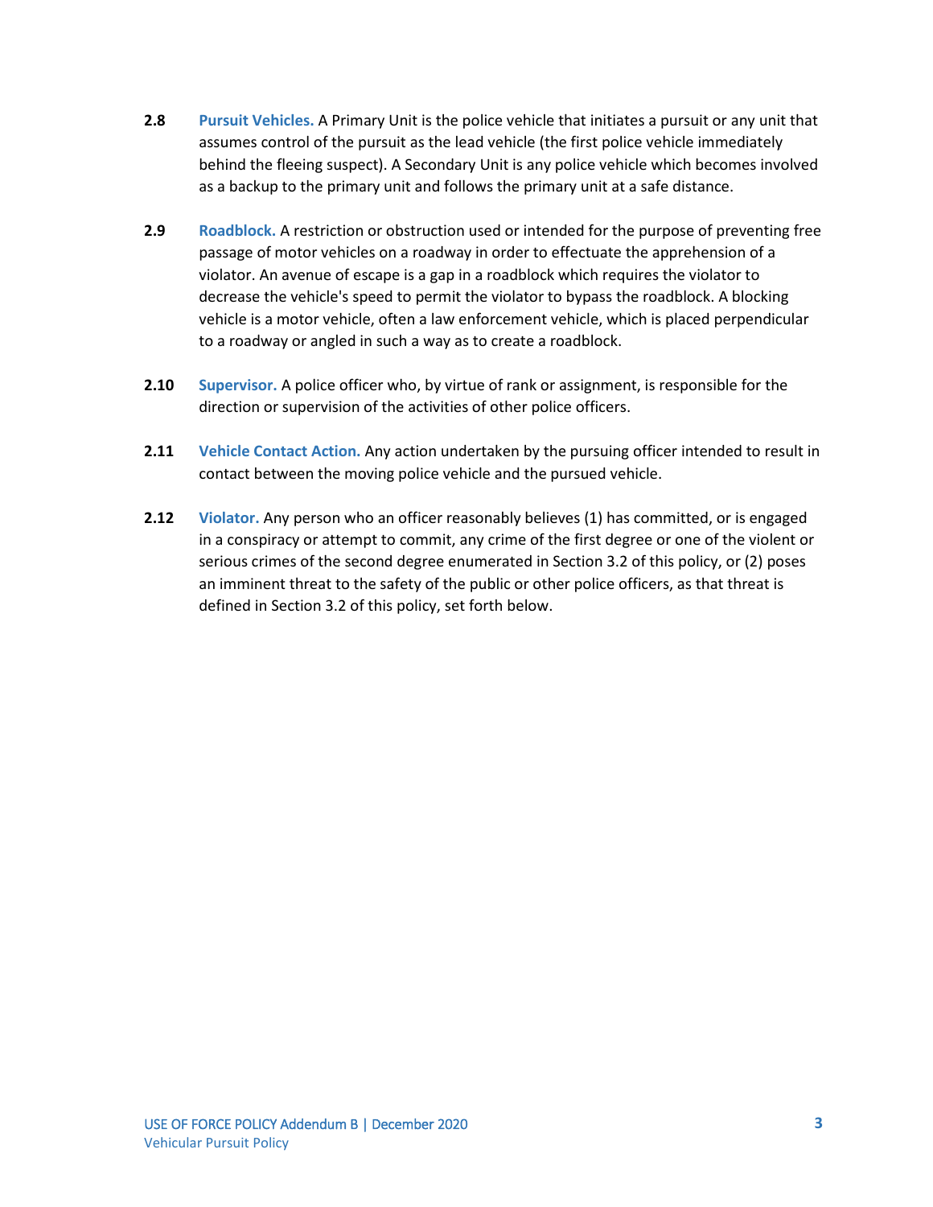**2.8** **Pursuit Vehicles.** A Primary Unit is the police vehicle that initiates a pursuit or any unit that assumes control of the pursuit as the lead vehicle (the first police vehicle immediately behind the fleeing suspect). A Secondary Unit is any police vehicle which becomes involved as a backup to the primary unit and follows the primary unit at a safe distance.

**2.9** **Roadblock.** A restriction or obstruction used or intended for the purpose of preventing free passage of motor vehicles on a roadway in order to effectuate the apprehension of a violator. An avenue of escape is a gap in a roadblock which requires the violator to decrease the vehicle's speed to permit the violator to bypass the roadblock. A blocking vehicle is a motor vehicle, often a law enforcement vehicle, which is placed perpendicular to a roadway or angled in such a way as to create a roadblock.

**2.10** **Supervisor.** A police officer who, by virtue of rank or assignment, is responsible for the direction or supervision of the activities of other police officers.

**2.11** **Vehicle Contact Action.** Any action undertaken by the pursuing officer intended to result in contact between the moving police vehicle and the pursued vehicle.

**2.12** **Violator.** Any person who an officer reasonably believes (1) has committed, or is engaged in a conspiracy or attempt to commit, any crime of the first degree or one of the violent or serious crimes of the second degree enumerated in Section 3.2 of this policy, or (2) poses an imminent threat to the safety of the public or other police officers, as that threat is defined in Section 3.2 of this policy, set forth below.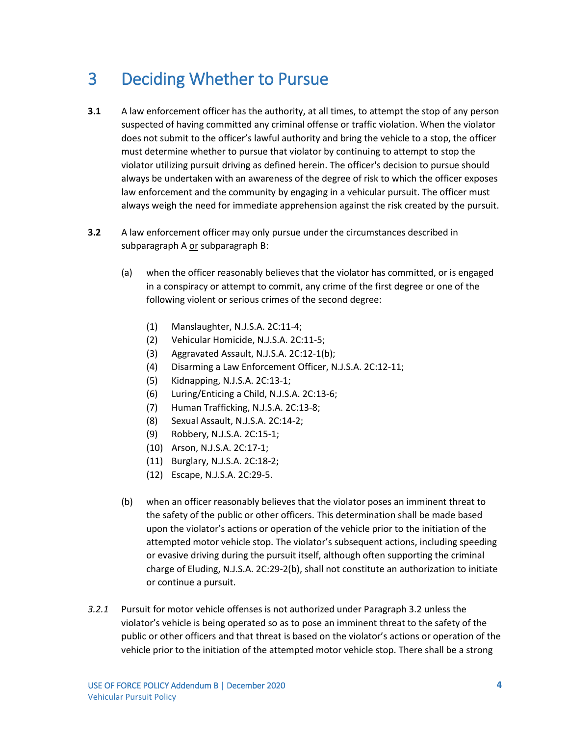# 3 Deciding Whether to Pursue

**3.1** A law enforcement officer has the authority, at all times, to attempt the stop of any person suspected of having committed any criminal offense or traffic violation. When the violator does not submit to the officer's lawful authority and bring the vehicle to a stop, the officer must determine whether to pursue that violator by continuing to attempt to stop the violator utilizing pursuit driving as defined herein. The officer's decision to pursue should always be undertaken with an awareness of the degree of risk to which the officer exposes law enforcement and the community by engaging in a vehicular pursuit. The officer must always weigh the need for immediate apprehension against the risk created by the pursuit.

**3.2** A law enforcement officer may only pursue under the circumstances described in subparagraph A <u>or</u> subparagraph B:

(a) when the officer reasonably believes that the violator has committed, or is engaged in a conspiracy or attempt to commit, any crime of the first degree or one of the following violent or serious crimes of the second degree:

(1) Manslaughter, N.J.S.A. 2C:11-4;
(2) Vehicular Homicide, N.J.S.A. 2C:11-5;
(3) Aggravated Assault, N.J.S.A. 2C:12-1(b);
(4) Disarming a Law Enforcement Officer, N.J.S.A. 2C:12-11;
(5) Kidnapping, N.J.S.A. 2C:13-1;
(6) Luring/Enticing a Child, N.J.S.A. 2C:13-6;
(7) Human Trafficking, N.J.S.A. 2C:13-8;
(8) Sexual Assault, N.J.S.A. 2C:14-2;
(9) Robbery, N.J.S.A. 2C:15-1;
(10) Arson, N.J.S.A. 2C:17-1;
(11) Burglary, N.J.S.A. 2C:18-2;
(12) Escape, N.J.S.A. 2C:29-5.

(b) when an officer reasonably believes that the violator poses an imminent threat to the safety of the public or other officers. This determination shall be made based upon the violator's actions or operation of the vehicle prior to the initiation of the attempted motor vehicle stop. The violator's subsequent actions, including speeding or evasive driving during the pursuit itself, although often supporting the criminal charge of Eluding, N.J.S.A. 2C:29-2(b), shall not constitute an authorization to initiate or continue a pursuit.

*3.2.1* Pursuit for motor vehicle offenses is not authorized under Paragraph 3.2 unless the violator's vehicle is being operated so as to pose an imminent threat to the safety of the public or other officers and that threat is based on the violator's actions or operation of the vehicle prior to the initiation of the attempted motor vehicle stop. There shall be a strong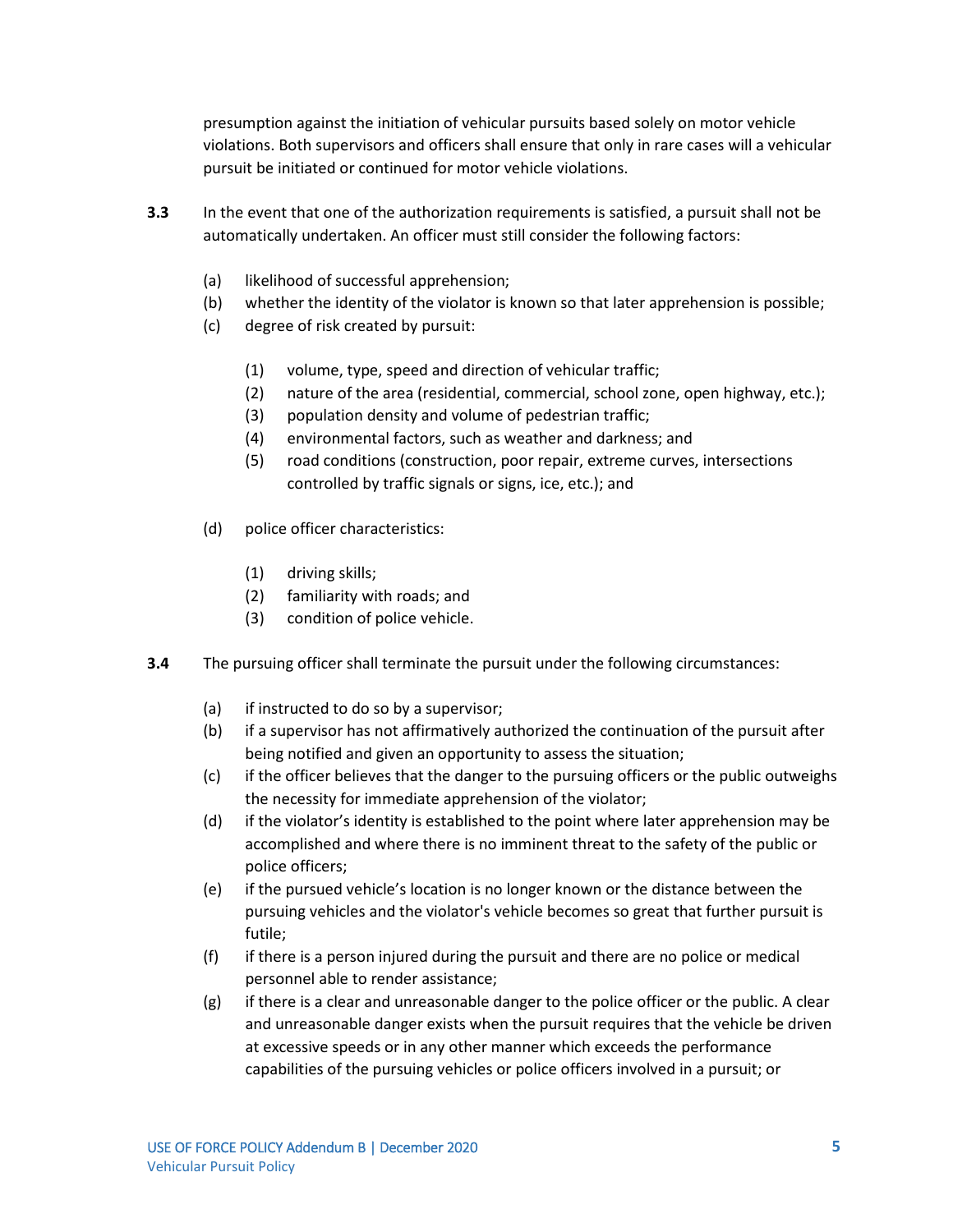presumption against the initiation of vehicular pursuits based solely on motor vehicle violations. Both supervisors and officers shall ensure that only in rare cases will a vehicular pursuit be initiated or continued for motor vehicle violations.

**3.3** In the event that one of the authorization requirements is satisfied, a pursuit shall not be automatically undertaken. An officer must still consider the following factors:

- (a) likelihood of successful apprehension;
- (b) whether the identity of the violator is known so that later apprehension is possible;
- (c) degree of risk created by pursuit:
  - (1) volume, type, speed and direction of vehicular traffic;
  - (2) nature of the area (residential, commercial, school zone, open highway, etc.);
  - (3) population density and volume of pedestrian traffic;
  - (4) environmental factors, such as weather and darkness; and
  - (5) road conditions (construction, poor repair, extreme curves, intersections controlled by traffic signals or signs, ice, etc.); and
- (d) police officer characteristics:
  - (1) driving skills;
  - (2) familiarity with roads; and
  - (3) condition of police vehicle.

**3.4** The pursuing officer shall terminate the pursuit under the following circumstances:

- (a) if instructed to do so by a supervisor;
- (b) if a supervisor has not affirmatively authorized the continuation of the pursuit after being notified and given an opportunity to assess the situation;
- (c) if the officer believes that the danger to the pursuing officers or the public outweighs the necessity for immediate apprehension of the violator;
- (d) if the violator's identity is established to the point where later apprehension may be accomplished and where there is no imminent threat to the safety of the public or police officers;
- (e) if the pursued vehicle's location is no longer known or the distance between the pursuing vehicles and the violator's vehicle becomes so great that further pursuit is futile;
- (f) if there is a person injured during the pursuit and there are no police or medical personnel able to render assistance;
- (g) if there is a clear and unreasonable danger to the police officer or the public. A clear and unreasonable danger exists when the pursuit requires that the vehicle be driven at excessive speeds or in any other manner which exceeds the performance capabilities of the pursuing vehicles or police officers involved in a pursuit; or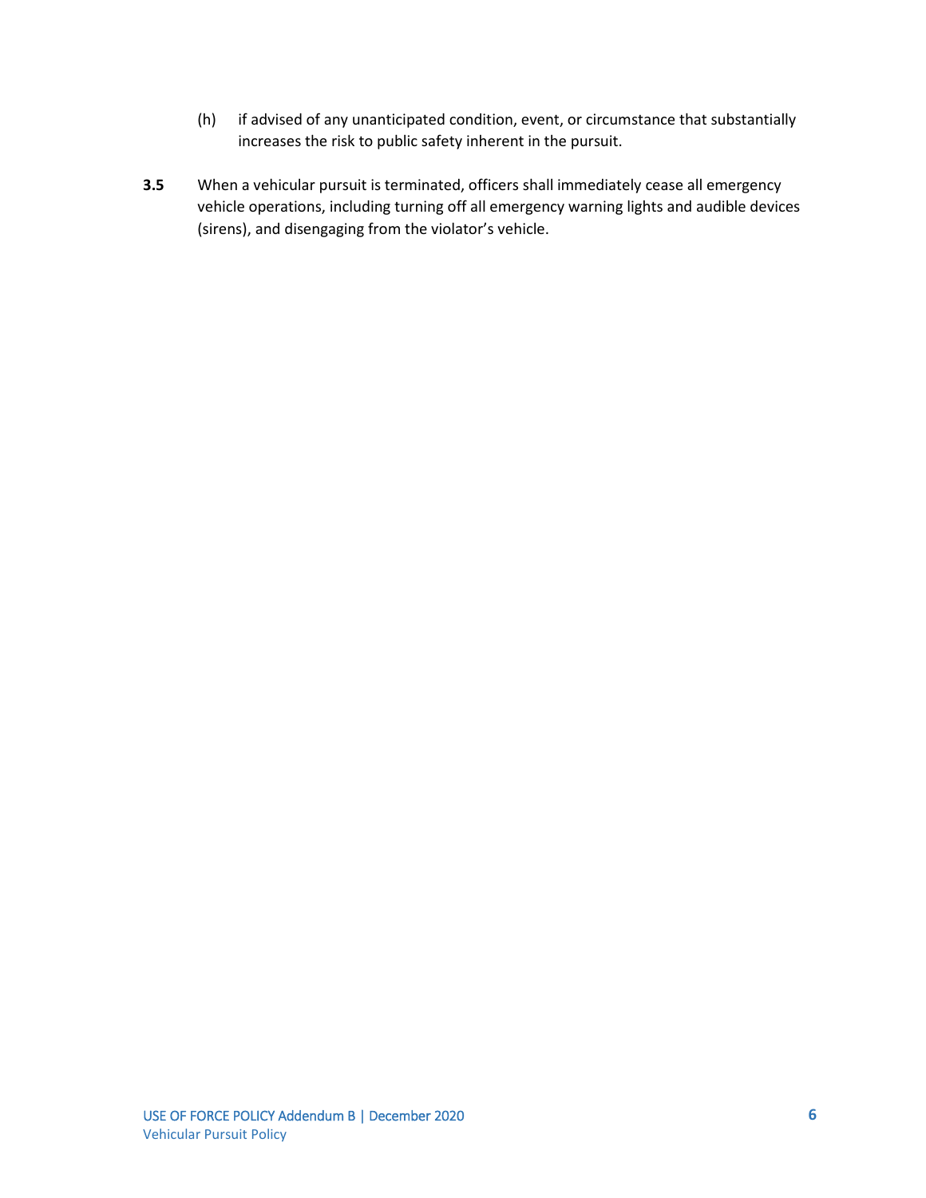(h) if advised of any unanticipated condition, event, or circumstance that substantially increases the risk to public safety inherent in the pursuit.

**3.5** When a vehicular pursuit is terminated, officers shall immediately cease all emergency vehicle operations, including turning off all emergency warning lights and audible devices (sirens), and disengaging from the violator's vehicle.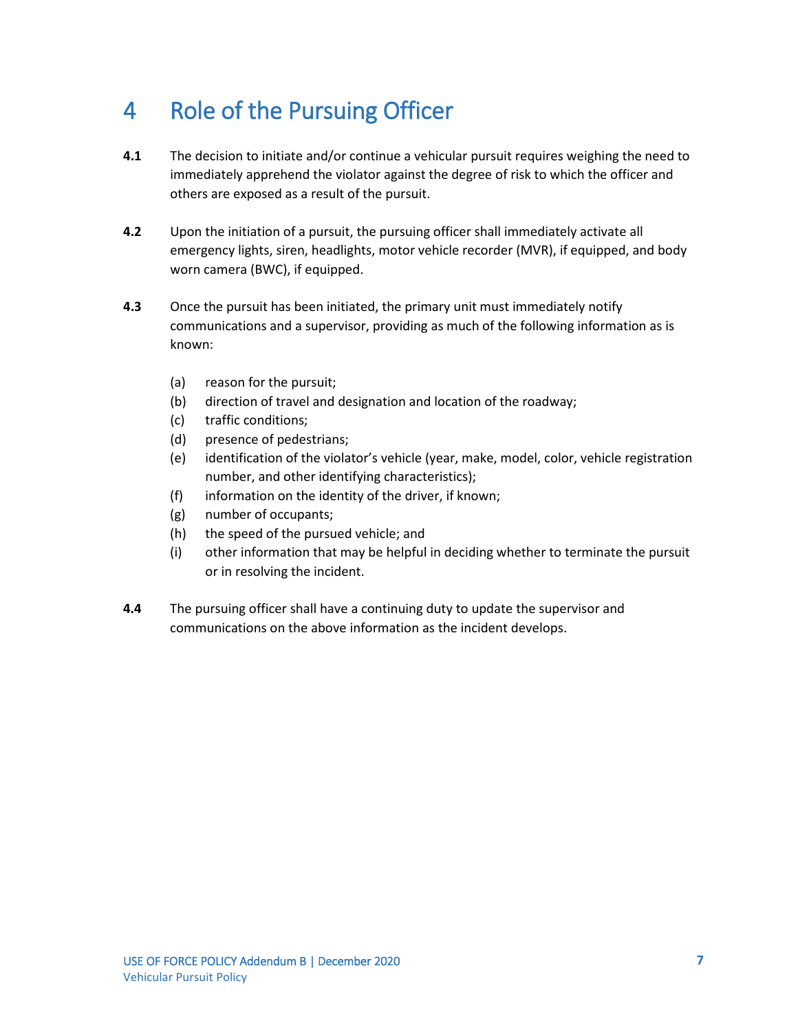# 4 Role of the Pursuing Officer

**4.1** The decision to initiate and/or continue a vehicular pursuit requires weighing the need to immediately apprehend the violator against the degree of risk to which the officer and others are exposed as a result of the pursuit.

**4.2** Upon the initiation of a pursuit, the pursuing officer shall immediately activate all emergency lights, siren, headlights, motor vehicle recorder (MVR), if equipped, and body worn camera (BWC), if equipped.

**4.3** Once the pursuit has been initiated, the primary unit must immediately notify communications and a supervisor, providing as much of the following information as is known:

- (a) reason for the pursuit;
- (b) direction of travel and designation and location of the roadway;
- (c) traffic conditions;
- (d) presence of pedestrians;
- (e) identification of the violator's vehicle (year, make, model, color, vehicle registration number, and other identifying characteristics);
- (f) information on the identity of the driver, if known;
- (g) number of occupants;
- (h) the speed of the pursued vehicle; and
- (i) other information that may be helpful in deciding whether to terminate the pursuit or in resolving the incident.

**4.4** The pursuing officer shall have a continuing duty to update the supervisor and communications on the above information as the incident develops.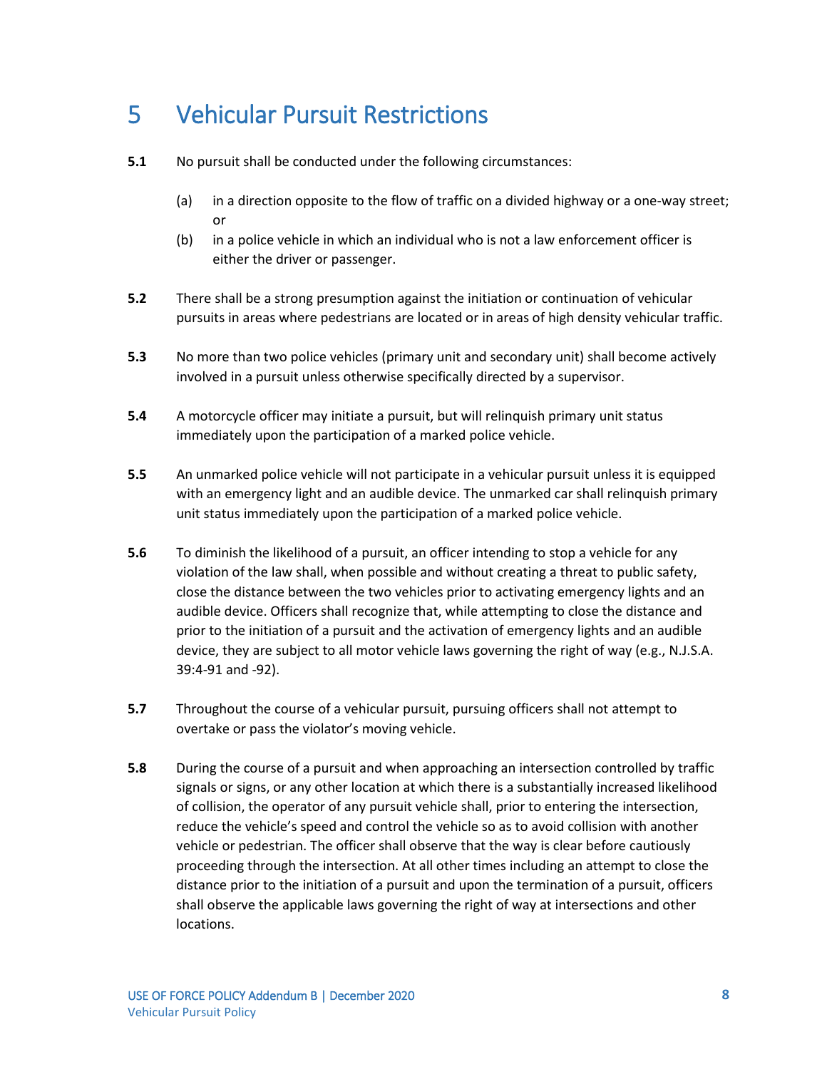# 5 Vehicular Pursuit Restrictions

**5.1** No pursuit shall be conducted under the following circumstances:

(a) in a direction opposite to the flow of traffic on a divided highway or a one-way street; or

(b) in a police vehicle in which an individual who is not a law enforcement officer is either the driver or passenger.

**5.2** There shall be a strong presumption against the initiation or continuation of vehicular pursuits in areas where pedestrians are located or in areas of high density vehicular traffic.

**5.3** No more than two police vehicles (primary unit and secondary unit) shall become actively involved in a pursuit unless otherwise specifically directed by a supervisor.

**5.4** A motorcycle officer may initiate a pursuit, but will relinquish primary unit status immediately upon the participation of a marked police vehicle.

**5.5** An unmarked police vehicle will not participate in a vehicular pursuit unless it is equipped with an emergency light and an audible device. The unmarked car shall relinquish primary unit status immediately upon the participation of a marked police vehicle.

**5.6** To diminish the likelihood of a pursuit, an officer intending to stop a vehicle for any violation of the law shall, when possible and without creating a threat to public safety, close the distance between the two vehicles prior to activating emergency lights and an audible device. Officers shall recognize that, while attempting to close the distance and prior to the initiation of a pursuit and the activation of emergency lights and an audible device, they are subject to all motor vehicle laws governing the right of way (e.g., N.J.S.A. 39:4-91 and -92).

**5.7** Throughout the course of a vehicular pursuit, pursuing officers shall not attempt to overtake or pass the violator's moving vehicle.

**5.8** During the course of a pursuit and when approaching an intersection controlled by traffic signals or signs, or any other location at which there is a substantially increased likelihood of collision, the operator of any pursuit vehicle shall, prior to entering the intersection, reduce the vehicle's speed and control the vehicle so as to avoid collision with another vehicle or pedestrian. The officer shall observe that the way is clear before cautiously proceeding through the intersection. At all other times including an attempt to close the distance prior to the initiation of a pursuit and upon the termination of a pursuit, officers shall observe the applicable laws governing the right of way at intersections and other locations.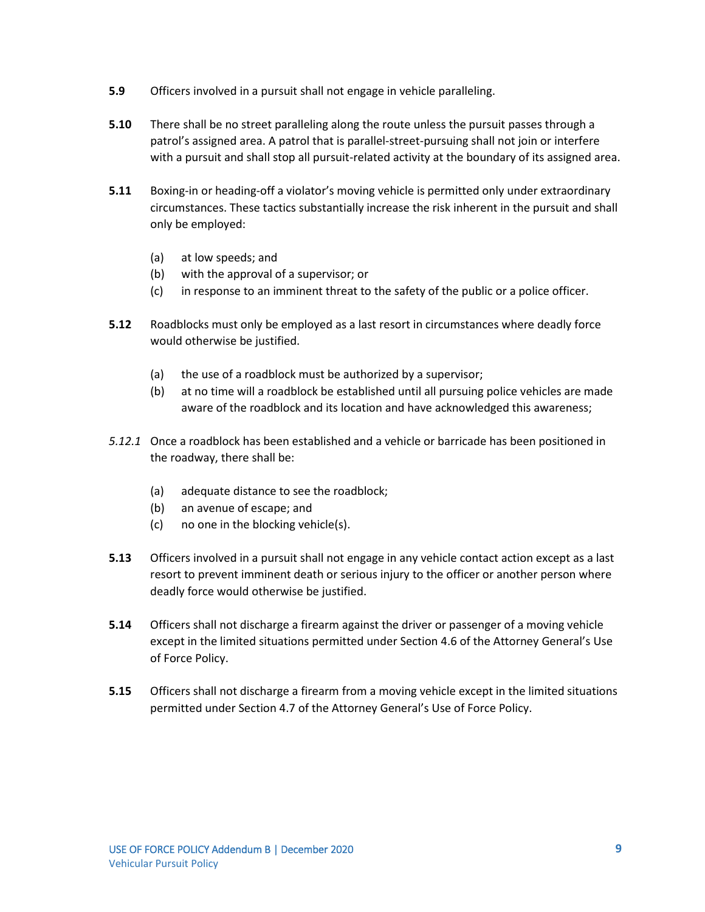**5.9** Officers involved in a pursuit shall not engage in vehicle paralleling.

**5.10** There shall be no street paralleling along the route unless the pursuit passes through a patrol's assigned area. A patrol that is parallel-street-pursuing shall not join or interfere with a pursuit and shall stop all pursuit-related activity at the boundary of its assigned area.

**5.11** Boxing-in or heading-off a violator's moving vehicle is permitted only under extraordinary circumstances. These tactics substantially increase the risk inherent in the pursuit and shall only be employed:

- (a) at low speeds; and
- (b) with the approval of a supervisor; or
- (c) in response to an imminent threat to the safety of the public or a police officer.

**5.12** Roadblocks must only be employed as a last resort in circumstances where deadly force would otherwise be justified.

- (a) the use of a roadblock must be authorized by a supervisor;
- (b) at no time will a roadblock be established until all pursuing police vehicles are made aware of the roadblock and its location and have acknowledged this awareness;

*5.12.1* Once a roadblock has been established and a vehicle or barricade has been positioned in the roadway, there shall be:

- (a) adequate distance to see the roadblock;
- (b) an avenue of escape; and
- (c) no one in the blocking vehicle(s).

**5.13** Officers involved in a pursuit shall not engage in any vehicle contact action except as a last resort to prevent imminent death or serious injury to the officer or another person where deadly force would otherwise be justified.

**5.14** Officers shall not discharge a firearm against the driver or passenger of a moving vehicle except in the limited situations permitted under Section 4.6 of the Attorney General's Use of Force Policy.

**5.15** Officers shall not discharge a firearm from a moving vehicle except in the limited situations permitted under Section 4.7 of the Attorney General's Use of Force Policy.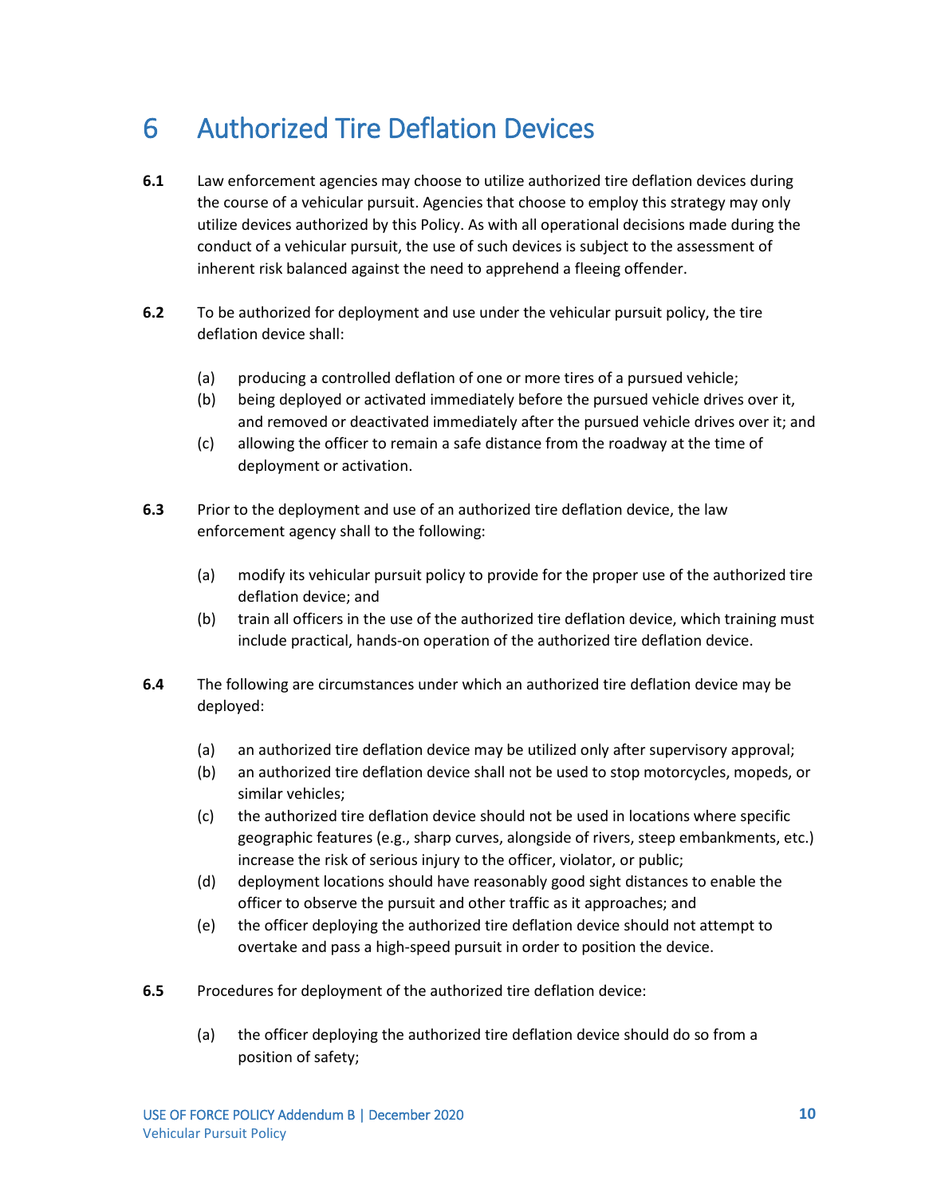# 6 Authorized Tire Deflation Devices

**6.1** Law enforcement agencies may choose to utilize authorized tire deflation devices during the course of a vehicular pursuit. Agencies that choose to employ this strategy may only utilize devices authorized by this Policy. As with all operational decisions made during the conduct of a vehicular pursuit, the use of such devices is subject to the assessment of inherent risk balanced against the need to apprehend a fleeing offender.

**6.2** To be authorized for deployment and use under the vehicular pursuit policy, the tire deflation device shall:

- (a) producing a controlled deflation of one or more tires of a pursued vehicle;
- (b) being deployed or activated immediately before the pursued vehicle drives over it, and removed or deactivated immediately after the pursued vehicle drives over it; and
- (c) allowing the officer to remain a safe distance from the roadway at the time of deployment or activation.

**6.3** Prior to the deployment and use of an authorized tire deflation device, the law enforcement agency shall to the following:

- (a) modify its vehicular pursuit policy to provide for the proper use of the authorized tire deflation device; and
- (b) train all officers in the use of the authorized tire deflation device, which training must include practical, hands-on operation of the authorized tire deflation device.

**6.4** The following are circumstances under which an authorized tire deflation device may be deployed:

- (a) an authorized tire deflation device may be utilized only after supervisory approval;
- (b) an authorized tire deflation device shall not be used to stop motorcycles, mopeds, or similar vehicles;
- (c) the authorized tire deflation device should not be used in locations where specific geographic features (e.g., sharp curves, alongside of rivers, steep embankments, etc.) increase the risk of serious injury to the officer, violator, or public;
- (d) deployment locations should have reasonably good sight distances to enable the officer to observe the pursuit and other traffic as it approaches; and
- (e) the officer deploying the authorized tire deflation device should not attempt to overtake and pass a high-speed pursuit in order to position the device.

**6.5** Procedures for deployment of the authorized tire deflation device:

- (a) the officer deploying the authorized tire deflation device should do so from a position of safety;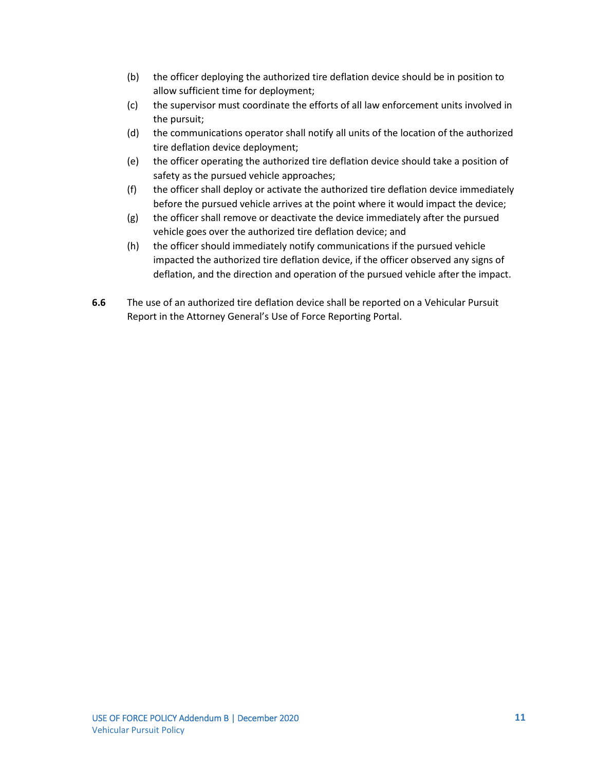(b) the officer deploying the authorized tire deflation device should be in position to allow sufficient time for deployment;

(c) the supervisor must coordinate the efforts of all law enforcement units involved in the pursuit;

(d) the communications operator shall notify all units of the location of the authorized tire deflation device deployment;

(e) the officer operating the authorized tire deflation device should take a position of safety as the pursued vehicle approaches;

(f) the officer shall deploy or activate the authorized tire deflation device immediately before the pursued vehicle arrives at the point where it would impact the device;

(g) the officer shall remove or deactivate the device immediately after the pursued vehicle goes over the authorized tire deflation device; and

(h) the officer should immediately notify communications if the pursued vehicle impacted the authorized tire deflation device, if the officer observed any signs of deflation, and the direction and operation of the pursued vehicle after the impact.

**6.6** The use of an authorized tire deflation device shall be reported on a Vehicular Pursuit Report in the Attorney General's Use of Force Reporting Portal.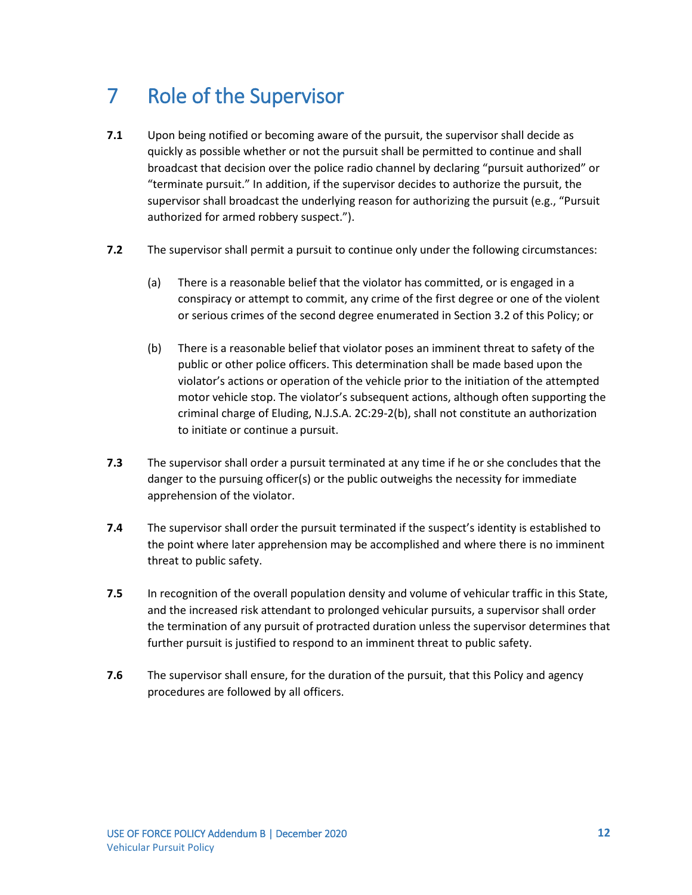# 7 Role of the Supervisor

**7.1** Upon being notified or becoming aware of the pursuit, the supervisor shall decide as quickly as possible whether or not the pursuit shall be permitted to continue and shall broadcast that decision over the police radio channel by declaring “pursuit authorized” or “terminate pursuit.” In addition, if the supervisor decides to authorize the pursuit, the supervisor shall broadcast the underlying reason for authorizing the pursuit (e.g., “Pursuit authorized for armed robbery suspect.”).

**7.2** The supervisor shall permit a pursuit to continue only under the following circumstances:

(a) There is a reasonable belief that the violator has committed, or is engaged in a conspiracy or attempt to commit, any crime of the first degree or one of the violent or serious crimes of the second degree enumerated in Section 3.2 of this Policy; or

(b) There is a reasonable belief that violator poses an imminent threat to safety of the public or other police officers. This determination shall be made based upon the violator’s actions or operation of the vehicle prior to the initiation of the attempted motor vehicle stop. The violator’s subsequent actions, although often supporting the criminal charge of Eluding, N.J.S.A. 2C:29-2(b), shall not constitute an authorization to initiate or continue a pursuit.

**7.3** The supervisor shall order a pursuit terminated at any time if he or she concludes that the danger to the pursuing officer(s) or the public outweighs the necessity for immediate apprehension of the violator.

**7.4** The supervisor shall order the pursuit terminated if the suspect’s identity is established to the point where later apprehension may be accomplished and where there is no imminent threat to public safety.

**7.5** In recognition of the overall population density and volume of vehicular traffic in this State, and the increased risk attendant to prolonged vehicular pursuits, a supervisor shall order the termination of any pursuit of protracted duration unless the supervisor determines that further pursuit is justified to respond to an imminent threat to public safety.

**7.6** The supervisor shall ensure, for the duration of the pursuit, that this Policy and agency procedures are followed by all officers.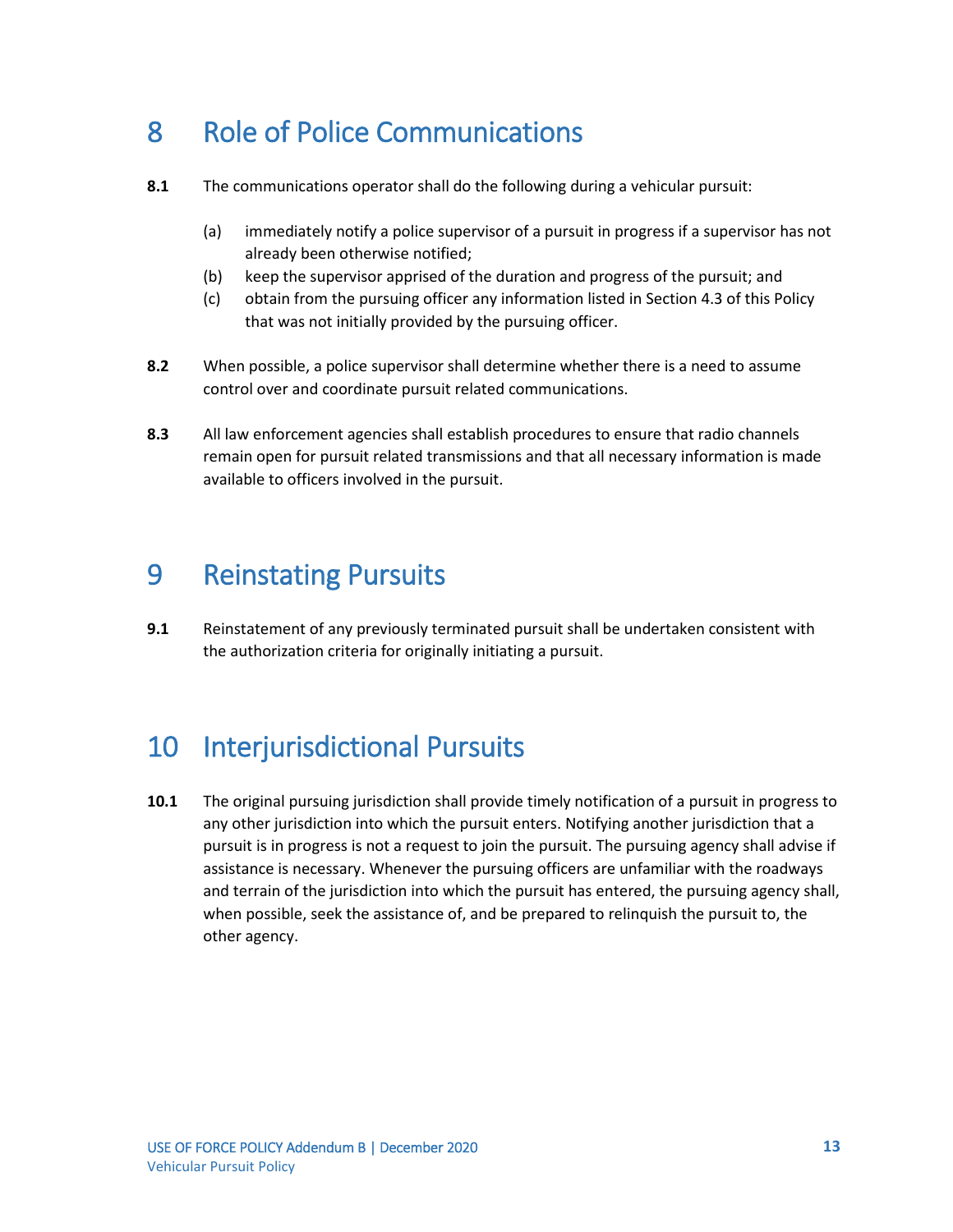# 8 Role of Police Communications

**8.1** The communications operator shall do the following during a vehicular pursuit:

(a) immediately notify a police supervisor of a pursuit in progress if a supervisor has not already been otherwise notified;

(b) keep the supervisor apprised of the duration and progress of the pursuit; and

(c) obtain from the pursuing officer any information listed in Section 4.3 of this Policy that was not initially provided by the pursuing officer.

**8.2** When possible, a police supervisor shall determine whether there is a need to assume control over and coordinate pursuit related communications.

**8.3** All law enforcement agencies shall establish procedures to ensure that radio channels remain open for pursuit related transmissions and that all necessary information is made available to officers involved in the pursuit.

# 9 Reinstating Pursuits

**9.1** Reinstatement of any previously terminated pursuit shall be undertaken consistent with the authorization criteria for originally initiating a pursuit.

# 10 Interjurisdictional Pursuits

**10.1** The original pursuing jurisdiction shall provide timely notification of a pursuit in progress to any other jurisdiction into which the pursuit enters. Notifying another jurisdiction that a pursuit is in progress is not a request to join the pursuit. The pursuing agency shall advise if assistance is necessary. Whenever the pursuing officers are unfamiliar with the roadways and terrain of the jurisdiction into which the pursuit has entered, the pursuing agency shall, when possible, seek the assistance of, and be prepared to relinquish the pursuit to, the other agency.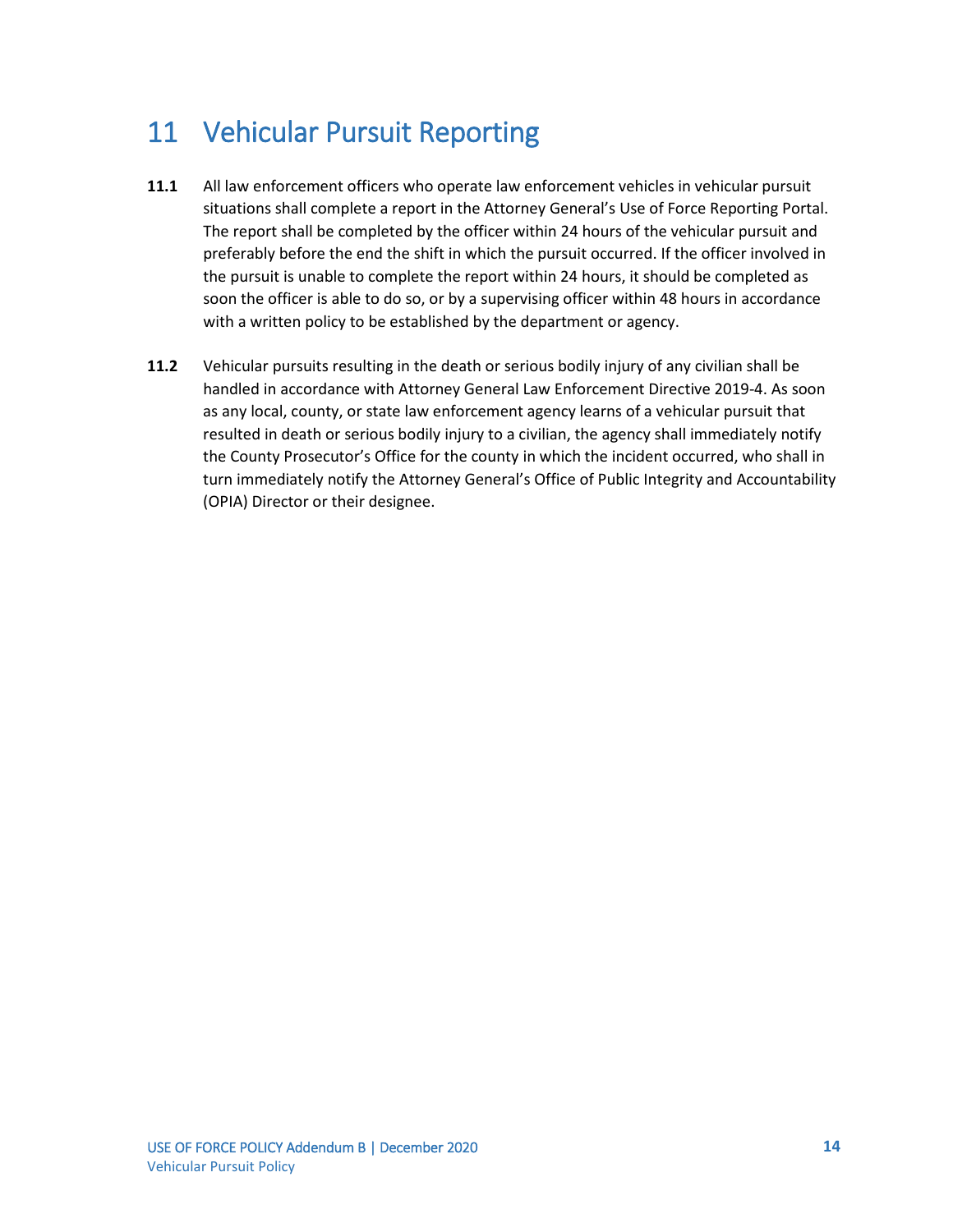# 11 Vehicular Pursuit Reporting

**11.1** All law enforcement officers who operate law enforcement vehicles in vehicular pursuit situations shall complete a report in the Attorney General's Use of Force Reporting Portal. The report shall be completed by the officer within 24 hours of the vehicular pursuit and preferably before the end the shift in which the pursuit occurred. If the officer involved in the pursuit is unable to complete the report within 24 hours, it should be completed as soon the officer is able to do so, or by a supervising officer within 48 hours in accordance with a written policy to be established by the department or agency.

**11.2** Vehicular pursuits resulting in the death or serious bodily injury of any civilian shall be handled in accordance with Attorney General Law Enforcement Directive 2019-4. As soon as any local, county, or state law enforcement agency learns of a vehicular pursuit that resulted in death or serious bodily injury to a civilian, the agency shall immediately notify the County Prosecutor's Office for the county in which the incident occurred, who shall in turn immediately notify the Attorney General's Office of Public Integrity and Accountability (OPIA) Director or their designee.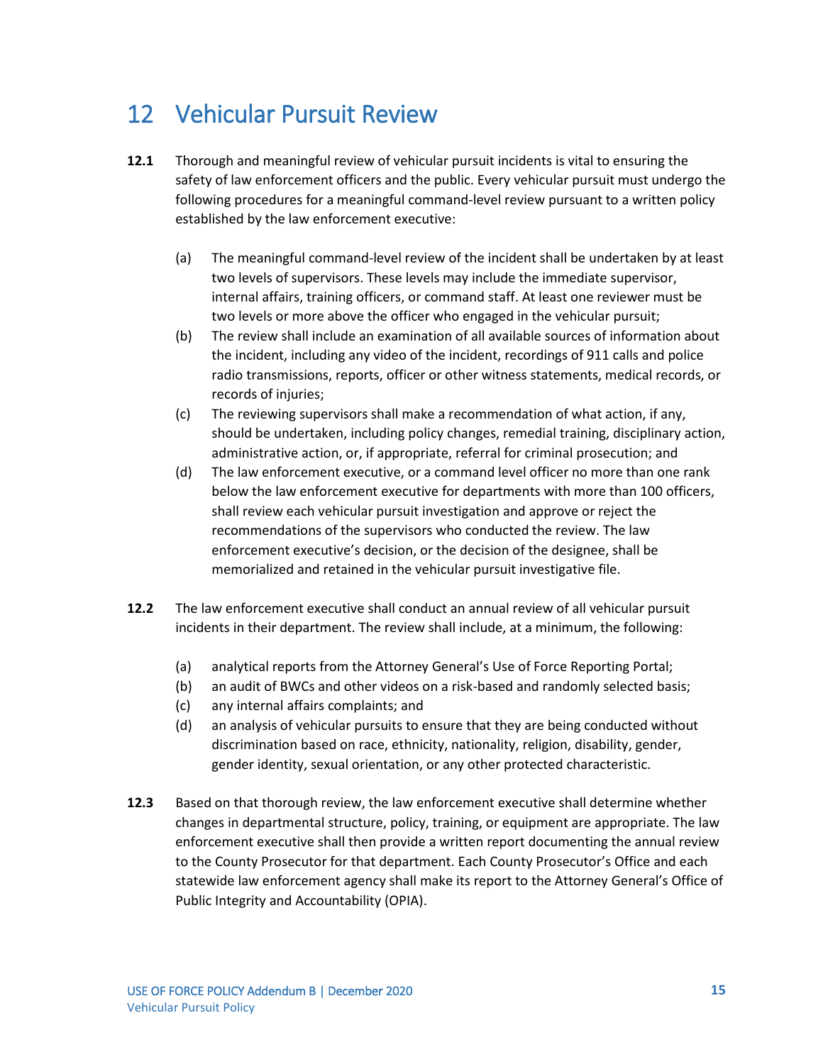# 12 Vehicular Pursuit Review

**12.1** Thorough and meaningful review of vehicular pursuit incidents is vital to ensuring the safety of law enforcement officers and the public. Every vehicular pursuit must undergo the following procedures for a meaningful command-level review pursuant to a written policy established by the law enforcement executive:

(a) The meaningful command-level review of the incident shall be undertaken by at least two levels of supervisors. These levels may include the immediate supervisor, internal affairs, training officers, or command staff. At least one reviewer must be two levels or more above the officer who engaged in the vehicular pursuit;

(b) The review shall include an examination of all available sources of information about the incident, including any video of the incident, recordings of 911 calls and police radio transmissions, reports, officer or other witness statements, medical records, or records of injuries;

(c) The reviewing supervisors shall make a recommendation of what action, if any, should be undertaken, including policy changes, remedial training, disciplinary action, administrative action, or, if appropriate, referral for criminal prosecution; and

(d) The law enforcement executive, or a command level officer no more than one rank below the law enforcement executive for departments with more than 100 officers, shall review each vehicular pursuit investigation and approve or reject the recommendations of the supervisors who conducted the review. The law enforcement executive's decision, or the decision of the designee, shall be memorialized and retained in the vehicular pursuit investigative file.

**12.2** The law enforcement executive shall conduct an annual review of all vehicular pursuit incidents in their department. The review shall include, at a minimum, the following:

(a) analytical reports from the Attorney General's Use of Force Reporting Portal;

(b) an audit of BWCs and other videos on a risk-based and randomly selected basis;

(c) any internal affairs complaints; and

(d) an analysis of vehicular pursuits to ensure that they are being conducted without discrimination based on race, ethnicity, nationality, religion, disability, gender, gender identity, sexual orientation, or any other protected characteristic.

**12.3** Based on that thorough review, the law enforcement executive shall determine whether changes in departmental structure, policy, training, or equipment are appropriate. The law enforcement executive shall then provide a written report documenting the annual review to the County Prosecutor for that department. Each County Prosecutor's Office and each statewide law enforcement agency shall make its report to the Attorney General's Office of Public Integrity and Accountability (OPIA).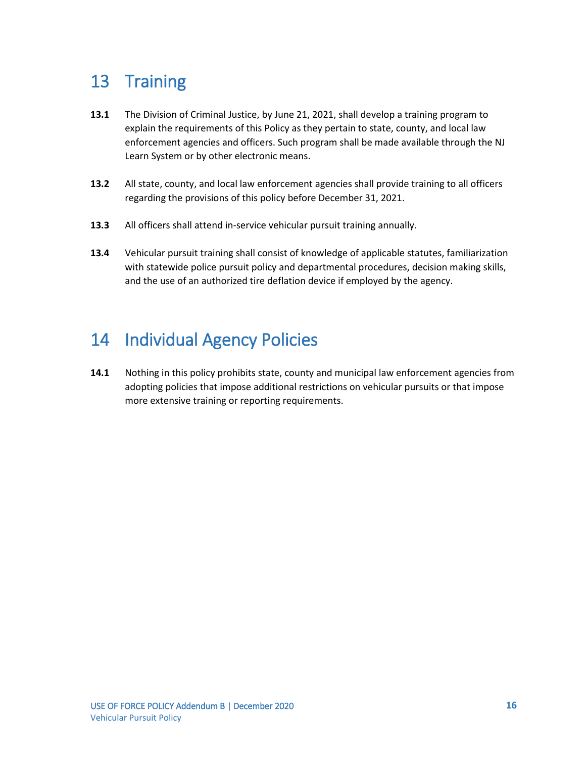# 13 Training

**13.1** The Division of Criminal Justice, by June 21, 2021, shall develop a training program to explain the requirements of this Policy as they pertain to state, county, and local law enforcement agencies and officers. Such program shall be made available through the NJ Learn System or by other electronic means.

**13.2** All state, county, and local law enforcement agencies shall provide training to all officers regarding the provisions of this policy before December 31, 2021.

**13.3** All officers shall attend in-service vehicular pursuit training annually.

**13.4** Vehicular pursuit training shall consist of knowledge of applicable statutes, familiarization with statewide police pursuit policy and departmental procedures, decision making skills, and the use of an authorized tire deflation device if employed by the agency.

# 14 Individual Agency Policies

**14.1** Nothing in this policy prohibits state, county and municipal law enforcement agencies from adopting policies that impose additional restrictions on vehicular pursuits or that impose more extensive training or reporting requirements.